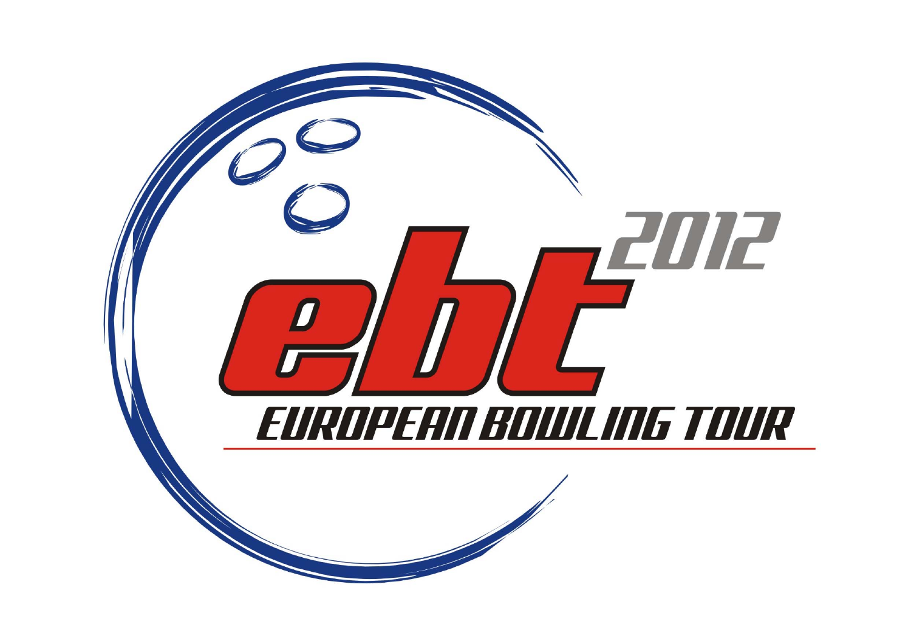# ebt 2012

## EUROPEAN BOWLING TOUR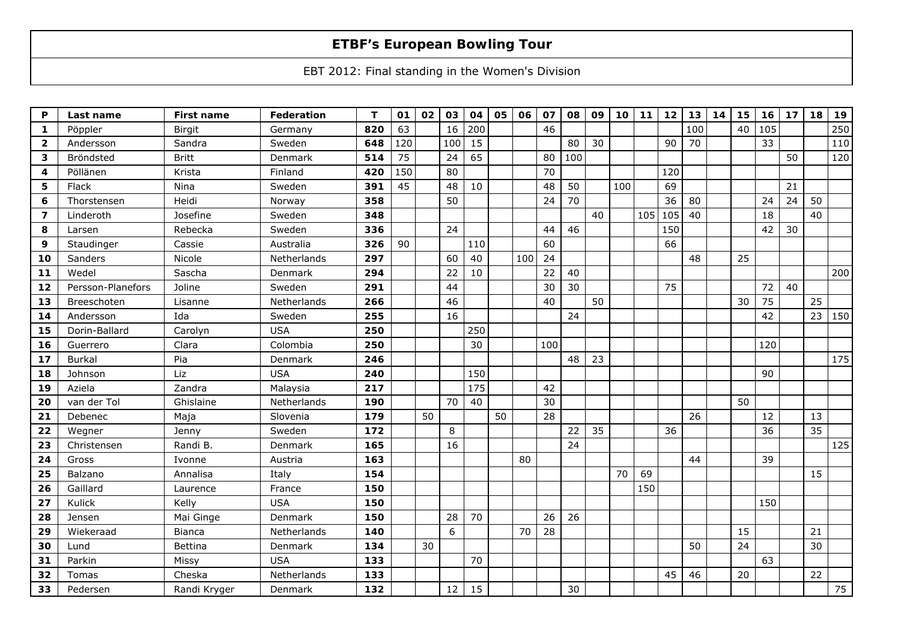## ETBF's European Bowling Tour

EBT 2012: Final standing in the Women's Division

| P | Last name | First name | Federation | T | 01 | 02 | 03 | 04 | 05 | 06 | 07 | 08 | 09 | 10 | 11 | 12 | 13 | 14 | 15 | 16 | 17 | 18 | 19 |
|---|---|---|---|---|---|---|---|---|---|---|---|---|---|---|---|---|---|---|---|---|---|---|---|
| **1** | Pöppler | Birgit | Germany | **820** | 63 | | 16 | 200 | | | 46 | | | | | | 100 | | 40 | 105 | | | 250 |
| **2** | Andersson | Sandra | Sweden | **648** | 120 | | 100 | 15 | | | | 80 | 30 | | | 90 | 70 | | | 33 | | | 110 |
| **3** | Bröndsted | Britt | Denmark | **514** | 75 | | 24 | 65 | | | 80 | 100 | | | | | | | | | 50 | | 120 |
| **4** | Pöllänen | Krista | Finland | **420** | 150 | | 80 | | | | 70 | | | | | 120 | | | | | | | |
| **5** | Flack | Nina | Sweden | **391** | 45 | | 48 | 10 | | | 48 | 50 | | 100 | | 69 | | | | | 21 | | |
| **6** | Thorstensen | Heidi | Norway | **358** | | | 50 | | | | 24 | 70 | | | | 36 | 80 | | | 24 | 24 | 50 | |
| **7** | Linderoth | Josefine | Sweden | **348** | | | | | | | | | 40 | | 105 | 105 | 40 | | | 18 | | 40 | |
| **8** | Larsen | Rebecka | Sweden | **336** | | | 24 | | | | 44 | 46 | | | | 150 | | | | 42 | 30 | | |
| **9** | Staudinger | Cassie | Australia | **326** | 90 | | | 110 | | | 60 | | | | | 66 | | | | | | | |
| **10** | Sanders | Nicole | Netherlands | **297** | | | 60 | 40 | | 100 | 24 | | | | | | 48 | | 25 | | | | |
| **11** | Wedel | Sascha | Denmark | **294** | | | 22 | 10 | | | 22 | 40 | | | | | | | | | | | 200 |
| **12** | Persson-Planefors | Joline | Sweden | **291** | | | 44 | | | | 30 | 30 | | | | 75 | | | | 72 | 40 | | |
| **13** | Breeschoten | Lisanne | Netherlands | **266** | | | 46 | | | | 40 | | 50 | | | | | | 30 | 75 | | 25 | |
| **14** | Andersson | Ida | Sweden | **255** | | | 16 | | | | | 24 | | | | | | | | 42 | | 23 | 150 |
| **15** | Dorin-Ballard | Carolyn | USA | **250** | | | | 250 | | | | | | | | | | | | | | | |
| **16** | Guerrero | Clara | Colombia | **250** | | | | 30 | | | 100 | | | | | | | | | 120 | | | |
| **17** | Burkal | Pia | Denmark | **246** | | | | | | | | 48 | 23 | | | | | | | | | | 175 |
| **18** | Johnson | Liz | USA | **240** | | | | 150 | | | | | | | | | | | | 90 | | | |
| **19** | Aziela | Zandra | Malaysia | **217** | | | | 175 | | | 42 | | | | | | | | | | | | |
| **20** | van der Tol | Ghislaine | Netherlands | **190** | | | 70 | 40 | | | 30 | | | | | | | | 50 | | | | |
| **21** | Debenec | Maja | Slovenia | **179** | | 50 | | | 50 | | 28 | | | | | | 26 | | | 12 | | 13 | |
| **22** | Wegner | Jenny | Sweden | **172** | | | 8 | | | | | 22 | 35 | | | 36 | | | | 36 | | 35 | |
| **23** | Christensen | Randi B. | Denmark | **165** | | | 16 | | | | | 24 | | | | | | | | | | | 125 |
| **24** | Gross | Ivonne | Austria | **163** | | | | | | 80 | | | | | | | 44 | | | 39 | | | |
| **25** | Balzano | Annalisa | Italy | **154** | | | | | | | | | | 70 | 69 | | | | | | | 15 | |
| **26** | Gaillard | Laurence | France | **150** | | | | | | | | | | | 150 | | | | | | | | |
| **27** | Kulick | Kelly | USA | **150** | | | | | | | | | | | | | | | | 150 | | | |
| **28** | Jensen | Mai Ginge | Denmark | **150** | | | 28 | 70 | | | 26 | 26 | | | | | | | | | | | |
| **29** | Wiekeraad | Bianca | Netherlands | **140** | | | 6 | | | 70 | 28 | | | | | | | | 15 | | | 21 | |
| **30** | Lund | Bettina | Denmark | **134** | | 30 | | | | | | | | | | | 50 | | 24 | | | 30 | |
| **31** | Parkin | Missy | USA | **133** | | | | 70 | | | | | | | | | | | | 63 | | | |
| **32** | Tomas | Cheska | Netherlands | **133** | | | | | | | | | | | | 45 | 46 | | 20 | | | 22 | |
| **33** | Pedersen | Randi Kryger | Denmark | **132** | | | 12 | 15 | | | | 30 | | | | | | | | | | | 75 |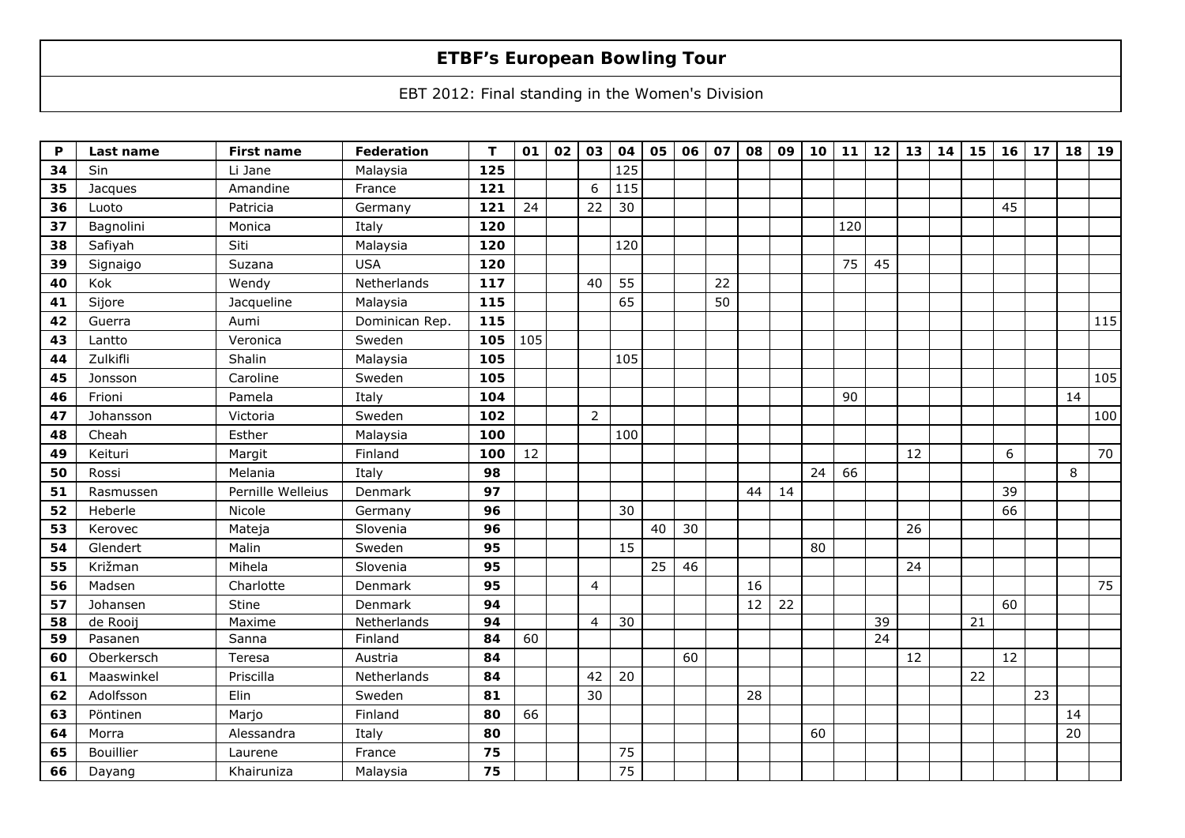# ETBF's European Bowling Tour

EBT 2012: Final standing in the Women's Division

| P | Last name | First name | Federation | T | 01 | 02 | 03 | 04 | 05 | 06 | 07 | 08 | 09 | 10 | 11 | 12 | 13 | 14 | 15 | 16 | 17 | 18 | 19 |
|---|---|---|---|---|---|---|---|---|---|---|---|---|---|---|---|---|---|---|---|---|---|---|---|
| 34 | Sin | Li Jane | Malaysia | 125 | | | | 125 | | | | | | | | | | | | | | | |
| 35 | Jacques | Amandine | France | 121 | | | 6 | 115 | | | | | | | | | | | | | | | |
| 36 | Luoto | Patricia | Germany | 121 | 24 | | 22 | 30 | | | | | | | | | | | | 45 | | | |
| 37 | Bagnolini | Monica | Italy | 120 | | | | | | | | | | | 120 | | | | | | | | |
| 38 | Safiyah | Siti | Malaysia | 120 | | | | 120 | | | | | | | | | | | | | | | |
| 39 | Signaigo | Suzana | USA | 120 | | | | | | | | | | | 75 | 45 | | | | | | | |
| 40 | Kok | Wendy | Netherlands | 117 | | | 40 | 55 | | | 22 | | | | | | | | | | | | |
| 41 | Sijore | Jacqueline | Malaysia | 115 | | | | 65 | | | 50 | | | | | | | | | | | | |
| 42 | Guerra | Aumi | Dominican Rep. | 115 | | | | | | | | | | | | | | | | | | | 115 |
| 43 | Lantto | Veronica | Sweden | 105 | 105 | | | | | | | | | | | | | | | | | | |
| 44 | Zulkifli | Shalin | Malaysia | 105 | | | | 105 | | | | | | | | | | | | | | | |
| 45 | Jonsson | Caroline | Sweden | 105 | | | | | | | | | | | | | | | | | | | 105 |
| 46 | Frioni | Pamela | Italy | 104 | | | | | | | | | | | 90 | | | | | | | 14 | |
| 47 | Johansson | Victoria | Sweden | 102 | | | 2 | | | | | | | | | | | | | | | | 100 |
| 48 | Cheah | Esther | Malaysia | 100 | | | | 100 | | | | | | | | | | | | | | | |
| 49 | Keituri | Margit | Finland | 100 | 12 | | | | | | | | | | | | 12 | | | 6 | | | 70 |
| 50 | Rossi | Melania | Italy | 98 | | | | | | | | | | 24 | 66 | | | | | | | 8 | |
| 51 | Rasmussen | Pernille Welleius | Denmark | 97 | | | | | | | | 44 | 14 | | | | | | | 39 | | | |
| 52 | Heberle | Nicole | Germany | 96 | | | | 30 | | | | | | | | | | | | 66 | | | |
| 53 | Kerovec | Mateja | Slovenia | 96 | | | | | 40 | 30 | | | | | | | 26 | | | | | | |
| 54 | Glendert | Malin | Sweden | 95 | | | | 15 | | | | | | 80 | | | | | | | | | |
| 55 | Križman | Mihela | Slovenia | 95 | | | | | 25 | 46 | | | | | | | 24 | | | | | | |
| 56 | Madsen | Charlotte | Denmark | 95 | | | 4 | | | | | 16 | | | | | | | | | | | 75 |
| 57 | Johansen | Stine | Denmark | 94 | | | | | | | | 12 | 22 | | | | | | | 60 | | | |
| 58 | de Rooij | Maxime | Netherlands | 94 | | | 4 | 30 | | | | | | | | 39 | | | 21 | | | | |
| 59 | Pasanen | Sanna | Finland | 84 | 60 | | | | | | | | | | | 24 | | | | | | | |
| 60 | Oberkersch | Teresa | Austria | 84 | | | | | | 60 | | | | | | | 12 | | | 12 | | | |
| 61 | Maaswinkel | Priscilla | Netherlands | 84 | | | 42 | 20 | | | | | | | | | | | 22 | | | | |
| 62 | Adolfsson | Elin | Sweden | 81 | | | 30 | | | | | 28 | | | | | | | | | 23 | | |
| 63 | Pöntinen | Marjo | Finland | 80 | 66 | | | | | | | | | | | | | | | | | 14 | |
| 64 | Morra | Alessandra | Italy | 80 | | | | | | | | | | 60 | | | | | | | | 20 | |
| 65 | Bouillier | Laurene | France | 75 | | | | 75 | | | | | | | | | | | | | | | |
| 66 | Dayang | Khairuniza | Malaysia | 75 | | | | 75 | | | | | | | | | | | | | | | |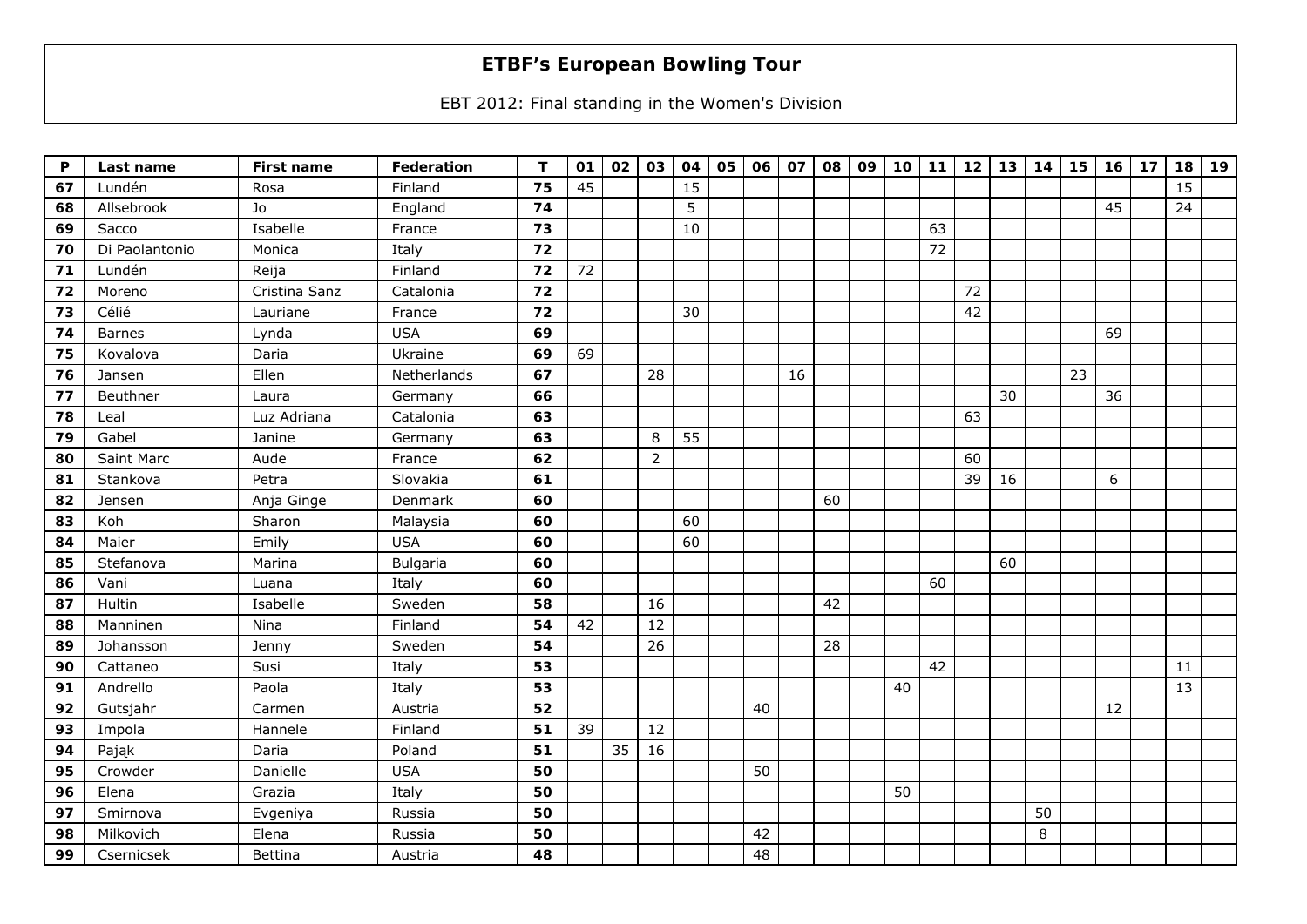## ETBF's European Bowling Tour

EBT 2012: Final standing in the Women's Division

| P | Last name | First name | Federation | T | 01 | 02 | 03 | 04 | 05 | 06 | 07 | 08 | 09 | 10 | 11 | 12 | 13 | 14 | 15 | 16 | 17 | 18 | 19 |
|---|---|---|---|---|---|---|---|---|---|---|---|---|---|---|---|---|---|---|---|---|---|---|---|
| 67 | Lundén | Rosa | Finland | 75 | 45 | | | 15 | | | | | | | | | | | | | | 15 | |
| 68 | Allsebrook | Jo | England | 74 | | | | 5 | | | | | | | | | | | | 45 | | 24 | |
| 69 | Sacco | Isabelle | France | 73 | | | | 10 | | | | | | | 63 | | | | | | | | |
| 70 | Di Paolantonio | Monica | Italy | 72 | | | | | | | | | | | 72 | | | | | | | | |
| 71 | Lundén | Reija | Finland | 72 | 72 | | | | | | | | | | | | | | | | | | |
| 72 | Moreno | Cristina Sanz | Catalonia | 72 | | | | | | | | | | | | 72 | | | | | | | |
| 73 | Célié | Lauriane | France | 72 | | | | 30 | | | | | | | | 42 | | | | | | | |
| 74 | Barnes | Lynda | USA | 69 | | | | | | | | | | | | | | | | 69 | | | |
| 75 | Kovalova | Daria | Ukraine | 69 | 69 | | | | | | | | | | | | | | | | | | |
| 76 | Jansen | Ellen | Netherlands | 67 | | | 28 | | | | 16 | | | | | | | | 23 | | | | |
| 77 | Beuthner | Laura | Germany | 66 | | | | | | | | | | | | | 30 | | | 36 | | | |
| 78 | Leal | Luz Adriana | Catalonia | 63 | | | | | | | | | | | | 63 | | | | | | | |
| 79 | Gabel | Janine | Germany | 63 | | | 8 | 55 | | | | | | | | | | | | | | | |
| 80 | Saint Marc | Aude | France | 62 | | | 2 | | | | | | | | | 60 | | | | | | | |
| 81 | Stankova | Petra | Slovakia | 61 | | | | | | | | | | | | 39 | 16 | | | 6 | | | |
| 82 | Jensen | Anja Ginge | Denmark | 60 | | | | | | | | 60 | | | | | | | | | | | |
| 83 | Koh | Sharon | Malaysia | 60 | | | | 60 | | | | | | | | | | | | | | | |
| 84 | Maier | Emily | USA | 60 | | | | 60 | | | | | | | | | | | | | | | |
| 85 | Stefanova | Marina | Bulgaria | 60 | | | | | | | | | | | | | 60 | | | | | | |
| 86 | Vani | Luana | Italy | 60 | | | | | | | | | | | 60 | | | | | | | | |
| 87 | Hultin | Isabelle | Sweden | 58 | | | 16 | | | | | 42 | | | | | | | | | | | |
| 88 | Manninen | Nina | Finland | 54 | 42 | | 12 | | | | | | | | | | | | | | | | |
| 89 | Johansson | Jenny | Sweden | 54 | | | 26 | | | | | 28 | | | | | | | | | | | |
| 90 | Cattaneo | Susi | Italy | 53 | | | | | | | | | | | 42 | | | | | | | 11 | |
| 91 | Andrello | Paola | Italy | 53 | | | | | | | | | | 40 | | | | | | | | 13 | |
| 92 | Gutsjahr | Carmen | Austria | 52 | | | | | | 40 | | | | | | | | | | 12 | | | |
| 93 | Impola | Hannele | Finland | 51 | 39 | | 12 | | | | | | | | | | | | | | | | |
| 94 | Pająk | Daria | Poland | 51 | | 35 | 16 | | | | | | | | | | | | | | | | |
| 95 | Crowder | Danielle | USA | 50 | | | | | | 50 | | | | | | | | | | | | | |
| 96 | Elena | Grazia | Italy | 50 | | | | | | | | | | 50 | | | | | | | | | |
| 97 | Smirnova | Evgeniya | Russia | 50 | | | | | | | | | | | | | | 50 | | | | | |
| 98 | Milkovich | Elena | Russia | 50 | | | | | | 42 | | | | | | | | 8 | | | | | |
| 99 | Csernicsek | Bettina | Austria | 48 | | | | | | 48 | | | | | | | | | | | | | |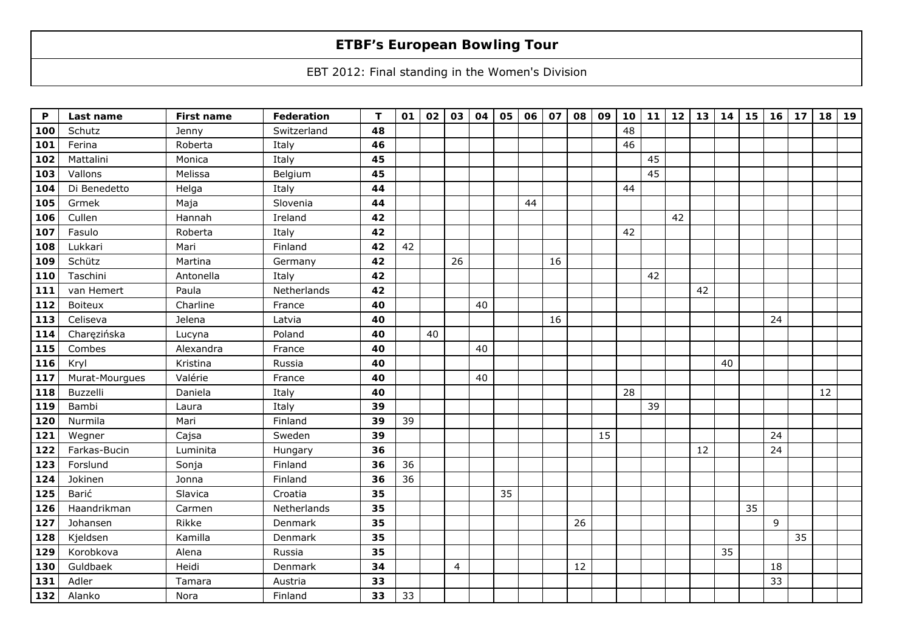# ETBF's European Bowling Tour

EBT 2012: Final standing in the Women's Division

| P | Last name | First name | Federation | T | 01 | 02 | 03 | 04 | 05 | 06 | 07 | 08 | 09 | 10 | 11 | 12 | 13 | 14 | 15 | 16 | 17 | 18 | 19 |
|---|---|---|---|---|---|---|---|---|---|---|---|---|---|---|---|---|---|---|---|---|---|---|---|
| 100 | Schutz | Jenny | Switzerland | 48 | | | | | | | | | | 48 | | | | | | | | | |
| 101 | Ferina | Roberta | Italy | 46 | | | | | | | | | | 46 | | | | | | | | | |
| 102 | Mattalini | Monica | Italy | 45 | | | | | | | | | | | 45 | | | | | | | | |
| 103 | Vallons | Melissa | Belgium | 45 | | | | | | | | | | | 45 | | | | | | | | |
| 104 | Di Benedetto | Helga | Italy | 44 | | | | | | | | | | 44 | | | | | | | | | |
| 105 | Grmek | Maja | Slovenia | 44 | | | | | | 44 | | | | | | | | | | | | | |
| 106 | Cullen | Hannah | Ireland | 42 | | | | | | | | | | | | 42 | | | | | | | |
| 107 | Fasulo | Roberta | Italy | 42 | | | | | | | | | | 42 | | | | | | | | | |
| 108 | Lukkari | Mari | Finland | 42 | 42 | | | | | | | | | | | | | | | | | | |
| 109 | Schütz | Martina | Germany | 42 | | | 26 | | | | 16 | | | | | | | | | | | | |
| 110 | Taschini | Antonella | Italy | 42 | | | | | | | | | | | 42 | | | | | | | | |
| 111 | van Hemert | Paula | Netherlands | 42 | | | | | | | | | | | | | 42 | | | | | | |
| 112 | Boiteux | Charline | France | 40 | | | | 40 | | | | | | | | | | | | | | | |
| 113 | Celiseva | Jelena | Latvia | 40 | | | | | | | 16 | | | | | | | | | 24 | | | |
| 114 | Charęzińska | Lucyna | Poland | 40 | | 40 | | | | | | | | | | | | | | | | | |
| 115 | Combes | Alexandra | France | 40 | | | | 40 | | | | | | | | | | | | | | | |
| 116 | Kryl | Kristina | Russia | 40 | | | | | | | | | | | | | | 40 | | | | | |
| 117 | Murat-Mourgues | Valérie | France | 40 | | | | 40 | | | | | | | | | | | | | | | |
| 118 | Buzzelli | Daniela | Italy | 40 | | | | | | | | | | 28 | | | | | | | | 12 | |
| 119 | Bambi | Laura | Italy | 39 | | | | | | | | | | | 39 | | | | | | | | |
| 120 | Nurmila | Mari | Finland | 39 | 39 | | | | | | | | | | | | | | | | | | |
| 121 | Wegner | Cajsa | Sweden | 39 | | | | | | | | | 15 | | | | | | | 24 | | | |
| 122 | Farkas-Bucin | Luminita | Hungary | 36 | | | | | | | | | | | | | 12 | | | 24 | | | |
| 123 | Forslund | Sonja | Finland | 36 | 36 | | | | | | | | | | | | | | | | | | |
| 124 | Jokinen | Jonna | Finland | 36 | 36 | | | | | | | | | | | | | | | | | | |
| 125 | Barić | Slavica | Croatia | 35 | | | | | 35 | | | | | | | | | | | | | | |
| 126 | Haandrikman | Carmen | Netherlands | 35 | | | | | | | | | | | | | | | 35 | | | | |
| 127 | Johansen | Rikke | Denmark | 35 | | | | | | | | 26 | | | | | | | | 9 | | | |
| 128 | Kjeldsen | Kamilla | Denmark | 35 | | | | | | | | | | | | | | | | | 35 | | |
| 129 | Korobkova | Alena | Russia | 35 | | | | | | | | | | | | | | 35 | | | | | |
| 130 | Guldbaek | Heidi | Denmark | 34 | | | 4 | | | | | 12 | | | | | | | | 18 | | | |
| 131 | Adler | Tamara | Austria | 33 | | | | | | | | | | | | | | | | 33 | | | |
| 132 | Alanko | Nora | Finland | 33 | 33 | | | | | | | | | | | | | | | | | | |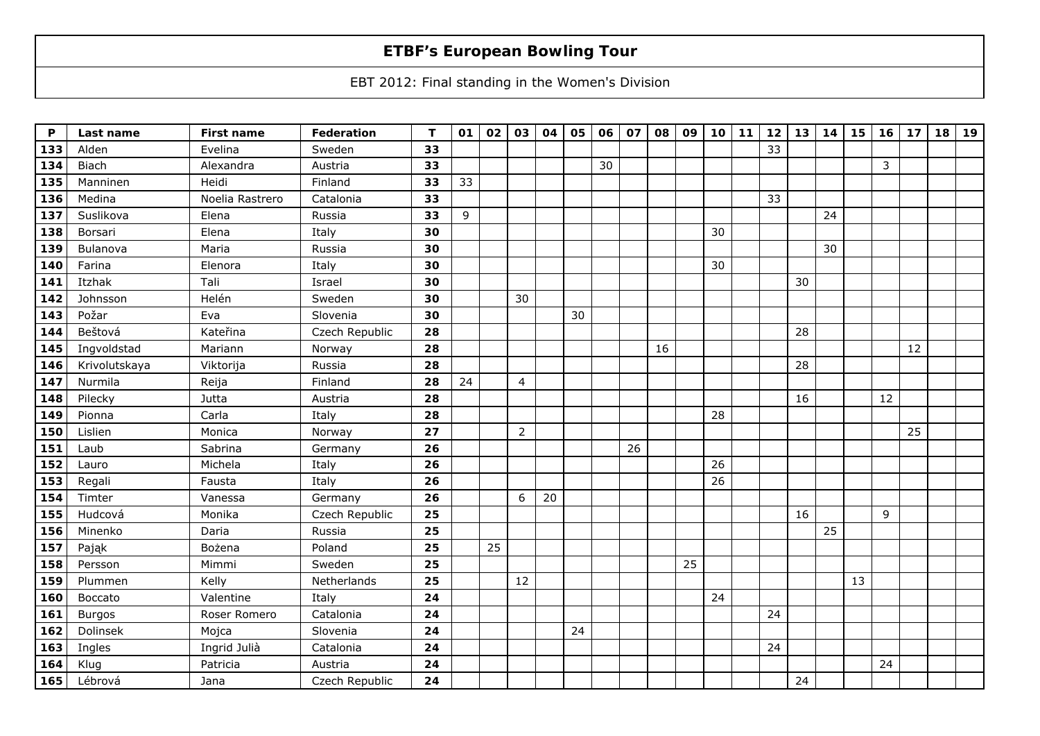# ETBF's European Bowling Tour

EBT 2012: Final standing in the Women's Division

| P | Last name | First name | Federation | T | 01 | 02 | 03 | 04 | 05 | 06 | 07 | 08 | 09 | 10 | 11 | 12 | 13 | 14 | 15 | 16 | 17 | 18 | 19 |
|---|---|---|---|---|---|---|---|---|---|---|---|---|---|---|---|---|---|---|---|---|---|---|---|
| 133 | Alden | Evelina | Sweden | 33 | | | | | | | | | | | | 33 | | | | | | | |
| 134 | Biach | Alexandra | Austria | 33 | | | | | | 30 | | | | | | | | | | 3 | | | |
| 135 | Manninen | Heidi | Finland | 33 | 33 | | | | | | | | | | | | | | | | | | |
| 136 | Medina | Noelia Rastrero | Catalonia | 33 | | | | | | | | | | | | 33 | | | | | | | |
| 137 | Suslikova | Elena | Russia | 33 | 9 | | | | | | | | | | | | | 24 | | | | | |
| 138 | Borsari | Elena | Italy | 30 | | | | | | | | | | 30 | | | | | | | | | |
| 139 | Bulanova | Maria | Russia | 30 | | | | | | | | | | | | | | 30 | | | | | |
| 140 | Farina | Elenora | Italy | 30 | | | | | | | | | | 30 | | | | | | | | | |
| 141 | Itzhak | Tali | Israel | 30 | | | | | | | | | | | | | 30 | | | | | | |
| 142 | Johnsson | Helén | Sweden | 30 | | | 30 | | | | | | | | | | | | | | | | |
| 143 | Požar | Eva | Slovenia | 30 | | | | | 30 | | | | | | | | | | | | | | |
| 144 | Beštová | Kateřina | Czech Republic | 28 | | | | | | | | | | | | | 28 | | | | | | |
| 145 | Ingvoldstad | Mariann | Norway | 28 | | | | | | | | 16 | | | | | | | | | 12 | | |
| 146 | Krivolutskaya | Viktorija | Russia | 28 | | | | | | | | | | | | | 28 | | | | | | |
| 147 | Nurmila | Reija | Finland | 28 | 24 | | 4 | | | | | | | | | | | | | | | | |
| 148 | Pilecky | Jutta | Austria | 28 | | | | | | | | | | | | | 16 | | | 12 | | | |
| 149 | Pionna | Carla | Italy | 28 | | | | | | | | | | 28 | | | | | | | | | |
| 150 | Lislien | Monica | Norway | 27 | | | 2 | | | | | | | | | | | | | | 25 | | |
| 151 | Laub | Sabrina | Germany | 26 | | | | | | | 26 | | | | | | | | | | | | |
| 152 | Lauro | Michela | Italy | 26 | | | | | | | | | | 26 | | | | | | | | | |
| 153 | Regali | Fausta | Italy | 26 | | | | | | | | | | 26 | | | | | | | | | |
| 154 | Timter | Vanessa | Germany | 26 | | | 6 | 20 | | | | | | | | | | | | | | | |
| 155 | Hudcová | Monika | Czech Republic | 25 | | | | | | | | | | | | | 16 | | | 9 | | | |
| 156 | Minenko | Daria | Russia | 25 | | | | | | | | | | | | | | 25 | | | | | |
| 157 | Pająk | Bożena | Poland | 25 | | 25 | | | | | | | | | | | | | | | | | |
| 158 | Persson | Mimmi | Sweden | 25 | | | | | | | | | 25 | | | | | | | | | | |
| 159 | Plummen | Kelly | Netherlands | 25 | | | 12 | | | | | | | | | | | | 13 | | | | |
| 160 | Boccato | Valentine | Italy | 24 | | | | | | | | | | 24 | | | | | | | | | |
| 161 | Burgos | Roser Romero | Catalonia | 24 | | | | | | | | | | | | 24 | | | | | | | |
| 162 | Dolinsek | Mojca | Slovenia | 24 | | | | | 24 | | | | | | | | | | | | | | |
| 163 | Ingles | Ingrid Julià | Catalonia | 24 | | | | | | | | | | | | 24 | | | | | | | |
| 164 | Klug | Patricia | Austria | 24 | | | | | | | | | | | | | | | | 24 | | | |
| 165 | Lébrová | Jana | Czech Republic | 24 | | | | | | | | | | | | | 24 | | | | | | |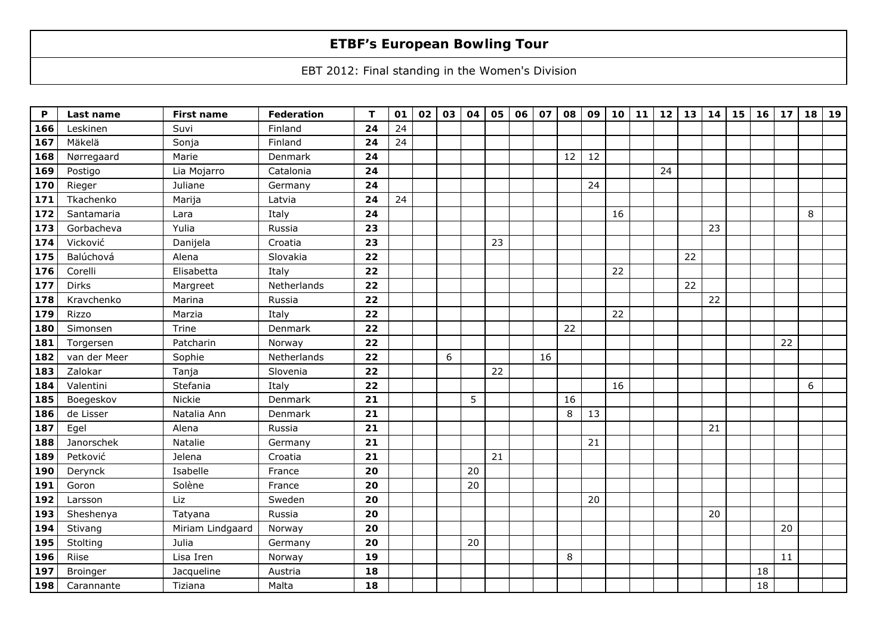# ETBF's European Bowling Tour

EBT 2012: Final standing in the Women's Division

| P | Last name | First name | Federation | T | 01 | 02 | 03 | 04 | 05 | 06 | 07 | 08 | 09 | 10 | 11 | 12 | 13 | 14 | 15 | 16 | 17 | 18 | 19 |
|---|---|---|---|---|---|---|---|---|---|---|---|---|---|---|---|---|---|---|---|---|---|---|---|
| 166 | Leskinen | Suvi | Finland | 24 | 24 | | | | | | | | | | | | | | | | | | |
| 167 | Mäkelä | Sonja | Finland | 24 | 24 | | | | | | | | | | | | | | | | | | |
| 168 | Nørregaard | Marie | Denmark | 24 | | | | | | | | 12 | 12 | | | | | | | | | | |
| 169 | Postigo | Lia Mojarro | Catalonia | 24 | | | | | | | | | | | | 24 | | | | | | | |
| 170 | Rieger | Juliane | Germany | 24 | | | | | | | | | 24 | | | | | | | | | | |
| 171 | Tkachenko | Marija | Latvia | 24 | 24 | | | | | | | | | | | | | | | | | | |
| 172 | Santamaria | Lara | Italy | 24 | | | | | | | | | | 16 | | | | | | | | 8 | |
| 173 | Gorbacheva | Yulia | Russia | 23 | | | | | | | | | | | | | | 23 | | | | | |
| 174 | Vicković | Danijela | Croatia | 23 | | | | | 23 | | | | | | | | | | | | | | |
| 175 | Balúchová | Alena | Slovakia | 22 | | | | | | | | | | | | | 22 | | | | | | |
| 176 | Corelli | Elisabetta | Italy | 22 | | | | | | | | | | 22 | | | | | | | | | |
| 177 | Dirks | Margreet | Netherlands | 22 | | | | | | | | | | | | | 22 | | | | | | |
| 178 | Kravchenko | Marina | Russia | 22 | | | | | | | | | | | | | | 22 | | | | | |
| 179 | Rizzo | Marzia | Italy | 22 | | | | | | | | | | 22 | | | | | | | | | |
| 180 | Simonsen | Trine | Denmark | 22 | | | | | | | | 22 | | | | | | | | | | | |
| 181 | Torgersen | Patcharin | Norway | 22 | | | | | | | | | | | | | | | | | 22 | | |
| 182 | van der Meer | Sophie | Netherlands | 22 | | | 6 | | | | 16 | | | | | | | | | | | | |
| 183 | Zalokar | Tanja | Slovenia | 22 | | | | | 22 | | | | | | | | | | | | | | |
| 184 | Valentini | Stefania | Italy | 22 | | | | | | | | | | 16 | | | | | | | | 6 | |
| 185 | Boegeskov | Nickie | Denmark | 21 | | | | 5 | | | | 16 | | | | | | | | | | | |
| 186 | de Lisser | Natalia Ann | Denmark | 21 | | | | | | | | 8 | 13 | | | | | | | | | | |
| 187 | Egel | Alena | Russia | 21 | | | | | | | | | | | | | | 21 | | | | | |
| 188 | Janorschek | Natalie | Germany | 21 | | | | | | | | | 21 | | | | | | | | | | |
| 189 | Petković | Jelena | Croatia | 21 | | | | | 21 | | | | | | | | | | | | | | |
| 190 | Derynck | Isabelle | France | 20 | | | | 20 | | | | | | | | | | | | | | | |
| 191 | Goron | Solène | France | 20 | | | | 20 | | | | | | | | | | | | | | | |
| 192 | Larsson | Liz | Sweden | 20 | | | | | | | | | 20 | | | | | | | | | | |
| 193 | Sheshenya | Tatyana | Russia | 20 | | | | | | | | | | | | | | 20 | | | | | |
| 194 | Stivang | Miriam Lindgaard | Norway | 20 | | | | | | | | | | | | | | | | | 20 | | |
| 195 | Stolting | Julia | Germany | 20 | | | | 20 | | | | | | | | | | | | | | | |
| 196 | Riise | Lisa Iren | Norway | 19 | | | | | | | | 8 | | | | | | | | | 11 | | |
| 197 | Broinger | Jacqueline | Austria | 18 | | | | | | | | | | | | | | | | 18 | | | |
| 198 | Carannante | Tiziana | Malta | 18 | | | | | | | | | | | | | | | | 18 | | | |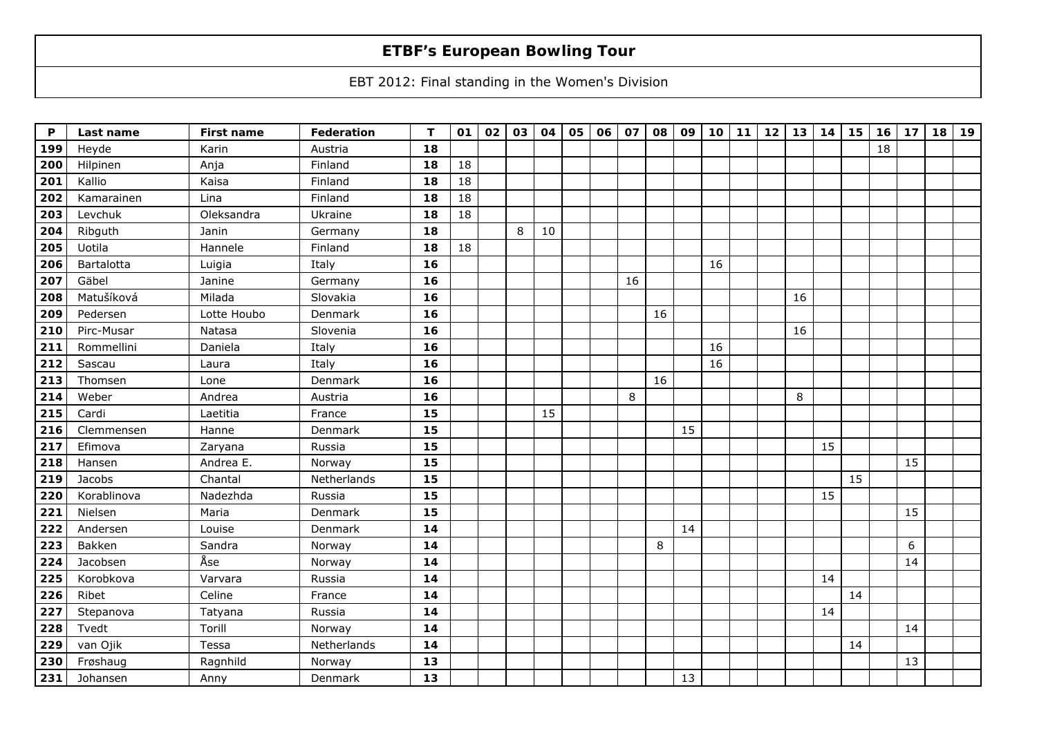# ETBF's European Bowling Tour

EBT 2012: Final standing in the Women's Division

| P | Last name | First name | Federation | T | 01 | 02 | 03 | 04 | 05 | 06 | 07 | 08 | 09 | 10 | 11 | 12 | 13 | 14 | 15 | 16 | 17 | 18 | 19 |
|---|---|---|---|---|---|---|---|---|---|---|---|---|---|---|---|---|---|---|---|---|---|---|---|
| 199 | Heyde | Karin | Austria | 18 | | | | | | | | | | | | | | | | 18 | | | |
| 200 | Hilpinen | Anja | Finland | 18 | 18 | | | | | | | | | | | | | | | | | | |
| 201 | Kallio | Kaisa | Finland | 18 | 18 | | | | | | | | | | | | | | | | | | |
| 202 | Kamarainen | Lina | Finland | 18 | 18 | | | | | | | | | | | | | | | | | | |
| 203 | Levchuk | Oleksandra | Ukraine | 18 | 18 | | | | | | | | | | | | | | | | | | |
| 204 | Ribguth | Janin | Germany | 18 | | | 8 | 10 | | | | | | | | | | | | | | | |
| 205 | Uotila | Hannele | Finland | 18 | 18 | | | | | | | | | | | | | | | | | | |
| 206 | Bartalotta | Luigia | Italy | 16 | | | | | | | | | | 16 | | | | | | | | | |
| 207 | Gäbel | Janine | Germany | 16 | | | | | | | 16 | | | | | | | | | | | | |
| 208 | Matušíková | Milada | Slovakia | 16 | | | | | | | | | | | | | 16 | | | | | | |
| 209 | Pedersen | Lotte Houbo | Denmark | 16 | | | | | | | | 16 | | | | | | | | | | | |
| 210 | Pirc-Musar | Natasa | Slovenia | 16 | | | | | | | | | | | | | 16 | | | | | | |
| 211 | Rommellini | Daniela | Italy | 16 | | | | | | | | | | 16 | | | | | | | | | |
| 212 | Sascau | Laura | Italy | 16 | | | | | | | | | | 16 | | | | | | | | | |
| 213 | Thomsen | Lone | Denmark | 16 | | | | | | | | 16 | | | | | | | | | | | |
| 214 | Weber | Andrea | Austria | 16 | | | | | | | 8 | | | | | | 8 | | | | | | |
| 215 | Cardi | Laetitia | France | 15 | | | | 15 | | | | | | | | | | | | | | | |
| 216 | Clemmensen | Hanne | Denmark | 15 | | | | | | | | | 15 | | | | | | | | | | |
| 217 | Efimova | Zaryana | Russia | 15 | | | | | | | | | | | | | | 15 | | | | | |
| 218 | Hansen | Andrea E. | Norway | 15 | | | | | | | | | | | | | | | | | 15 | | |
| 219 | Jacobs | Chantal | Netherlands | 15 | | | | | | | | | | | | | | | 15 | | | | |
| 220 | Korablinova | Nadezhda | Russia | 15 | | | | | | | | | | | | | | 15 | | | | | |
| 221 | Nielsen | Maria | Denmark | 15 | | | | | | | | | | | | | | | | | 15 | | |
| 222 | Andersen | Louise | Denmark | 14 | | | | | | | | | 14 | | | | | | | | | | |
| 223 | Bakken | Sandra | Norway | 14 | | | | | | | | 8 | | | | | | | | | 6 | | |
| 224 | Jacobsen | Åse | Norway | 14 | | | | | | | | | | | | | | | | | 14 | | |
| 225 | Korobkova | Varvara | Russia | 14 | | | | | | | | | | | | | | 14 | | | | | |
| 226 | Ribet | Celine | France | 14 | | | | | | | | | | | | | | | 14 | | | | |
| 227 | Stepanova | Tatyana | Russia | 14 | | | | | | | | | | | | | | 14 | | | | | |
| 228 | Tvedt | Torill | Norway | 14 | | | | | | | | | | | | | | | | | 14 | | |
| 229 | van Ojik | Tessa | Netherlands | 14 | | | | | | | | | | | | | | | 14 | | | | |
| 230 | Frøshaug | Ragnhild | Norway | 13 | | | | | | | | | | | | | | | | | 13 | | |
| 231 | Johansen | Anny | Denmark | 13 | | | | | | | | | 13 | | | | | | | | | | |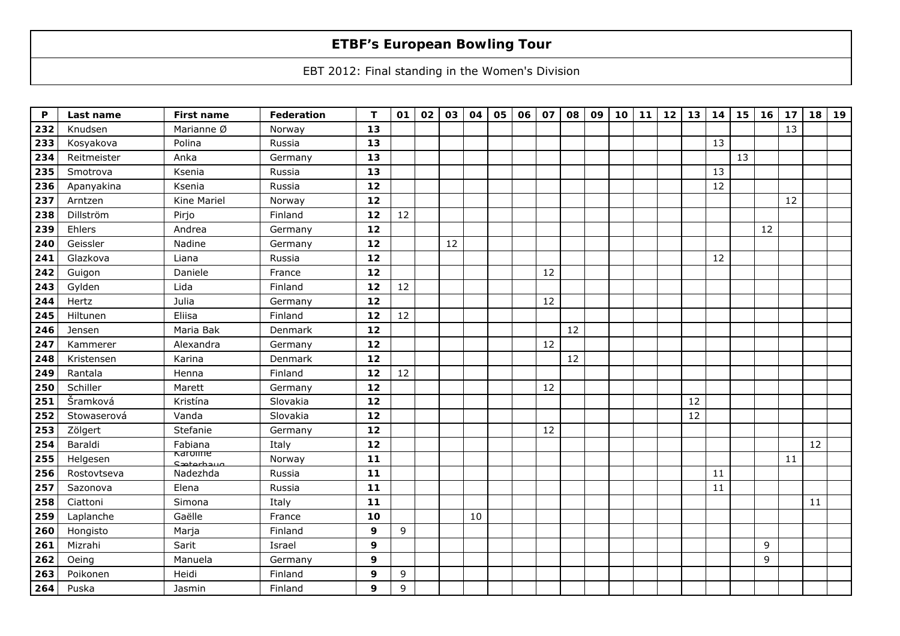# ETBF's European Bowling Tour

EBT 2012: Final standing in the Women's Division

| P | Last name | First name | Federation | T | 01 | 02 | 03 | 04 | 05 | 06 | 07 | 08 | 09 | 10 | 11 | 12 | 13 | 14 | 15 | 16 | 17 | 18 | 19 |
|---|---|---|---|---|---|---|---|---|---|---|---|---|---|---|---|---|---|---|---|---|---|---|---|
| 232 | Knudsen | Marianne Ø | Norway | 13 | | | | | | | | | | | | | | | | | 13 | | |
| 233 | Kosyakova | Polina | Russia | 13 | | | | | | | | | | | | | | 13 | | | | | |
| 234 | Reitmeister | Anka | Germany | 13 | | | | | | | | | | | | | | | 13 | | | | |
| 235 | Smotrova | Ksenia | Russia | 13 | | | | | | | | | | | | | | 13 | | | | | |
| 236 | Apanyakina | Ksenia | Russia | 12 | | | | | | | | | | | | | | 12 | | | | | |
| 237 | Arntzen | Kine Mariel | Norway | 12 | | | | | | | | | | | | | | | | | 12 | | |
| 238 | Dillström | Pirjo | Finland | 12 | 12 | | | | | | | | | | | | | | | | | | |
| 239 | Ehlers | Andrea | Germany | 12 | | | | | | | | | | | | | | | | 12 | | | |
| 240 | Geissler | Nadine | Germany | 12 | | | 12 | | | | | | | | | | | | | | | | |
| 241 | Glazkova | Liana | Russia | 12 | | | | | | | | | | | | | | 12 | | | | | |
| 242 | Guigon | Daniele | France | 12 | | | | | | | 12 | | | | | | | | | | | | |
| 243 | Gylden | Lida | Finland | 12 | 12 | | | | | | | | | | | | | | | | | | |
| 244 | Hertz | Julia | Germany | 12 | | | | | | | 12 | | | | | | | | | | | | |
| 245 | Hiltunen | Eliisa | Finland | 12 | 12 | | | | | | | | | | | | | | | | | | |
| 246 | Jensen | Maria Bak | Denmark | 12 | | | | | | | | 12 | | | | | | | | | | | |
| 247 | Kammerer | Alexandra | Germany | 12 | | | | | | | 12 | | | | | | | | | | | | |
| 248 | Kristensen | Karina | Denmark | 12 | | | | | | | | 12 | | | | | | | | | | | |
| 249 | Rantala | Henna | Finland | 12 | 12 | | | | | | | | | | | | | | | | | | |
| 250 | Schiller | Marett | Germany | 12 | | | | | | | 12 | | | | | | | | | | | | |
| 251 | Šramková | Kristína | Slovakia | 12 | | | | | | | | | | | | | 12 | | | | | | |
| 252 | Stowaserová | Vanda | Slovakia | 12 | | | | | | | | | | | | | 12 | | | | | | |
| 253 | Zölgert | Stefanie | Germany | 12 | | | | | | | 12 | | | | | | | | | | | | |
| 254 | Baraldi | Fabiana | Italy | 12 | | | | | | | | | | | | | | | | | | 12 | |
| 255 | Helgesen | Karoline Sæterhaug | Norway | 11 | | | | | | | | | | | | | | | | | 11 | | |
| 256 | Rostovtseva | Nadezhda | Russia | 11 | | | | | | | | | | | | | | 11 | | | | | |
| 257 | Sazonova | Elena | Russia | 11 | | | | | | | | | | | | | | 11 | | | | | |
| 258 | Ciattoni | Simona | Italy | 11 | | | | | | | | | | | | | | | | | | 11 | |
| 259 | Laplanche | Gaëlle | France | 10 | | | | 10 | | | | | | | | | | | | | | | |
| 260 | Hongisto | Marja | Finland | 9 | 9 | | | | | | | | | | | | | | | | | | |
| 261 | Mizrahi | Sarit | Israel | 9 | | | | | | | | | | | | | | | | 9 | | | |
| 262 | Oeing | Manuela | Germany | 9 | | | | | | | | | | | | | | | | 9 | | | |
| 263 | Poikonen | Heidi | Finland | 9 | 9 | | | | | | | | | | | | | | | | | | |
| 264 | Puska | Jasmin | Finland | 9 | 9 | | | | | | | | | | | | | | | | | | |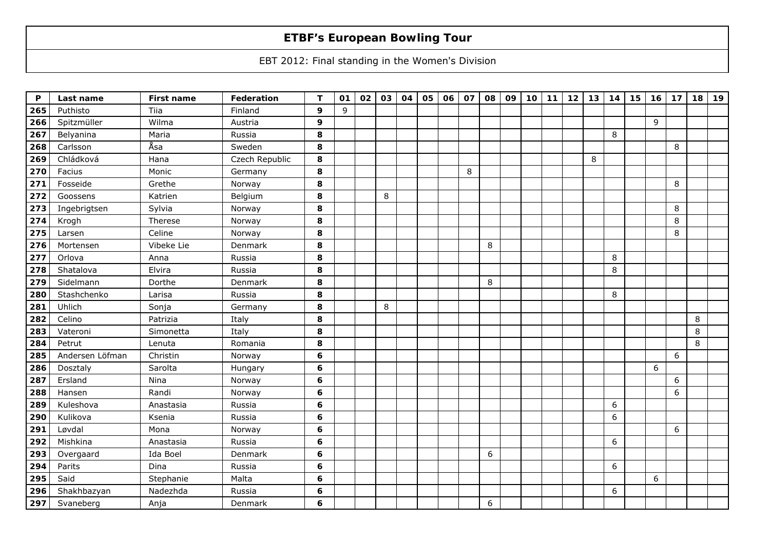# ETBF's European Bowling Tour

EBT 2012: Final standing in the Women's Division

| P | Last name | First name | Federation | T | 01 | 02 | 03 | 04 | 05 | 06 | 07 | 08 | 09 | 10 | 11 | 12 | 13 | 14 | 15 | 16 | 17 | 18 | 19 |
|---|---|---|---|---|---|---|---|---|---|---|---|---|---|---|---|---|---|---|---|---|---|---|---|
| 265 | Puthisto | Tiia | Finland | 9 | 9 | | | | | | | | | | | | | | | | | | |
| 266 | Spitzmüller | Wilma | Austria | 9 | | | | | | | | | | | | | | | | 9 | | | |
| 267 | Belyanina | Maria | Russia | 8 | | | | | | | | | | | | | | 8 | | | | | |
| 268 | Carlsson | Åsa | Sweden | 8 | | | | | | | | | | | | | | | | | 8 | | |
| 269 | Chládková | Hana | Czech Republic | 8 | | | | | | | | | | | | | 8 | | | | | | |
| 270 | Facius | Monic | Germany | 8 | | | | | | | 8 | | | | | | | | | | | | |
| 271 | Fosseide | Grethe | Norway | 8 | | | | | | | | | | | | | | | | | 8 | | |
| 272 | Goossens | Katrien | Belgium | 8 | | | 8 | | | | | | | | | | | | | | | | |
| 273 | Ingebrigtsen | Sylvia | Norway | 8 | | | | | | | | | | | | | | | | | 8 | | |
| 274 | Krogh | Therese | Norway | 8 | | | | | | | | | | | | | | | | | 8 | | |
| 275 | Larsen | Celine | Norway | 8 | | | | | | | | | | | | | | | | | 8 | | |
| 276 | Mortensen | Vibeke Lie | Denmark | 8 | | | | | | | | 8 | | | | | | | | | | | |
| 277 | Orlova | Anna | Russia | 8 | | | | | | | | | | | | | | 8 | | | | | |
| 278 | Shatalova | Elvira | Russia | 8 | | | | | | | | | | | | | | 8 | | | | | |
| 279 | Sidelmann | Dorthe | Denmark | 8 | | | | | | | | 8 | | | | | | | | | | | |
| 280 | Stashchenko | Larisa | Russia | 8 | | | | | | | | | | | | | | 8 | | | | | |
| 281 | Uhlich | Sonja | Germany | 8 | | | 8 | | | | | | | | | | | | | | | | |
| 282 | Celino | Patrizia | Italy | 8 | | | | | | | | | | | | | | | | | | 8 | |
| 283 | Vateroni | Simonetta | Italy | 8 | | | | | | | | | | | | | | | | | | 8 | |
| 284 | Petrut | Lenuta | Romania | 8 | | | | | | | | | | | | | | | | | | 8 | |
| 285 | Andersen Löfman | Christin | Norway | 6 | | | | | | | | | | | | | | | | | 6 | | |
| 286 | Dosztaly | Sarolta | Hungary | 6 | | | | | | | | | | | | | | | | 6 | | | |
| 287 | Ersland | Nina | Norway | 6 | | | | | | | | | | | | | | | | | 6 | | |
| 288 | Hansen | Randi | Norway | 6 | | | | | | | | | | | | | | | | | 6 | | |
| 289 | Kuleshova | Anastasia | Russia | 6 | | | | | | | | | | | | | | 6 | | | | | |
| 290 | Kulikova | Ksenia | Russia | 6 | | | | | | | | | | | | | | 6 | | | | | |
| 291 | Løvdal | Mona | Norway | 6 | | | | | | | | | | | | | | | | | 6 | | |
| 292 | Mishkina | Anastasia | Russia | 6 | | | | | | | | | | | | | | 6 | | | | | |
| 293 | Overgaard | Ida Boel | Denmark | 6 | | | | | | | | 6 | | | | | | | | | | | |
| 294 | Parits | Dina | Russia | 6 | | | | | | | | | | | | | | 6 | | | | | |
| 295 | Said | Stephanie | Malta | 6 | | | | | | | | | | | | | | | | 6 | | | |
| 296 | Shakhbazyan | Nadezhda | Russia | 6 | | | | | | | | | | | | | | 6 | | | | | |
| 297 | Svaneberg | Anja | Denmark | 6 | | | | | | | | 6 | | | | | | | | | | | |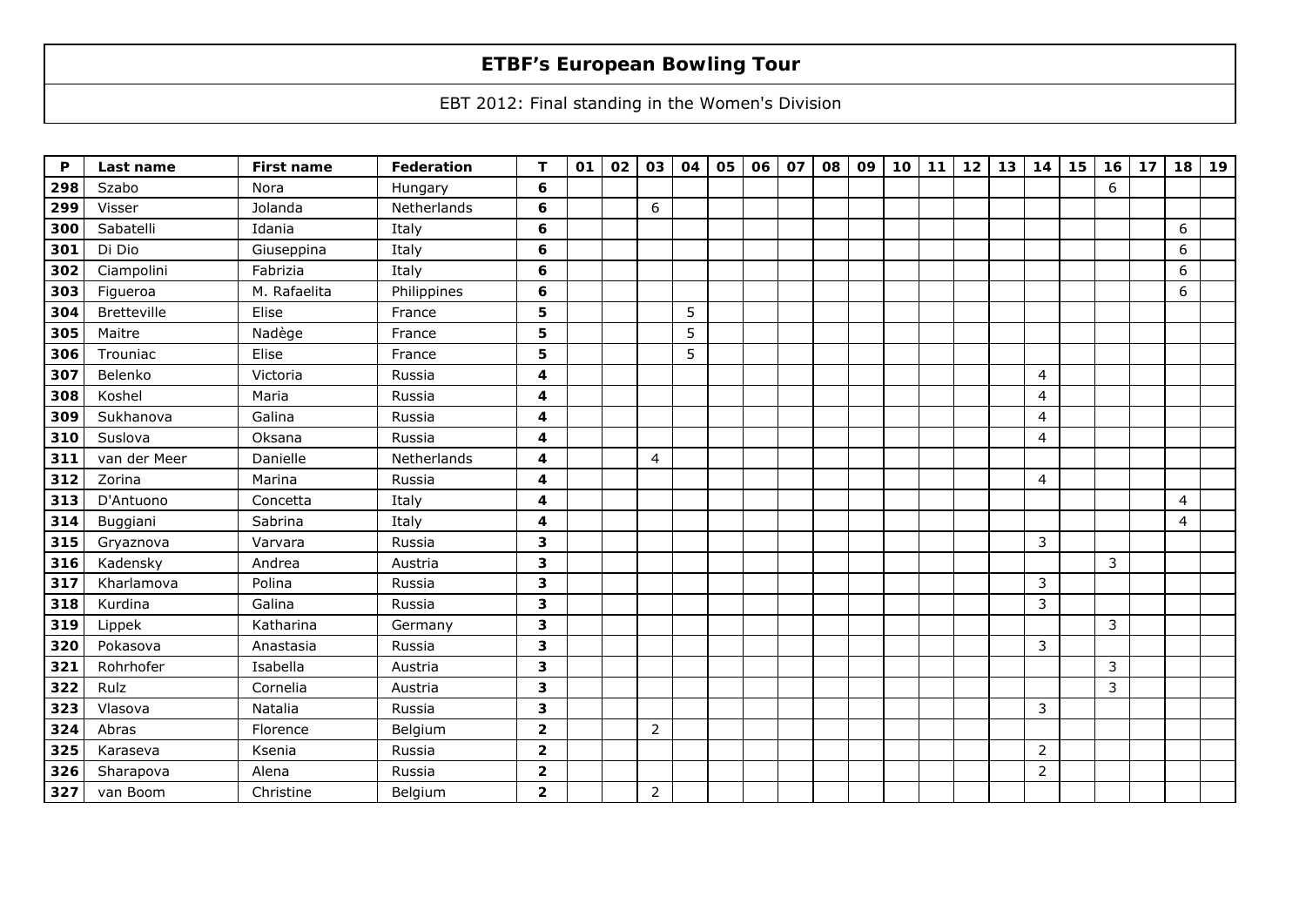# ETBF's European Bowling Tour

EBT 2012: Final standing in the Women's Division

| P | Last name | First name | Federation | T | 01 | 02 | 03 | 04 | 05 | 06 | 07 | 08 | 09 | 10 | 11 | 12 | 13 | 14 | 15 | 16 | 17 | 18 | 19 |
|---|---|---|---|---|---|---|---|---|---|---|---|---|---|---|---|---|---|---|---|---|---|---|---|
| 298 | Szabo | Nora | Hungary | 6 | | | | | | | | | | | | | | | | 6 | | | |
| 299 | Visser | Jolanda | Netherlands | 6 | | | 6 | | | | | | | | | | | | | | | | |
| 300 | Sabatelli | Idania | Italy | 6 | | | | | | | | | | | | | | | | | | 6 | |
| 301 | Di Dio | Giuseppina | Italy | 6 | | | | | | | | | | | | | | | | | | 6 | |
| 302 | Ciampolini | Fabrizia | Italy | 6 | | | | | | | | | | | | | | | | | | 6 | |
| 303 | Figueroa | M. Rafaelita | Philippines | 6 | | | | | | | | | | | | | | | | | | 6 | |
| 304 | Bretteville | Elise | France | 5 | | | | 5 | | | | | | | | | | | | | | | |
| 305 | Maitre | Nadège | France | 5 | | | | 5 | | | | | | | | | | | | | | | |
| 306 | Trouniac | Elise | France | 5 | | | | 5 | | | | | | | | | | | | | | | |
| 307 | Belenko | Victoria | Russia | 4 | | | | | | | | | | | | | | 4 | | | | | |
| 308 | Koshel | Maria | Russia | 4 | | | | | | | | | | | | | | 4 | | | | | |
| 309 | Sukhanova | Galina | Russia | 4 | | | | | | | | | | | | | | 4 | | | | | |
| 310 | Suslova | Oksana | Russia | 4 | | | | | | | | | | | | | | 4 | | | | | |
| 311 | van der Meer | Danielle | Netherlands | 4 | | | 4 | | | | | | | | | | | | | | | | |
| 312 | Zorina | Marina | Russia | 4 | | | | | | | | | | | | | | 4 | | | | | |
| 313 | D'Antuono | Concetta | Italy | 4 | | | | | | | | | | | | | | | | | | 4 | |
| 314 | Buggiani | Sabrina | Italy | 4 | | | | | | | | | | | | | | | | | | 4 | |
| 315 | Gryaznova | Varvara | Russia | 3 | | | | | | | | | | | | | | 3 | | | | | |
| 316 | Kadensky | Andrea | Austria | 3 | | | | | | | | | | | | | | | | 3 | | | |
| 317 | Kharlamova | Polina | Russia | 3 | | | | | | | | | | | | | | 3 | | | | | |
| 318 | Kurdina | Galina | Russia | 3 | | | | | | | | | | | | | | 3 | | | | | |
| 319 | Lippek | Katharina | Germany | 3 | | | | | | | | | | | | | | | | 3 | | | |
| 320 | Pokasova | Anastasia | Russia | 3 | | | | | | | | | | | | | | 3 | | | | | |
| 321 | Rohrhofer | Isabella | Austria | 3 | | | | | | | | | | | | | | | | 3 | | | |
| 322 | Rulz | Cornelia | Austria | 3 | | | | | | | | | | | | | | | | 3 | | | |
| 323 | Vlasova | Natalia | Russia | 3 | | | | | | | | | | | | | | 3 | | | | | |
| 324 | Abras | Florence | Belgium | 2 | | | 2 | | | | | | | | | | | | | | | | |
| 325 | Karaseva | Ksenia | Russia | 2 | | | | | | | | | | | | | | 2 | | | | | |
| 326 | Sharapova | Alena | Russia | 2 | | | | | | | | | | | | | | 2 | | | | | |
| 327 | van Boom | Christine | Belgium | 2 | | | 2 | | | | | | | | | | | | | | | | |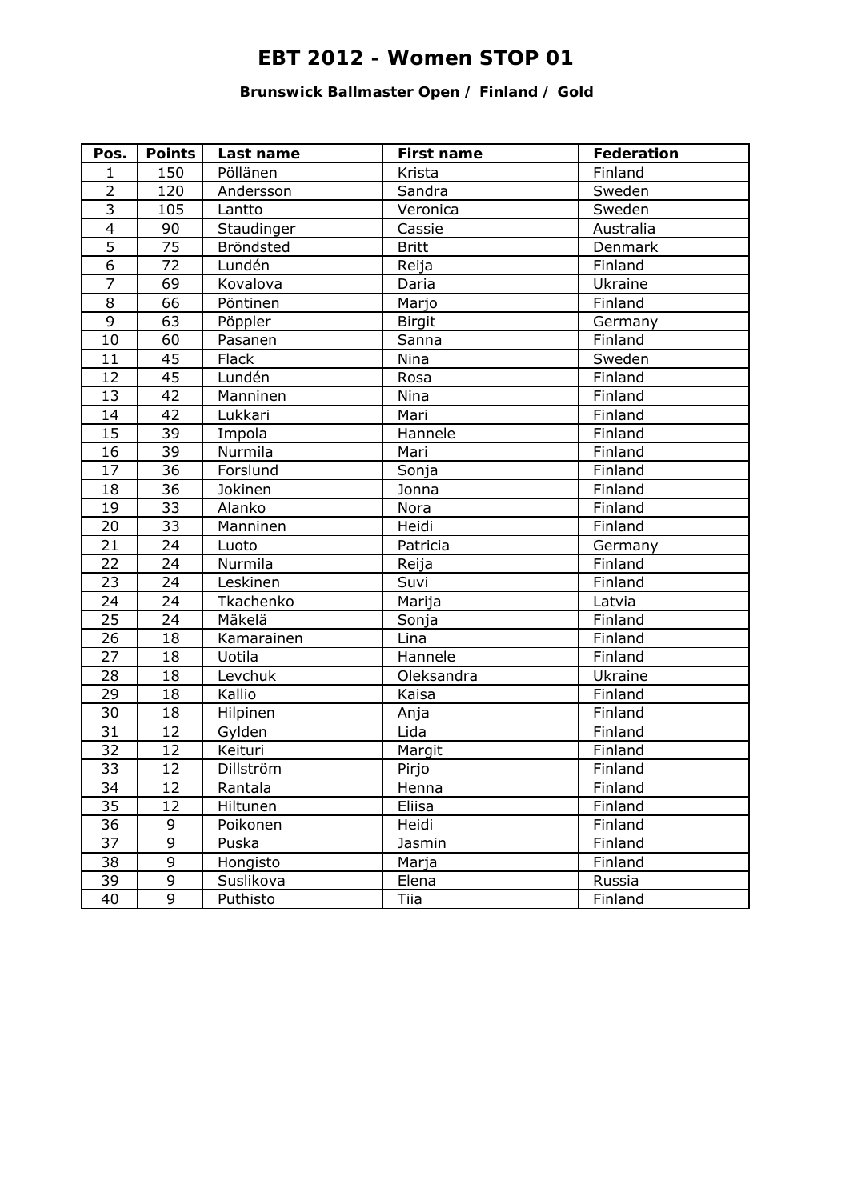# EBT 2012 - Women STOP 01

### Brunswick Ballmaster Open / Finland / Gold

| Pos. | Points | Last name | First name | Federation |
|---|---|---|---|---|
| 1 | 150 | Pöllänen | Krista | Finland |
| 2 | 120 | Andersson | Sandra | Sweden |
| 3 | 105 | Lantto | Veronica | Sweden |
| 4 | 90 | Staudinger | Cassie | Australia |
| 5 | 75 | Bröndsted | Britt | Denmark |
| 6 | 72 | Lundén | Reija | Finland |
| 7 | 69 | Kovalova | Daria | Ukraine |
| 8 | 66 | Pöntinen | Marjo | Finland |
| 9 | 63 | Pöppler | Birgit | Germany |
| 10 | 60 | Pasanen | Sanna | Finland |
| 11 | 45 | Flack | Nina | Sweden |
| 12 | 45 | Lundén | Rosa | Finland |
| 13 | 42 | Manninen | Nina | Finland |
| 14 | 42 | Lukkari | Mari | Finland |
| 15 | 39 | Impola | Hannele | Finland |
| 16 | 39 | Nurmila | Mari | Finland |
| 17 | 36 | Forslund | Sonja | Finland |
| 18 | 36 | Jokinen | Jonna | Finland |
| 19 | 33 | Alanko | Nora | Finland |
| 20 | 33 | Manninen | Heidi | Finland |
| 21 | 24 | Luoto | Patricia | Germany |
| 22 | 24 | Nurmila | Reija | Finland |
| 23 | 24 | Leskinen | Suvi | Finland |
| 24 | 24 | Tkachenko | Marija | Latvia |
| 25 | 24 | Mäkelä | Sonja | Finland |
| 26 | 18 | Kamarainen | Lina | Finland |
| 27 | 18 | Uotila | Hannele | Finland |
| 28 | 18 | Levchuk | Oleksandra | Ukraine |
| 29 | 18 | Kallio | Kaisa | Finland |
| 30 | 18 | Hilpinen | Anja | Finland |
| 31 | 12 | Gylden | Lida | Finland |
| 32 | 12 | Keituri | Margit | Finland |
| 33 | 12 | Dillström | Pirjo | Finland |
| 34 | 12 | Rantala | Henna | Finland |
| 35 | 12 | Hiltunen | Eliisa | Finland |
| 36 | 9 | Poikonen | Heidi | Finland |
| 37 | 9 | Puska | Jasmin | Finland |
| 38 | 9 | Hongisto | Marja | Finland |
| 39 | 9 | Suslikova | Elena | Russia |
| 40 | 9 | Puthisto | Tiia | Finland |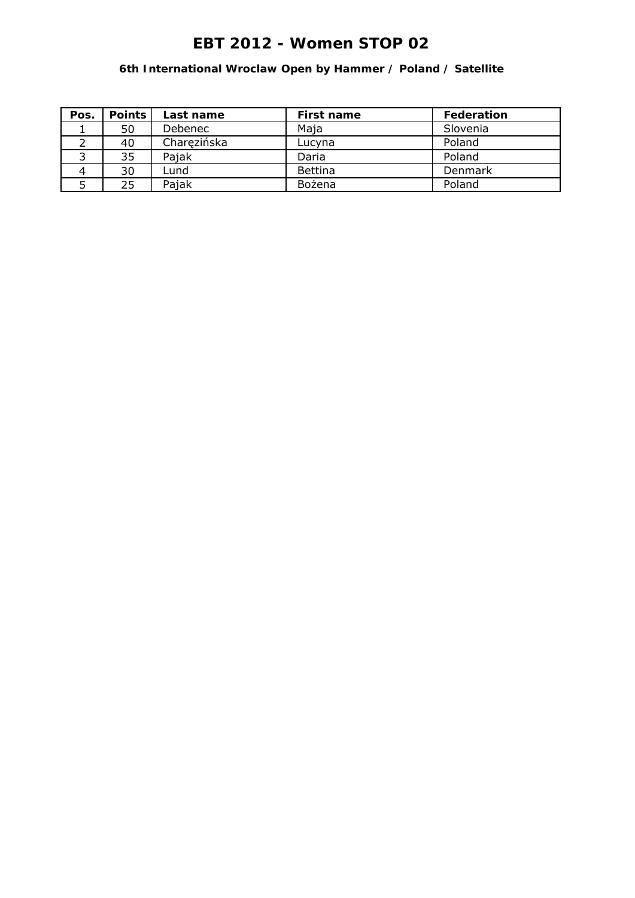# EBT 2012 - Women STOP 02

### 6th International Wroclaw Open by Hammer / Poland / Satellite

| Pos. | Points | Last name | First name | Federation |
|---|---|---|---|---|
| 1 | 50 | Debenec | Maja | Slovenia |
| 2 | 40 | Charęzińska | Lucyna | Poland |
| 3 | 35 | Pajak | Daria | Poland |
| 4 | 30 | Lund | Bettina | Denmark |
| 5 | 25 | Pajak | Bożena | Poland |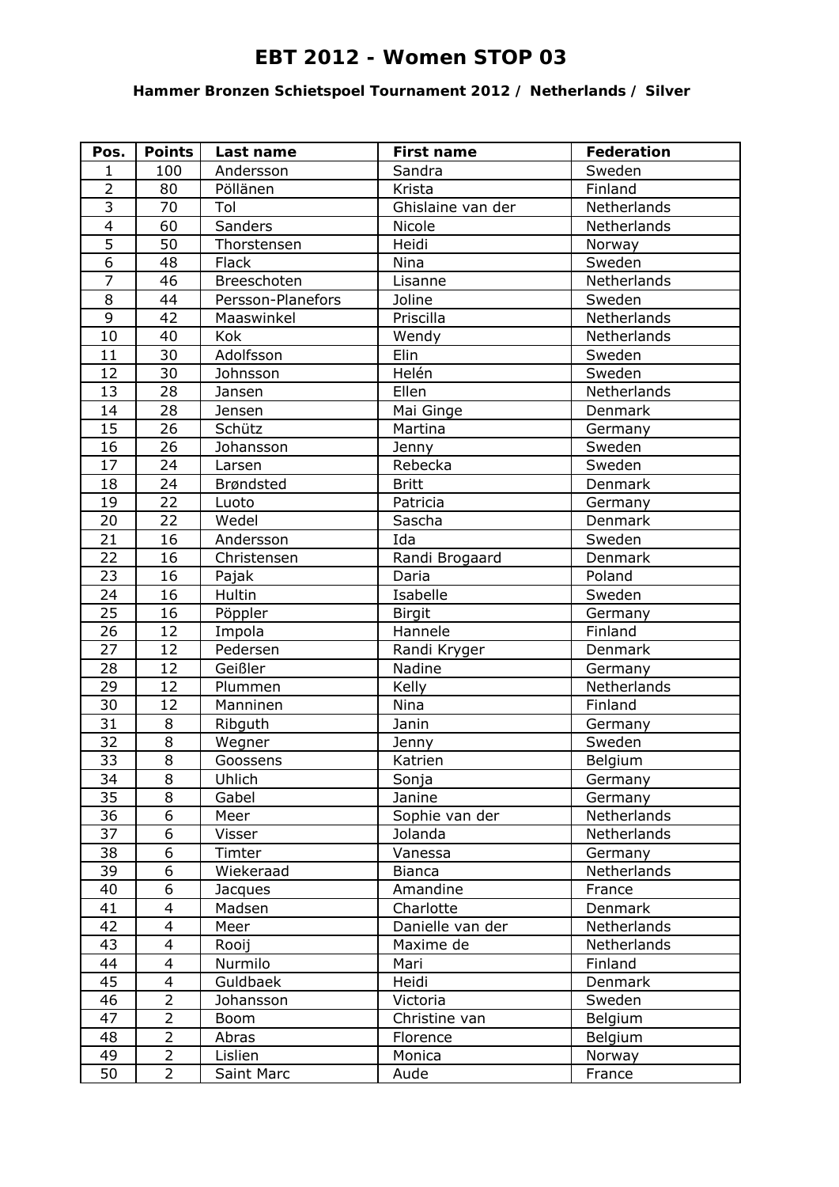# EBT 2012 - Women STOP 03

### Hammer Bronzen Schietspoel Tournament 2012 / Netherlands / Silver

| Pos. | Points | Last name | First name | Federation |
|---|---|---|---|---|
| 1 | 100 | Andersson | Sandra | Sweden |
| 2 | 80 | Pöllänen | Krista | Finland |
| 3 | 70 | Tol | Ghislaine van der | Netherlands |
| 4 | 60 | Sanders | Nicole | Netherlands |
| 5 | 50 | Thorstensen | Heidi | Norway |
| 6 | 48 | Flack | Nina | Sweden |
| 7 | 46 | Breeschoten | Lisanne | Netherlands |
| 8 | 44 | Persson-Planefors | Joline | Sweden |
| 9 | 42 | Maaswinkel | Priscilla | Netherlands |
| 10 | 40 | Kok | Wendy | Netherlands |
| 11 | 30 | Adolfsson | Elin | Sweden |
| 12 | 30 | Johnsson | Helén | Sweden |
| 13 | 28 | Jansen | Ellen | Netherlands |
| 14 | 28 | Jensen | Mai Ginge | Denmark |
| 15 | 26 | Schütz | Martina | Germany |
| 16 | 26 | Johansson | Jenny | Sweden |
| 17 | 24 | Larsen | Rebecka | Sweden |
| 18 | 24 | Brøndsted | Britt | Denmark |
| 19 | 22 | Luoto | Patricia | Germany |
| 20 | 22 | Wedel | Sascha | Denmark |
| 21 | 16 | Andersson | Ida | Sweden |
| 22 | 16 | Christensen | Randi Brogaard | Denmark |
| 23 | 16 | Pajak | Daria | Poland |
| 24 | 16 | Hultin | Isabelle | Sweden |
| 25 | 16 | Pöppler | Birgit | Germany |
| 26 | 12 | Impola | Hannele | Finland |
| 27 | 12 | Pedersen | Randi Kryger | Denmark |
| 28 | 12 | Geißler | Nadine | Germany |
| 29 | 12 | Plummen | Kelly | Netherlands |
| 30 | 12 | Manninen | Nina | Finland |
| 31 | 8 | Ribguth | Janin | Germany |
| 32 | 8 | Wegner | Jenny | Sweden |
| 33 | 8 | Goossens | Katrien | Belgium |
| 34 | 8 | Uhlich | Sonja | Germany |
| 35 | 8 | Gabel | Janine | Germany |
| 36 | 6 | Meer | Sophie van der | Netherlands |
| 37 | 6 | Visser | Jolanda | Netherlands |
| 38 | 6 | Timter | Vanessa | Germany |
| 39 | 6 | Wiekeraad | Bianca | Netherlands |
| 40 | 6 | Jacques | Amandine | France |
| 41 | 4 | Madsen | Charlotte | Denmark |
| 42 | 4 | Meer | Danielle van der | Netherlands |
| 43 | 4 | Rooij | Maxime de | Netherlands |
| 44 | 4 | Nurmilo | Mari | Finland |
| 45 | 4 | Guldbaek | Heidi | Denmark |
| 46 | 2 | Johansson | Victoria | Sweden |
| 47 | 2 | Boom | Christine van | Belgium |
| 48 | 2 | Abras | Florence | Belgium |
| 49 | 2 | Lislien | Monica | Norway |
| 50 | 2 | Saint Marc | Aude | France |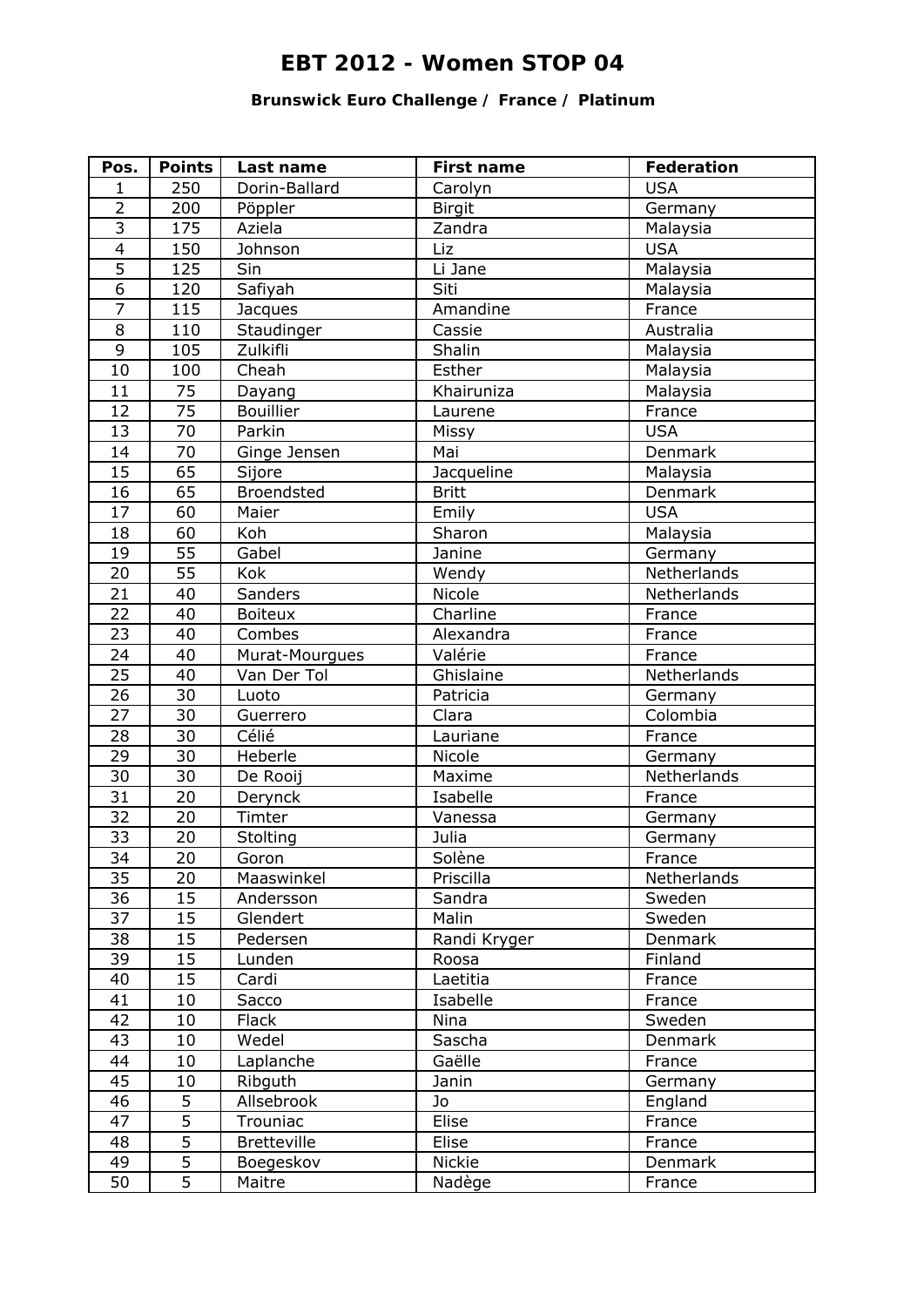# EBT 2012 - Women STOP 04

### Brunswick Euro Challenge / France / Platinum

| Pos. | Points | Last name | First name | Federation |
|---|---|---|---|---|
| 1 | 250 | Dorin-Ballard | Carolyn | USA |
| 2 | 200 | Pöppler | Birgit | Germany |
| 3 | 175 | Aziela | Zandra | Malaysia |
| 4 | 150 | Johnson | Liz | USA |
| 5 | 125 | Sin | Li Jane | Malaysia |
| 6 | 120 | Safiyah | Siti | Malaysia |
| 7 | 115 | Jacques | Amandine | France |
| 8 | 110 | Staudinger | Cassie | Australia |
| 9 | 105 | Zulkifli | Shalin | Malaysia |
| 10 | 100 | Cheah | Esther | Malaysia |
| 11 | 75 | Dayang | Khairuniza | Malaysia |
| 12 | 75 | Bouillier | Laurene | France |
| 13 | 70 | Parkin | Missy | USA |
| 14 | 70 | Ginge Jensen | Mai | Denmark |
| 15 | 65 | Sijore | Jacqueline | Malaysia |
| 16 | 65 | Broendsted | Britt | Denmark |
| 17 | 60 | Maier | Emily | USA |
| 18 | 60 | Koh | Sharon | Malaysia |
| 19 | 55 | Gabel | Janine | Germany |
| 20 | 55 | Kok | Wendy | Netherlands |
| 21 | 40 | Sanders | Nicole | Netherlands |
| 22 | 40 | Boiteux | Charline | France |
| 23 | 40 | Combes | Alexandra | France |
| 24 | 40 | Murat-Mourgues | Valérie | France |
| 25 | 40 | Van Der Tol | Ghislaine | Netherlands |
| 26 | 30 | Luoto | Patricia | Germany |
| 27 | 30 | Guerrero | Clara | Colombia |
| 28 | 30 | Célié | Lauriane | France |
| 29 | 30 | Heberle | Nicole | Germany |
| 30 | 30 | De Rooij | Maxime | Netherlands |
| 31 | 20 | Derynck | Isabelle | France |
| 32 | 20 | Timter | Vanessa | Germany |
| 33 | 20 | Stolting | Julia | Germany |
| 34 | 20 | Goron | Solène | France |
| 35 | 20 | Maaswinkel | Priscilla | Netherlands |
| 36 | 15 | Andersson | Sandra | Sweden |
| 37 | 15 | Glendert | Malin | Sweden |
| 38 | 15 | Pedersen | Randi Kryger | Denmark |
| 39 | 15 | Lunden | Roosa | Finland |
| 40 | 15 | Cardi | Laetitia | France |
| 41 | 10 | Sacco | Isabelle | France |
| 42 | 10 | Flack | Nina | Sweden |
| 43 | 10 | Wedel | Sascha | Denmark |
| 44 | 10 | Laplanche | Gaëlle | France |
| 45 | 10 | Ribguth | Janin | Germany |
| 46 | 5 | Allsebrook | Jo | England |
| 47 | 5 | Trouniac | Elise | France |
| 48 | 5 | Bretteville | Elise | France |
| 49 | 5 | Boegeskov | Nickie | Denmark |
| 50 | 5 | Maitre | Nadège | France |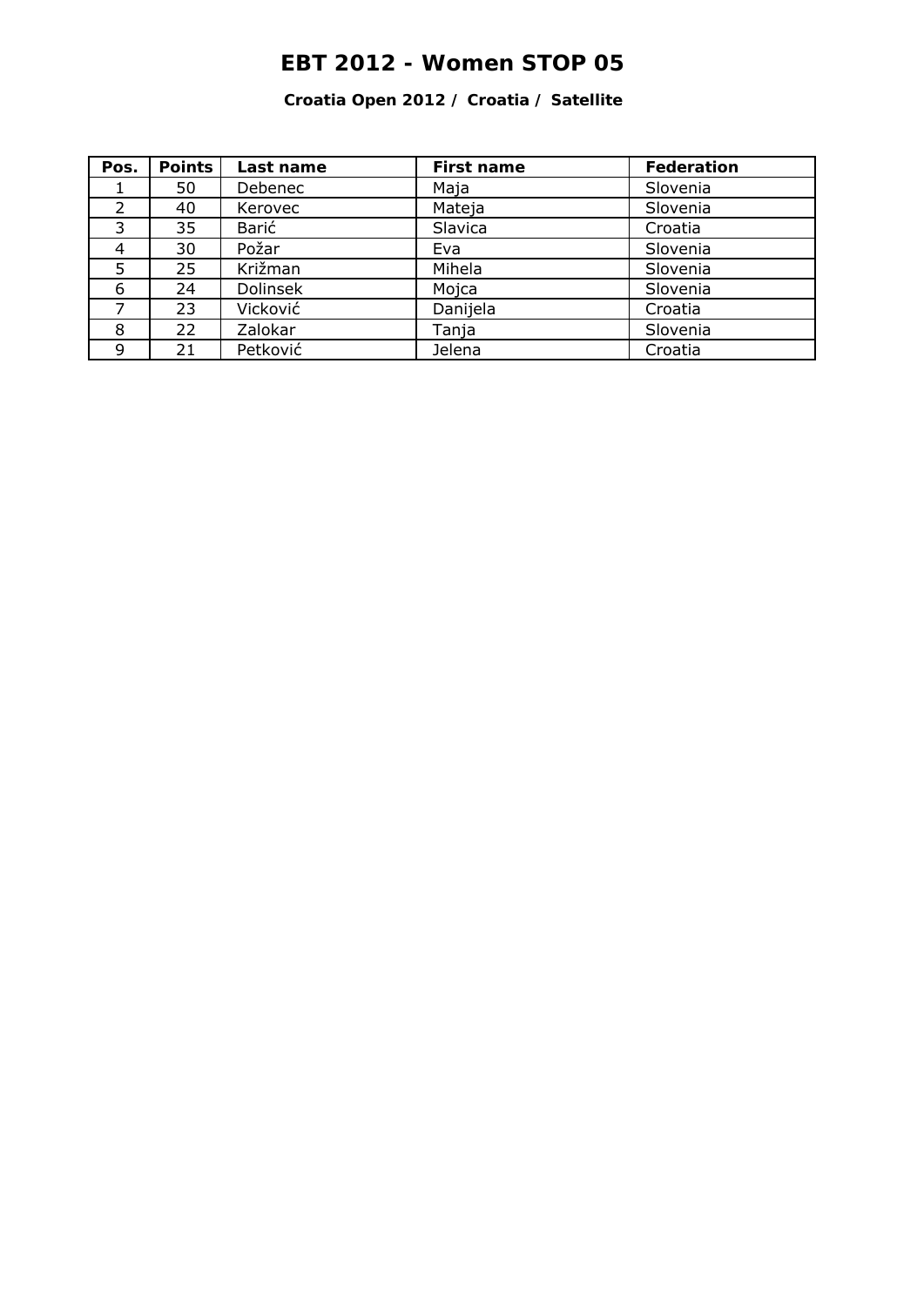# EBT 2012 - Women STOP 05

### Croatia Open 2012 / Croatia / Satellite

| Pos. | Points | Last name | First name | Federation |
|---|---|---|---|---|
| 1 | 50 | Debenec | Maja | Slovenia |
| 2 | 40 | Kerovec | Mateja | Slovenia |
| 3 | 35 | Barić | Slavica | Croatia |
| 4 | 30 | Požar | Eva | Slovenia |
| 5 | 25 | Križman | Mihela | Slovenia |
| 6 | 24 | Dolinsek | Mojca | Slovenia |
| 7 | 23 | Vicković | Danijela | Croatia |
| 8 | 22 | Zalokar | Tanja | Slovenia |
| 9 | 21 | Petković | Jelena | Croatia |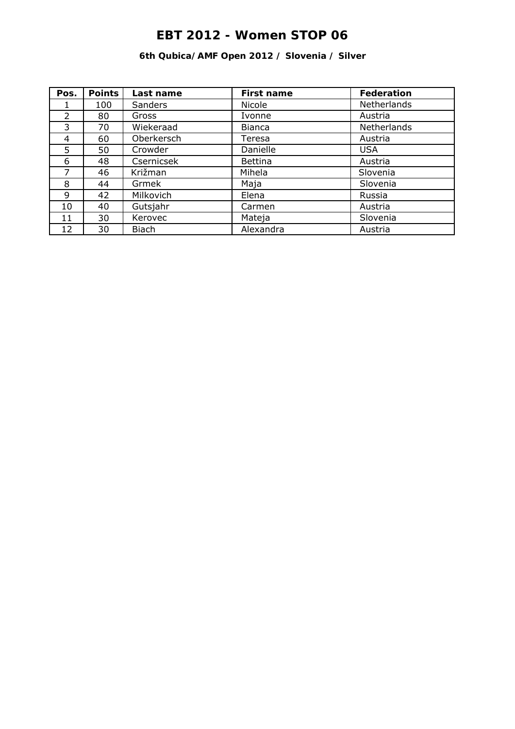# EBT 2012 - Women STOP 06

### 6th Qubica/AMF Open 2012 / Slovenia / Silver

| Pos. | Points | Last name | First name | Federation |
|---|---|---|---|---|
| 1 | 100 | Sanders | Nicole | Netherlands |
| 2 | 80 | Gross | Ivonne | Austria |
| 3 | 70 | Wiekeraad | Bianca | Netherlands |
| 4 | 60 | Oberkersch | Teresa | Austria |
| 5 | 50 | Crowder | Danielle | USA |
| 6 | 48 | Csernicsek | Bettina | Austria |
| 7 | 46 | Križman | Mihela | Slovenia |
| 8 | 44 | Grmek | Maja | Slovenia |
| 9 | 42 | Milkovich | Elena | Russia |
| 10 | 40 | Gutsjahr | Carmen | Austria |
| 11 | 30 | Kerovec | Mateja | Slovenia |
| 12 | 30 | Biach | Alexandra | Austria |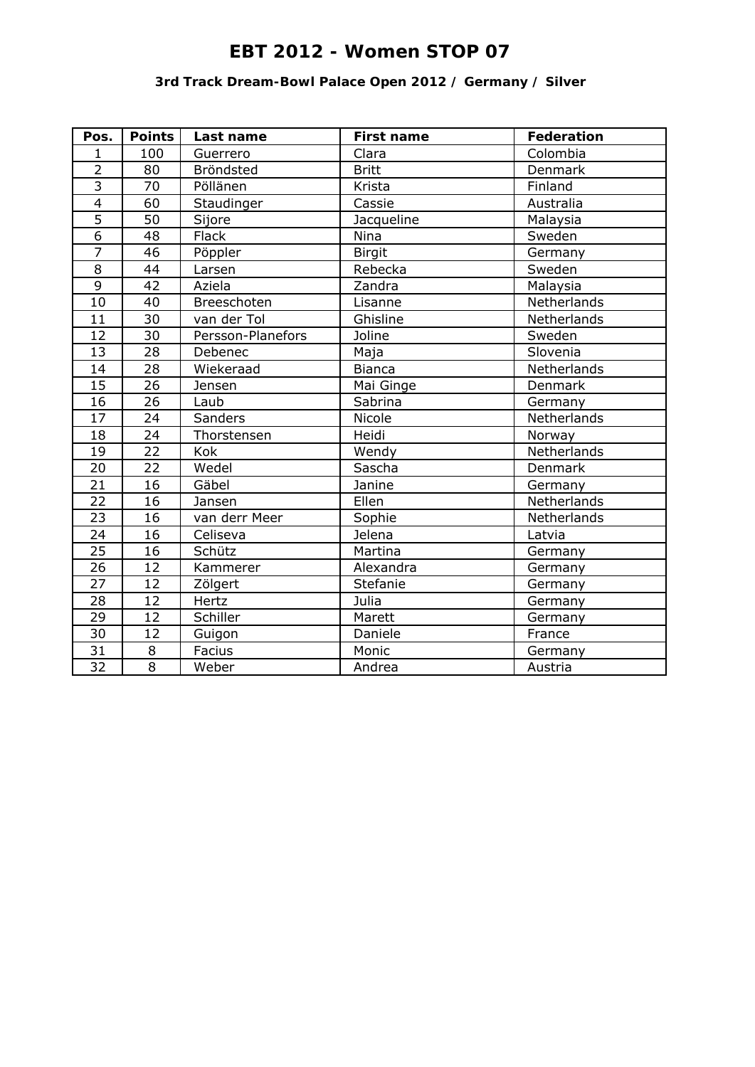# EBT 2012 - Women STOP 07

### 3rd Track Dream-Bowl Palace Open 2012 / Germany / Silver

| Pos. | Points | Last name | First name | Federation |
|---|---|---|---|---|
| 1 | 100 | Guerrero | Clara | Colombia |
| 2 | 80 | Bröndsted | Britt | Denmark |
| 3 | 70 | Pöllänen | Krista | Finland |
| 4 | 60 | Staudinger | Cassie | Australia |
| 5 | 50 | Sijore | Jacqueline | Malaysia |
| 6 | 48 | Flack | Nina | Sweden |
| 7 | 46 | Pöppler | Birgit | Germany |
| 8 | 44 | Larsen | Rebecka | Sweden |
| 9 | 42 | Aziela | Zandra | Malaysia |
| 10 | 40 | Breeschoten | Lisanne | Netherlands |
| 11 | 30 | van der Tol | Ghisline | Netherlands |
| 12 | 30 | Persson-Planefors | Joline | Sweden |
| 13 | 28 | Debenec | Maja | Slovenia |
| 14 | 28 | Wiekeraad | Bianca | Netherlands |
| 15 | 26 | Jensen | Mai Ginge | Denmark |
| 16 | 26 | Laub | Sabrina | Germany |
| 17 | 24 | Sanders | Nicole | Netherlands |
| 18 | 24 | Thorstensen | Heidi | Norway |
| 19 | 22 | Kok | Wendy | Netherlands |
| 20 | 22 | Wedel | Sascha | Denmark |
| 21 | 16 | Gäbel | Janine | Germany |
| 22 | 16 | Jansen | Ellen | Netherlands |
| 23 | 16 | van derr Meer | Sophie | Netherlands |
| 24 | 16 | Celiseva | Jelena | Latvia |
| 25 | 16 | Schütz | Martina | Germany |
| 26 | 12 | Kammerer | Alexandra | Germany |
| 27 | 12 | Zölgert | Stefanie | Germany |
| 28 | 12 | Hertz | Julia | Germany |
| 29 | 12 | Schiller | Marett | Germany |
| 30 | 12 | Guigon | Daniele | France |
| 31 | 8 | Facius | Monic | Germany |
| 32 | 8 | Weber | Andrea | Austria |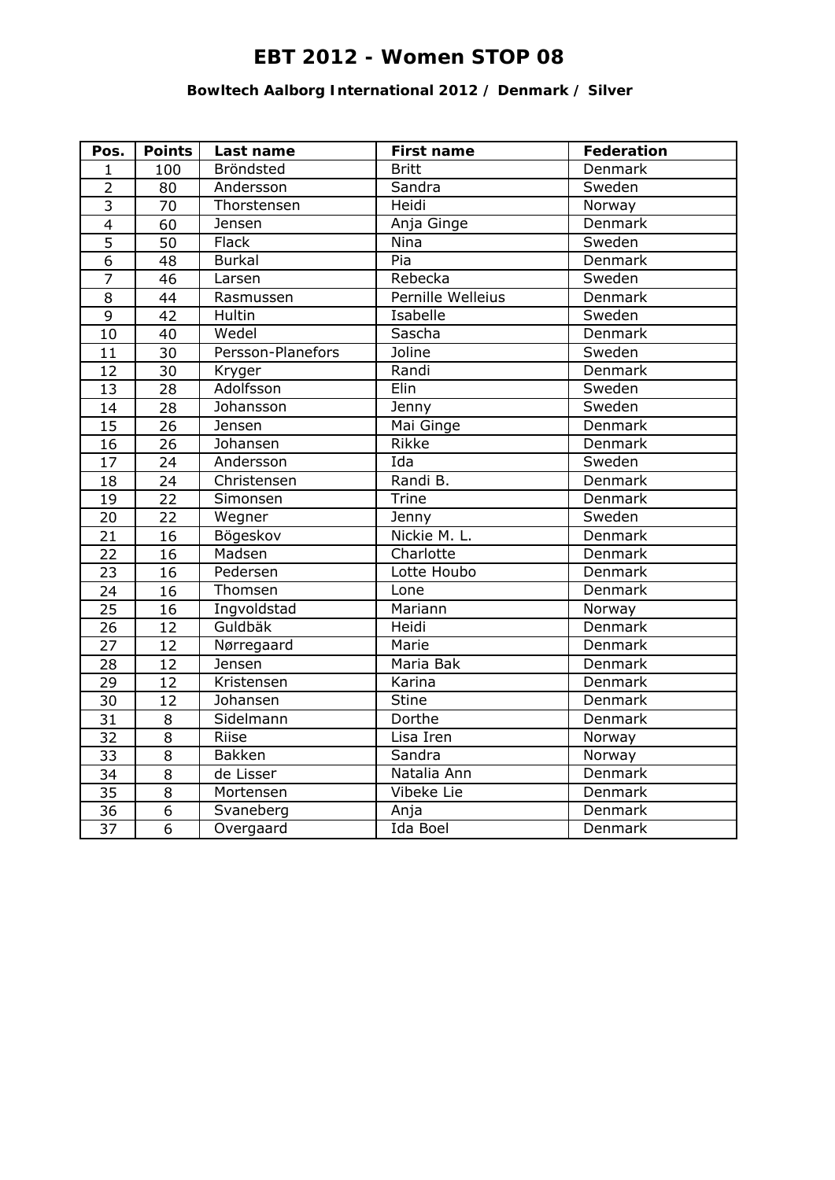# EBT 2012 - Women STOP 08

### Bowltech Aalborg International 2012 / Denmark / Silver

| Pos. | Points | Last name | First name | Federation |
|---|---|---|---|---|
| 1 | 100 | Bröndsted | Britt | Denmark |
| 2 | 80 | Andersson | Sandra | Sweden |
| 3 | 70 | Thorstensen | Heidi | Norway |
| 4 | 60 | Jensen | Anja Ginge | Denmark |
| 5 | 50 | Flack | Nina | Sweden |
| 6 | 48 | Burkal | Pia | Denmark |
| 7 | 46 | Larsen | Rebecka | Sweden |
| 8 | 44 | Rasmussen | Pernille Welleius | Denmark |
| 9 | 42 | Hultin | Isabelle | Sweden |
| 10 | 40 | Wedel | Sascha | Denmark |
| 11 | 30 | Persson-Planefors | Joline | Sweden |
| 12 | 30 | Kryger | Randi | Denmark |
| 13 | 28 | Adolfsson | Elin | Sweden |
| 14 | 28 | Johansson | Jenny | Sweden |
| 15 | 26 | Jensen | Mai Ginge | Denmark |
| 16 | 26 | Johansen | Rikke | Denmark |
| 17 | 24 | Andersson | Ida | Sweden |
| 18 | 24 | Christensen | Randi B. | Denmark |
| 19 | 22 | Simonsen | Trine | Denmark |
| 20 | 22 | Wegner | Jenny | Sweden |
| 21 | 16 | Bögeskov | Nickie M. L. | Denmark |
| 22 | 16 | Madsen | Charlotte | Denmark |
| 23 | 16 | Pedersen | Lotte Houbo | Denmark |
| 24 | 16 | Thomsen | Lone | Denmark |
| 25 | 16 | Ingvoldstad | Mariann | Norway |
| 26 | 12 | Guldbäk | Heidi | Denmark |
| 27 | 12 | Nørregaard | Marie | Denmark |
| 28 | 12 | Jensen | Maria Bak | Denmark |
| 29 | 12 | Kristensen | Karina | Denmark |
| 30 | 12 | Johansen | Stine | Denmark |
| 31 | 8 | Sidelmann | Dorthe | Denmark |
| 32 | 8 | Riise | Lisa Iren | Norway |
| 33 | 8 | Bakken | Sandra | Norway |
| 34 | 8 | de Lisser | Natalia Ann | Denmark |
| 35 | 8 | Mortensen | Vibeke Lie | Denmark |
| 36 | 6 | Svaneberg | Anja | Denmark |
| 37 | 6 | Overgaard | Ida Boel | Denmark |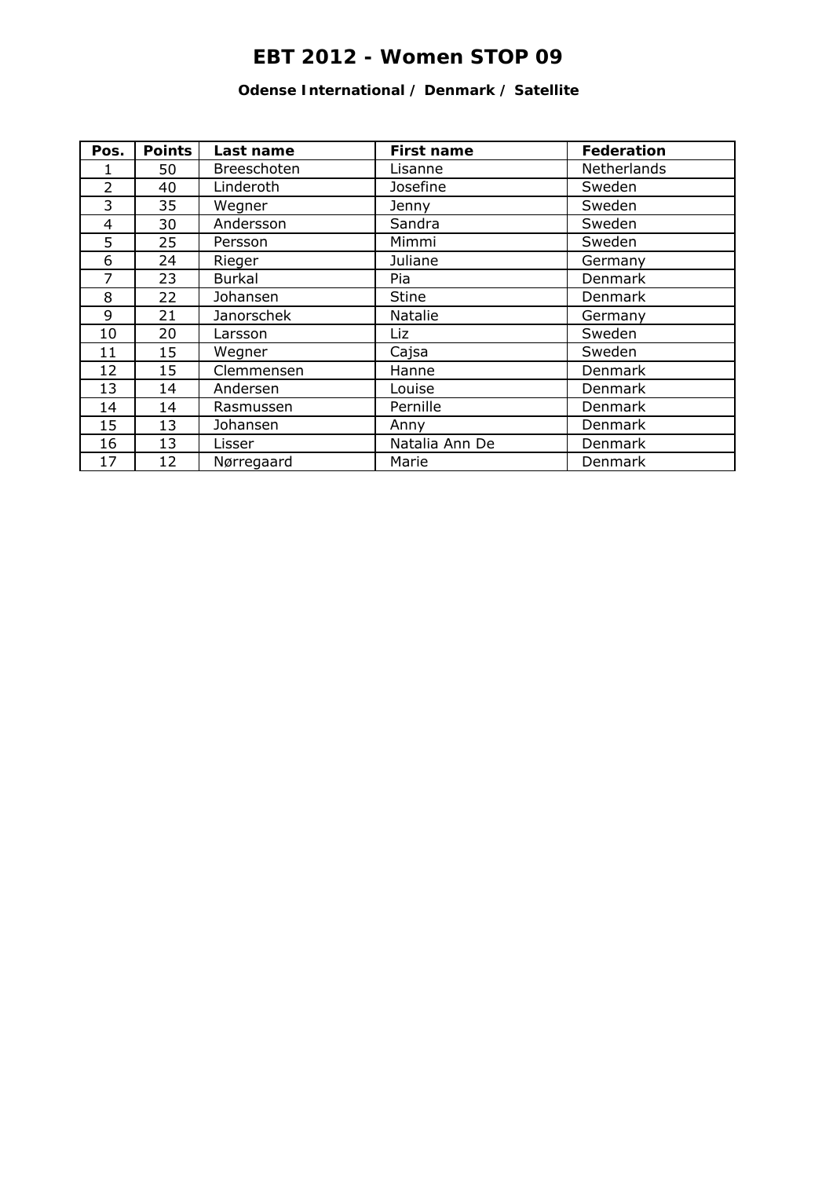# EBT 2012 - Women STOP 09

**Odense International / Denmark / Satellite**

| Pos. | Points | Last name | First name | Federation |
|---|---|---|---|---|
| 1 | 50 | Breeschoten | Lisanne | Netherlands |
| 2 | 40 | Linderoth | Josefine | Sweden |
| 3 | 35 | Wegner | Jenny | Sweden |
| 4 | 30 | Andersson | Sandra | Sweden |
| 5 | 25 | Persson | Mimmi | Sweden |
| 6 | 24 | Rieger | Juliane | Germany |
| 7 | 23 | Burkal | Pia | Denmark |
| 8 | 22 | Johansen | Stine | Denmark |
| 9 | 21 | Janorschek | Natalie | Germany |
| 10 | 20 | Larsson | Liz | Sweden |
| 11 | 15 | Wegner | Cajsa | Sweden |
| 12 | 15 | Clemmensen | Hanne | Denmark |
| 13 | 14 | Andersen | Louise | Denmark |
| 14 | 14 | Rasmussen | Pernille | Denmark |
| 15 | 13 | Johansen | Anny | Denmark |
| 16 | 13 | Lisser | Natalia Ann De | Denmark |
| 17 | 12 | Nørregaard | Marie | Denmark |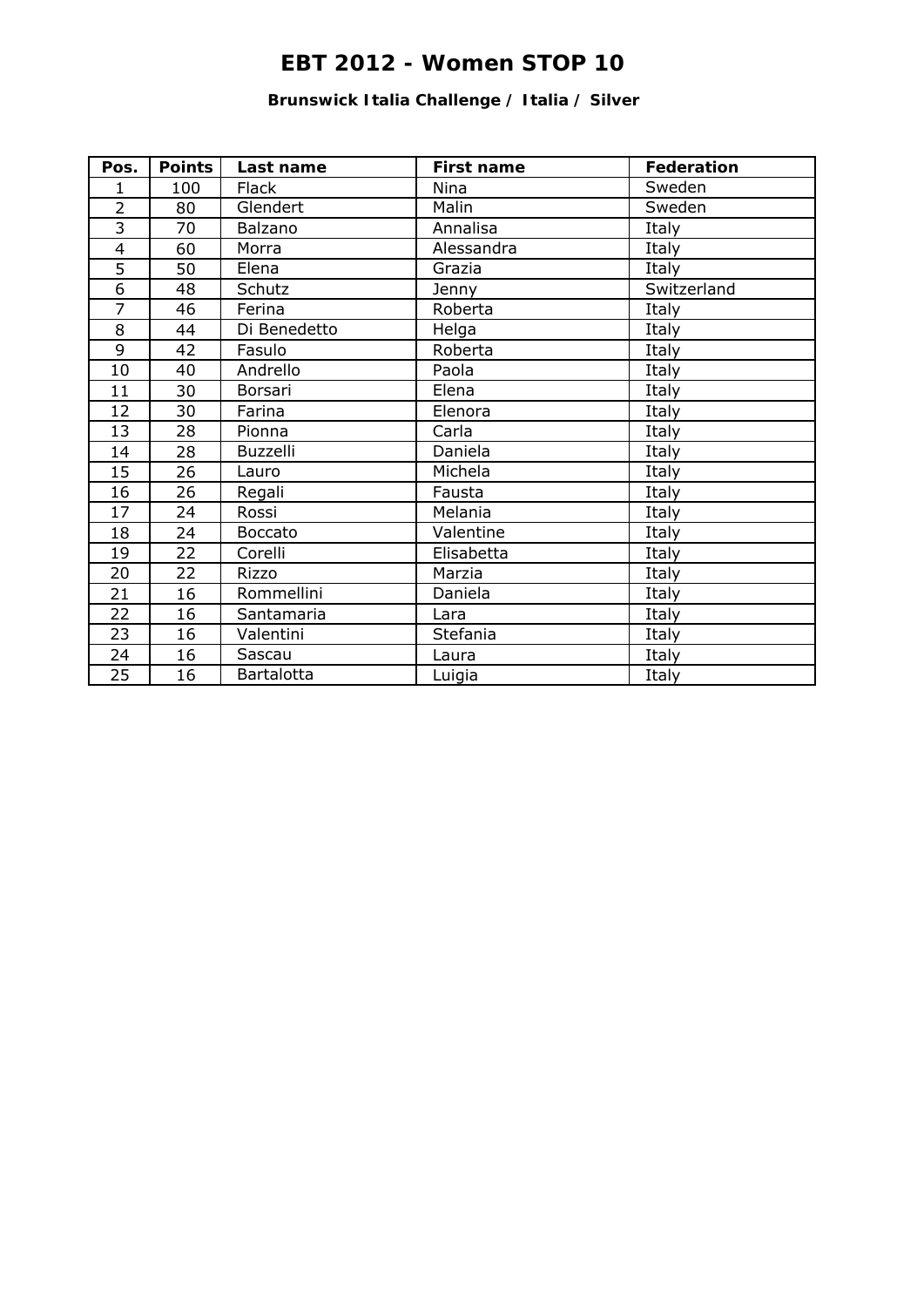# EBT 2012 - Women STOP 10

### Brunswick Italia Challenge / Italia / Silver

| Pos. | Points | Last name | First name | Federation |
|---|---|---|---|---|
| 1 | 100 | Flack | Nina | Sweden |
| 2 | 80 | Glendert | Malin | Sweden |
| 3 | 70 | Balzano | Annalisa | Italy |
| 4 | 60 | Morra | Alessandra | Italy |
| 5 | 50 | Elena | Grazia | Italy |
| 6 | 48 | Schutz | Jenny | Switzerland |
| 7 | 46 | Ferina | Roberta | Italy |
| 8 | 44 | Di Benedetto | Helga | Italy |
| 9 | 42 | Fasulo | Roberta | Italy |
| 10 | 40 | Andrello | Paola | Italy |
| 11 | 30 | Borsari | Elena | Italy |
| 12 | 30 | Farina | Elenora | Italy |
| 13 | 28 | Pionna | Carla | Italy |
| 14 | 28 | Buzzelli | Daniela | Italy |
| 15 | 26 | Lauro | Michela | Italy |
| 16 | 26 | Regali | Fausta | Italy |
| 17 | 24 | Rossi | Melania | Italy |
| 18 | 24 | Boccato | Valentine | Italy |
| 19 | 22 | Corelli | Elisabetta | Italy |
| 20 | 22 | Rizzo | Marzia | Italy |
| 21 | 16 | Rommellini | Daniela | Italy |
| 22 | 16 | Santamaria | Lara | Italy |
| 23 | 16 | Valentini | Stefania | Italy |
| 24 | 16 | Sascau | Laura | Italy |
| 25 | 16 | Bartalotta | Luigia | Italy |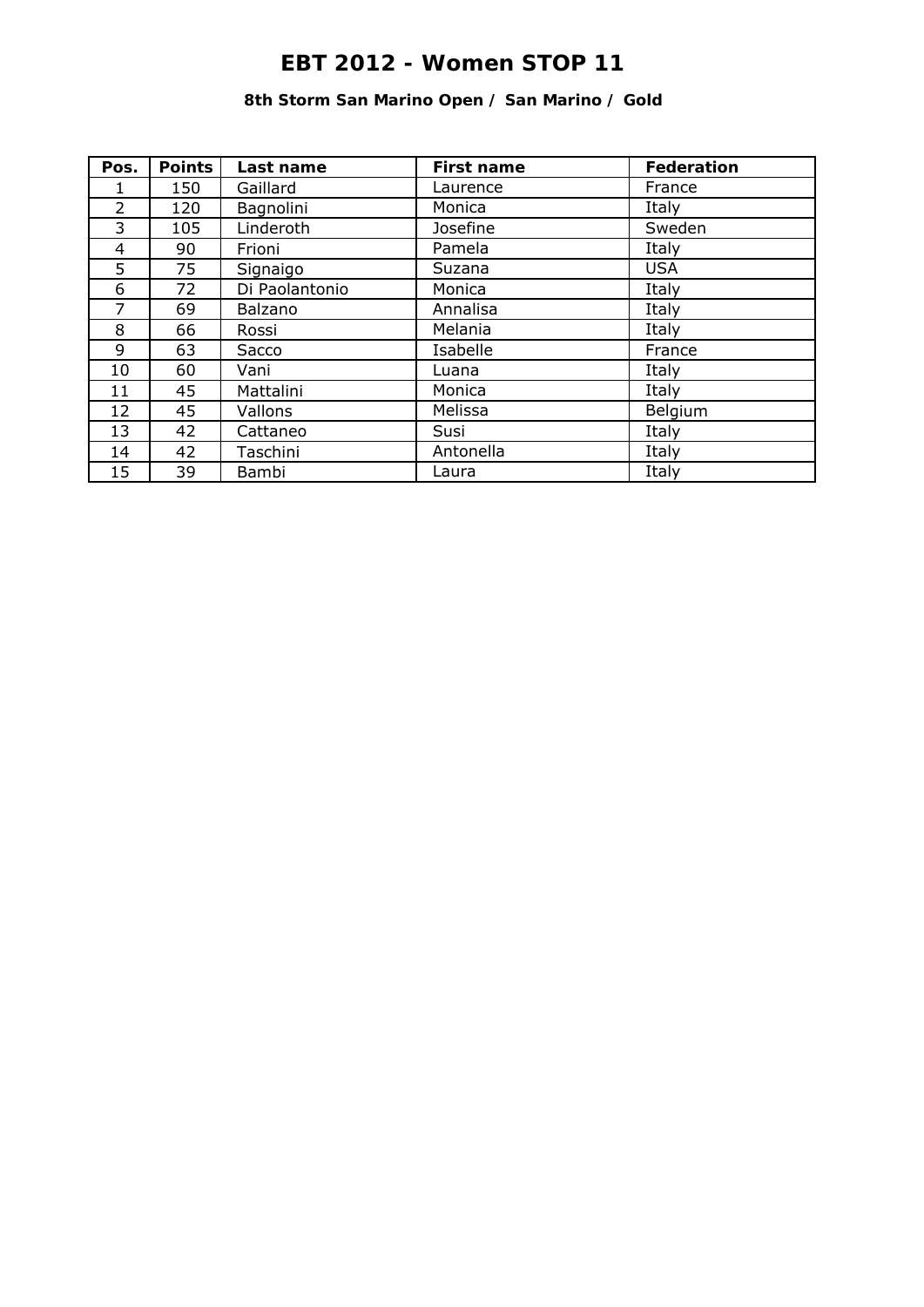# EBT 2012 - Women STOP 11

### 8th Storm San Marino Open / San Marino / Gold

| Pos. | Points | Last name | First name | Federation |
|---|---|---|---|---|
| 1 | 150 | Gaillard | Laurence | France |
| 2 | 120 | Bagnolini | Monica | Italy |
| 3 | 105 | Linderoth | Josefine | Sweden |
| 4 | 90 | Frioni | Pamela | Italy |
| 5 | 75 | Signaigo | Suzana | USA |
| 6 | 72 | Di Paolantonio | Monica | Italy |
| 7 | 69 | Balzano | Annalisa | Italy |
| 8 | 66 | Rossi | Melania | Italy |
| 9 | 63 | Sacco | Isabelle | France |
| 10 | 60 | Vani | Luana | Italy |
| 11 | 45 | Mattalini | Monica | Italy |
| 12 | 45 | Vallons | Melissa | Belgium |
| 13 | 42 | Cattaneo | Susi | Italy |
| 14 | 42 | Taschini | Antonella | Italy |
| 15 | 39 | Bambi | Laura | Italy |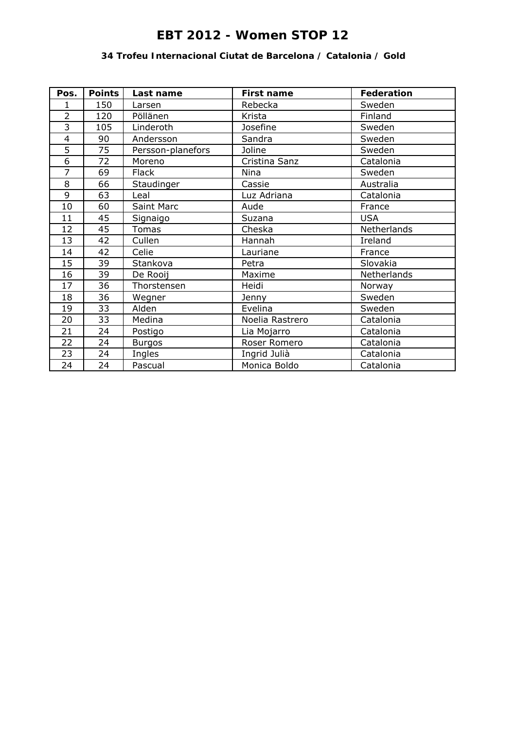# EBT 2012 - Women STOP 12

### 34 Trofeu Internacional Ciutat de Barcelona / Catalonia / Gold

| Pos. | Points | Last name | First name | Federation |
|---|---|---|---|---|
| 1 | 150 | Larsen | Rebecka | Sweden |
| 2 | 120 | Pöllänen | Krista | Finland |
| 3 | 105 | Linderoth | Josefine | Sweden |
| 4 | 90 | Andersson | Sandra | Sweden |
| 5 | 75 | Persson-planefors | Joline | Sweden |
| 6 | 72 | Moreno | Cristina Sanz | Catalonia |
| 7 | 69 | Flack | Nina | Sweden |
| 8 | 66 | Staudinger | Cassie | Australia |
| 9 | 63 | Leal | Luz Adriana | Catalonia |
| 10 | 60 | Saint Marc | Aude | France |
| 11 | 45 | Signaigo | Suzana | USA |
| 12 | 45 | Tomas | Cheska | Netherlands |
| 13 | 42 | Cullen | Hannah | Ireland |
| 14 | 42 | Celie | Lauriane | France |
| 15 | 39 | Stankova | Petra | Slovakia |
| 16 | 39 | De Rooij | Maxime | Netherlands |
| 17 | 36 | Thorstensen | Heidi | Norway |
| 18 | 36 | Wegner | Jenny | Sweden |
| 19 | 33 | Alden | Evelina | Sweden |
| 20 | 33 | Medina | Noelia Rastrero | Catalonia |
| 21 | 24 | Postigo | Lia Mojarro | Catalonia |
| 22 | 24 | Burgos | Roser Romero | Catalonia |
| 23 | 24 | Ingles | Ingrid Julià | Catalonia |
| 24 | 24 | Pascual | Monica Boldo | Catalonia |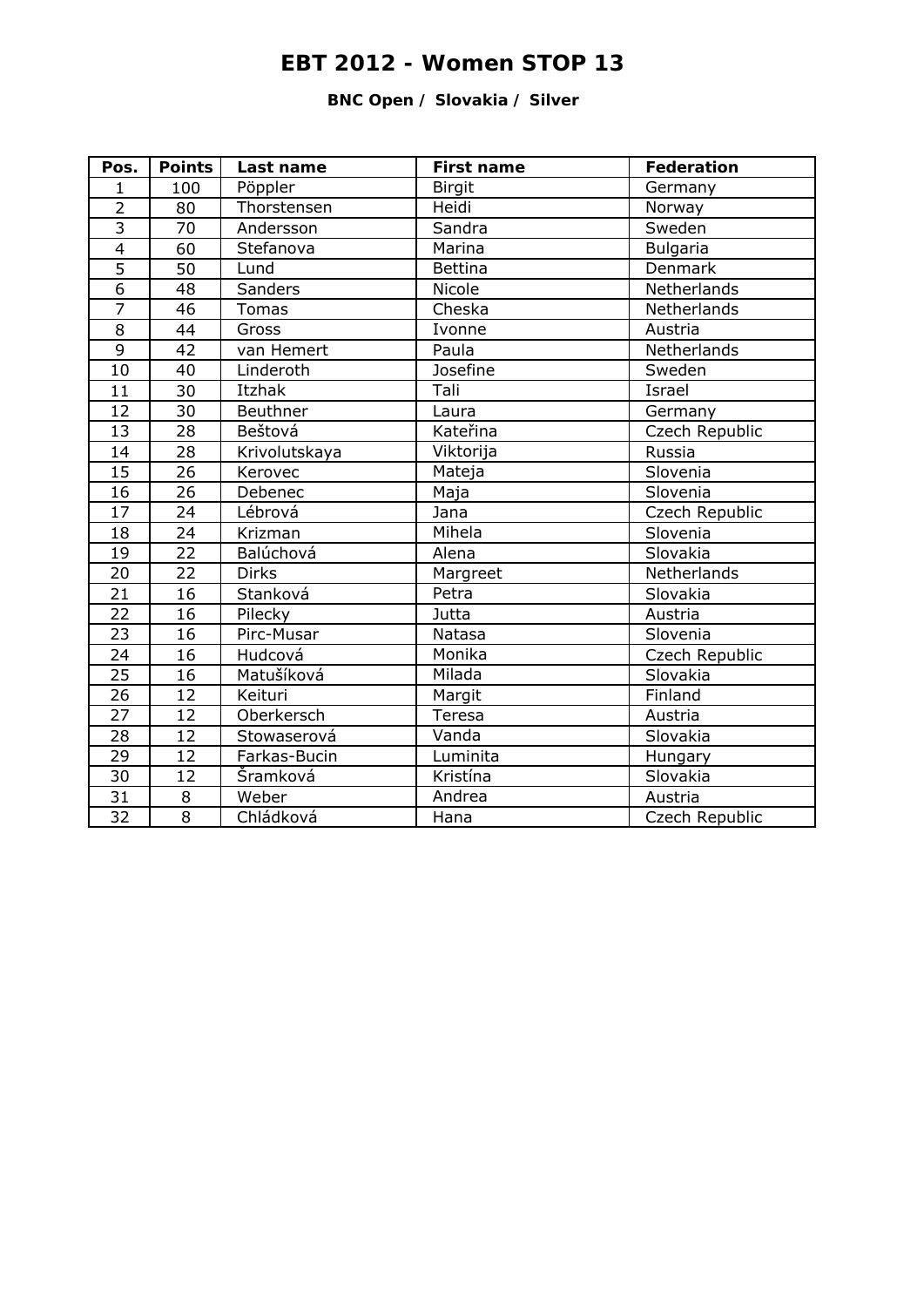# EBT 2012 - Women STOP 13

**BNC Open / Slovakia / Silver**

| Pos. | Points | Last name | First name | Federation |
|---|---|---|---|---|
| 1 | 100 | Pöppler | Birgit | Germany |
| 2 | 80 | Thorstensen | Heidi | Norway |
| 3 | 70 | Andersson | Sandra | Sweden |
| 4 | 60 | Stefanova | Marina | Bulgaria |
| 5 | 50 | Lund | Bettina | Denmark |
| 6 | 48 | Sanders | Nicole | Netherlands |
| 7 | 46 | Tomas | Cheska | Netherlands |
| 8 | 44 | Gross | Ivonne | Austria |
| 9 | 42 | van Hemert | Paula | Netherlands |
| 10 | 40 | Linderoth | Josefine | Sweden |
| 11 | 30 | Itzhak | Tali | Israel |
| 12 | 30 | Beuthner | Laura | Germany |
| 13 | 28 | Beštová | Kateřina | Czech Republic |
| 14 | 28 | Krivolutskaya | Viktorija | Russia |
| 15 | 26 | Kerovec | Mateja | Slovenia |
| 16 | 26 | Debenec | Maja | Slovenia |
| 17 | 24 | Lébrová | Jana | Czech Republic |
| 18 | 24 | Krizman | Mihela | Slovenia |
| 19 | 22 | Balúchová | Alena | Slovakia |
| 20 | 22 | Dirks | Margreet | Netherlands |
| 21 | 16 | Stanková | Petra | Slovakia |
| 22 | 16 | Pilecky | Jutta | Austria |
| 23 | 16 | Pirc-Musar | Natasa | Slovenia |
| 24 | 16 | Hudcová | Monika | Czech Republic |
| 25 | 16 | Matušíková | Milada | Slovakia |
| 26 | 12 | Keituri | Margit | Finland |
| 27 | 12 | Oberkersch | Teresa | Austria |
| 28 | 12 | Stowaserová | Vanda | Slovakia |
| 29 | 12 | Farkas-Bucin | Luminita | Hungary |
| 30 | 12 | Šramková | Kristína | Slovakia |
| 31 | 8 | Weber | Andrea | Austria |
| 32 | 8 | Chládková | Hana | Czech Republic |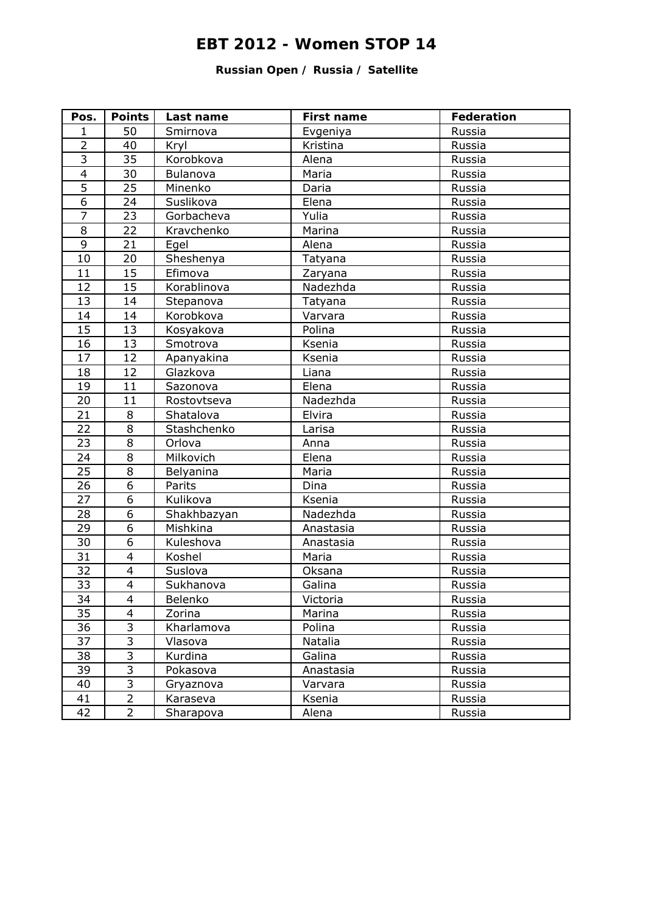# EBT 2012 - Women STOP 14

**Russian Open / Russia / Satellite**

| Pos. | Points | Last name | First name | Federation |
|---|---|---|---|---|
| 1 | 50 | Smirnova | Evgeniya | Russia |
| 2 | 40 | Kryl | Kristina | Russia |
| 3 | 35 | Korobkova | Alena | Russia |
| 4 | 30 | Bulanova | Maria | Russia |
| 5 | 25 | Minenko | Daria | Russia |
| 6 | 24 | Suslikova | Elena | Russia |
| 7 | 23 | Gorbacheva | Yulia | Russia |
| 8 | 22 | Kravchenko | Marina | Russia |
| 9 | 21 | Egel | Alena | Russia |
| 10 | 20 | Sheshenya | Tatyana | Russia |
| 11 | 15 | Efimova | Zaryana | Russia |
| 12 | 15 | Korablinova | Nadezhda | Russia |
| 13 | 14 | Stepanova | Tatyana | Russia |
| 14 | 14 | Korobkova | Varvara | Russia |
| 15 | 13 | Kosyakova | Polina | Russia |
| 16 | 13 | Smotrova | Ksenia | Russia |
| 17 | 12 | Apanyakina | Ksenia | Russia |
| 18 | 12 | Glazkova | Liana | Russia |
| 19 | 11 | Sazonova | Elena | Russia |
| 20 | 11 | Rostovtseva | Nadezhda | Russia |
| 21 | 8 | Shatalova | Elvira | Russia |
| 22 | 8 | Stashchenko | Larisa | Russia |
| 23 | 8 | Orlova | Anna | Russia |
| 24 | 8 | Milkovich | Elena | Russia |
| 25 | 8 | Belyanina | Maria | Russia |
| 26 | 6 | Parits | Dina | Russia |
| 27 | 6 | Kulikova | Ksenia | Russia |
| 28 | 6 | Shakhbazyan | Nadezhda | Russia |
| 29 | 6 | Mishkina | Anastasia | Russia |
| 30 | 6 | Kuleshova | Anastasia | Russia |
| 31 | 4 | Koshel | Maria | Russia |
| 32 | 4 | Suslova | Oksana | Russia |
| 33 | 4 | Sukhanova | Galina | Russia |
| 34 | 4 | Belenko | Victoria | Russia |
| 35 | 4 | Zorina | Marina | Russia |
| 36 | 3 | Kharlamova | Polina | Russia |
| 37 | 3 | Vlasova | Natalia | Russia |
| 38 | 3 | Kurdina | Galina | Russia |
| 39 | 3 | Pokasova | Anastasia | Russia |
| 40 | 3 | Gryaznova | Varvara | Russia |
| 41 | 2 | Karaseva | Ksenia | Russia |
| 42 | 2 | Sharapova | Alena | Russia |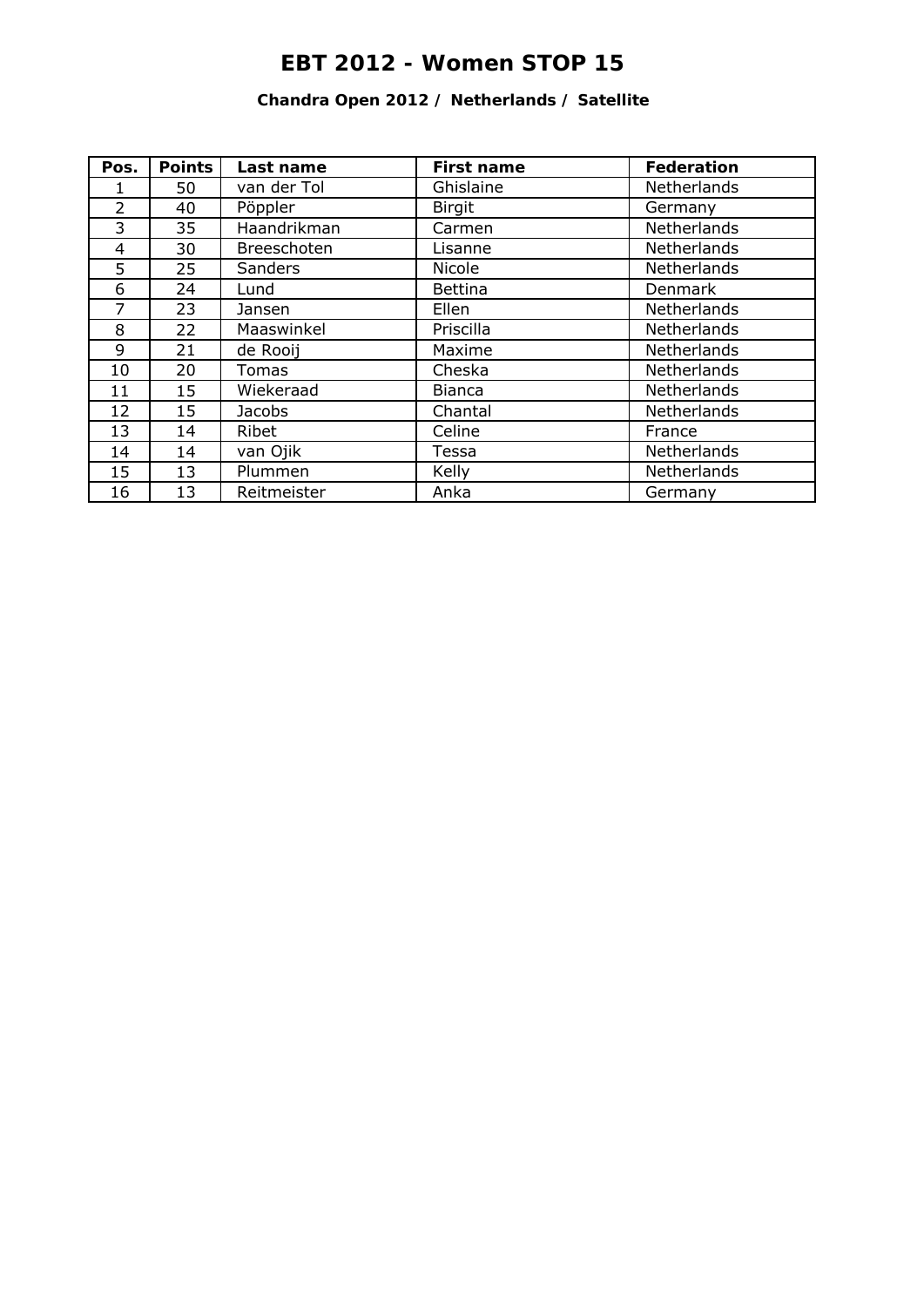# EBT 2012 - Women STOP 15

### Chandra Open 2012 / Netherlands / Satellite

| Pos. | Points | Last name | First name | Federation |
|---|---|---|---|---|
| 1 | 50 | van der Tol | Ghislaine | Netherlands |
| 2 | 40 | Pöppler | Birgit | Germany |
| 3 | 35 | Haandrikman | Carmen | Netherlands |
| 4 | 30 | Breeschoten | Lisanne | Netherlands |
| 5 | 25 | Sanders | Nicole | Netherlands |
| 6 | 24 | Lund | Bettina | Denmark |
| 7 | 23 | Jansen | Ellen | Netherlands |
| 8 | 22 | Maaswinkel | Priscilla | Netherlands |
| 9 | 21 | de Rooij | Maxime | Netherlands |
| 10 | 20 | Tomas | Cheska | Netherlands |
| 11 | 15 | Wiekeraad | Bianca | Netherlands |
| 12 | 15 | Jacobs | Chantal | Netherlands |
| 13 | 14 | Ribet | Celine | France |
| 14 | 14 | van Ojik | Tessa | Netherlands |
| 15 | 13 | Plummen | Kelly | Netherlands |
| 16 | 13 | Reitmeister | Anka | Germany |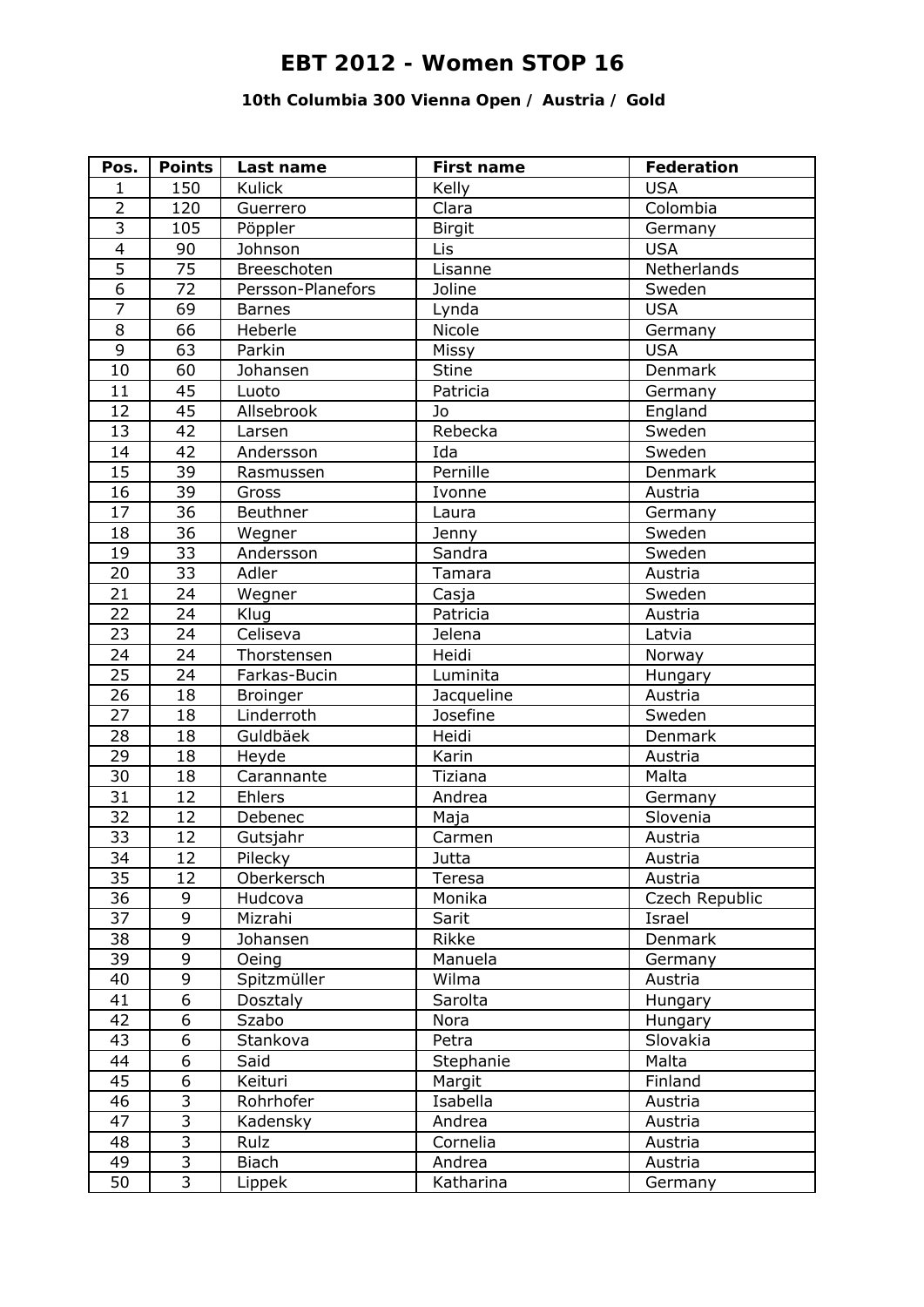# EBT 2012 - Women STOP 16

### 10th Columbia 300 Vienna Open / Austria / Gold

| Pos. | Points | Last name | First name | Federation |
|---|---|---|---|---|
| 1 | 150 | Kulick | Kelly | USA |
| 2 | 120 | Guerrero | Clara | Colombia |
| 3 | 105 | Pöppler | Birgit | Germany |
| 4 | 90 | Johnson | Lis | USA |
| 5 | 75 | Breeschoten | Lisanne | Netherlands |
| 6 | 72 | Persson-Planefors | Joline | Sweden |
| 7 | 69 | Barnes | Lynda | USA |
| 8 | 66 | Heberle | Nicole | Germany |
| 9 | 63 | Parkin | Missy | USA |
| 10 | 60 | Johansen | Stine | Denmark |
| 11 | 45 | Luoto | Patricia | Germany |
| 12 | 45 | Allsebrook | Jo | England |
| 13 | 42 | Larsen | Rebecka | Sweden |
| 14 | 42 | Andersson | Ida | Sweden |
| 15 | 39 | Rasmussen | Pernille | Denmark |
| 16 | 39 | Gross | Ivonne | Austria |
| 17 | 36 | Beuthner | Laura | Germany |
| 18 | 36 | Wegner | Jenny | Sweden |
| 19 | 33 | Andersson | Sandra | Sweden |
| 20 | 33 | Adler | Tamara | Austria |
| 21 | 24 | Wegner | Casja | Sweden |
| 22 | 24 | Klug | Patricia | Austria |
| 23 | 24 | Celiseva | Jelena | Latvia |
| 24 | 24 | Thorstensen | Heidi | Norway |
| 25 | 24 | Farkas-Bucin | Luminita | Hungary |
| 26 | 18 | Broinger | Jacqueline | Austria |
| 27 | 18 | Linderroth | Josefine | Sweden |
| 28 | 18 | Guldbäek | Heidi | Denmark |
| 29 | 18 | Heyde | Karin | Austria |
| 30 | 18 | Carannante | Tiziana | Malta |
| 31 | 12 | Ehlers | Andrea | Germany |
| 32 | 12 | Debenec | Maja | Slovenia |
| 33 | 12 | Gutsjahr | Carmen | Austria |
| 34 | 12 | Pilecky | Jutta | Austria |
| 35 | 12 | Oberkersch | Teresa | Austria |
| 36 | 9 | Hudcova | Monika | Czech Republic |
| 37 | 9 | Mizrahi | Sarit | Israel |
| 38 | 9 | Johansen | Rikke | Denmark |
| 39 | 9 | Oeing | Manuela | Germany |
| 40 | 9 | Spitzmüller | Wilma | Austria |
| 41 | 6 | Dosztaly | Sarolta | Hungary |
| 42 | 6 | Szabo | Nora | Hungary |
| 43 | 6 | Stankova | Petra | Slovakia |
| 44 | 6 | Said | Stephanie | Malta |
| 45 | 6 | Keituri | Margit | Finland |
| 46 | 3 | Rohrhofer | Isabella | Austria |
| 47 | 3 | Kadensky | Andrea | Austria |
| 48 | 3 | Rulz | Cornelia | Austria |
| 49 | 3 | Biach | Andrea | Austria |
| 50 | 3 | Lippek | Katharina | Germany |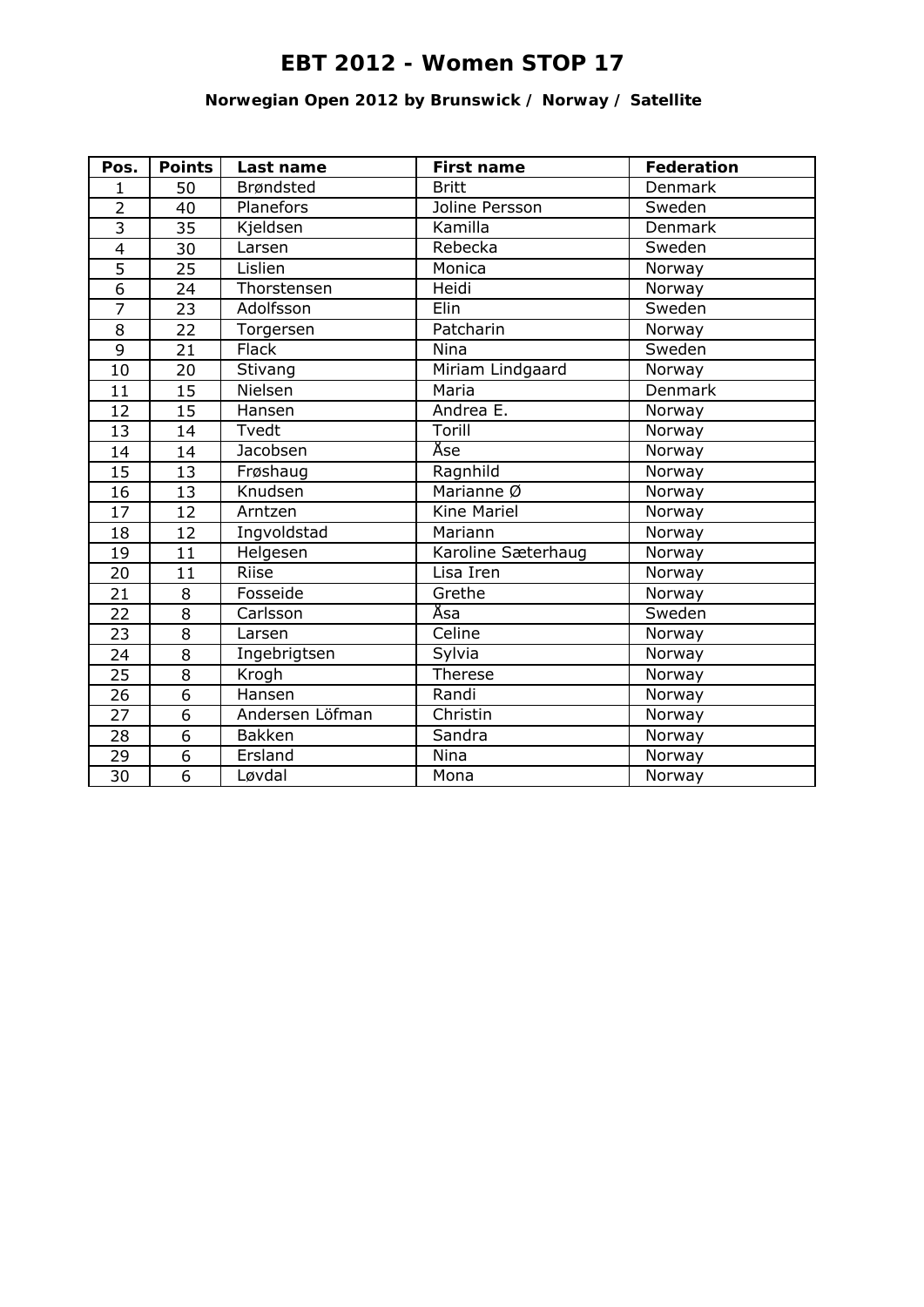# EBT 2012 - Women STOP 17

### Norwegian Open 2012 by Brunswick / Norway / Satellite

| Pos. | Points | Last name | First name | Federation |
|---|---|---|---|---|
| 1 | 50 | Brøndsted | Britt | Denmark |
| 2 | 40 | Planefors | Joline Persson | Sweden |
| 3 | 35 | Kjeldsen | Kamilla | Denmark |
| 4 | 30 | Larsen | Rebecka | Sweden |
| 5 | 25 | Lislien | Monica | Norway |
| 6 | 24 | Thorstensen | Heidi | Norway |
| 7 | 23 | Adolfsson | Elin | Sweden |
| 8 | 22 | Torgersen | Patcharin | Norway |
| 9 | 21 | Flack | Nina | Sweden |
| 10 | 20 | Stivang | Miriam Lindgaard | Norway |
| 11 | 15 | Nielsen | Maria | Denmark |
| 12 | 15 | Hansen | Andrea E. | Norway |
| 13 | 14 | Tvedt | Torill | Norway |
| 14 | 14 | Jacobsen | Åse | Norway |
| 15 | 13 | Frøshaug | Ragnhild | Norway |
| 16 | 13 | Knudsen | Marianne Ø | Norway |
| 17 | 12 | Arntzen | Kine Mariel | Norway |
| 18 | 12 | Ingvoldstad | Mariann | Norway |
| 19 | 11 | Helgesen | Karoline Sæterhaug | Norway |
| 20 | 11 | Riise | Lisa Iren | Norway |
| 21 | 8 | Fosseide | Grethe | Norway |
| 22 | 8 | Carlsson | Åsa | Sweden |
| 23 | 8 | Larsen | Celine | Norway |
| 24 | 8 | Ingebrigtsen | Sylvia | Norway |
| 25 | 8 | Krogh | Therese | Norway |
| 26 | 6 | Hansen | Randi | Norway |
| 27 | 6 | Andersen Löfman | Christin | Norway |
| 28 | 6 | Bakken | Sandra | Norway |
| 29 | 6 | Ersland | Nina | Norway |
| 30 | 6 | Løvdal | Mona | Norway |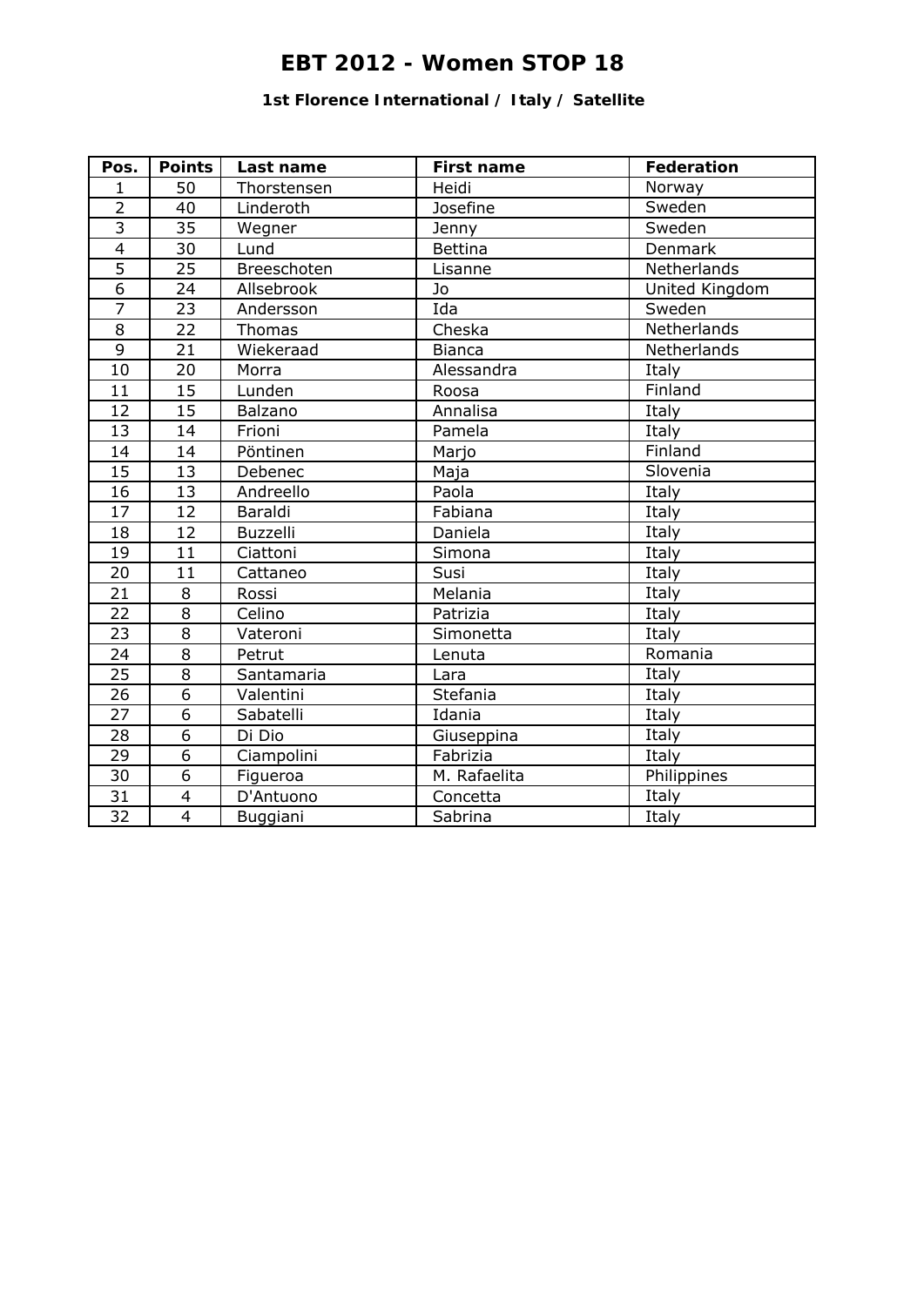# EBT 2012 - Women STOP 18

### 1st Florence International / Italy / Satellite

| Pos. | Points | Last name | First name | Federation |
|---|---|---|---|---|
| 1 | 50 | Thorstensen | Heidi | Norway |
| 2 | 40 | Linderoth | Josefine | Sweden |
| 3 | 35 | Wegner | Jenny | Sweden |
| 4 | 30 | Lund | Bettina | Denmark |
| 5 | 25 | Breeschoten | Lisanne | Netherlands |
| 6 | 24 | Allsebrook | Jo | United Kingdom |
| 7 | 23 | Andersson | Ida | Sweden |
| 8 | 22 | Thomas | Cheska | Netherlands |
| 9 | 21 | Wiekeraad | Bianca | Netherlands |
| 10 | 20 | Morra | Alessandra | Italy |
| 11 | 15 | Lunden | Roosa | Finland |
| 12 | 15 | Balzano | Annalisa | Italy |
| 13 | 14 | Frioni | Pamela | Italy |
| 14 | 14 | Pöntinen | Marjo | Finland |
| 15 | 13 | Debenec | Maja | Slovenia |
| 16 | 13 | Andreello | Paola | Italy |
| 17 | 12 | Baraldi | Fabiana | Italy |
| 18 | 12 | Buzzelli | Daniela | Italy |
| 19 | 11 | Ciattoni | Simona | Italy |
| 20 | 11 | Cattaneo | Susi | Italy |
| 21 | 8 | Rossi | Melania | Italy |
| 22 | 8 | Celino | Patrizia | Italy |
| 23 | 8 | Vateroni | Simonetta | Italy |
| 24 | 8 | Petrut | Lenuta | Romania |
| 25 | 8 | Santamaria | Lara | Italy |
| 26 | 6 | Valentini | Stefania | Italy |
| 27 | 6 | Sabatelli | Idania | Italy |
| 28 | 6 | Di Dio | Giuseppina | Italy |
| 29 | 6 | Ciampolini | Fabrizia | Italy |
| 30 | 6 | Figueroa | M. Rafaelita | Philippines |
| 31 | 4 | D'Antuono | Concetta | Italy |
| 32 | 4 | Buggiani | Sabrina | Italy |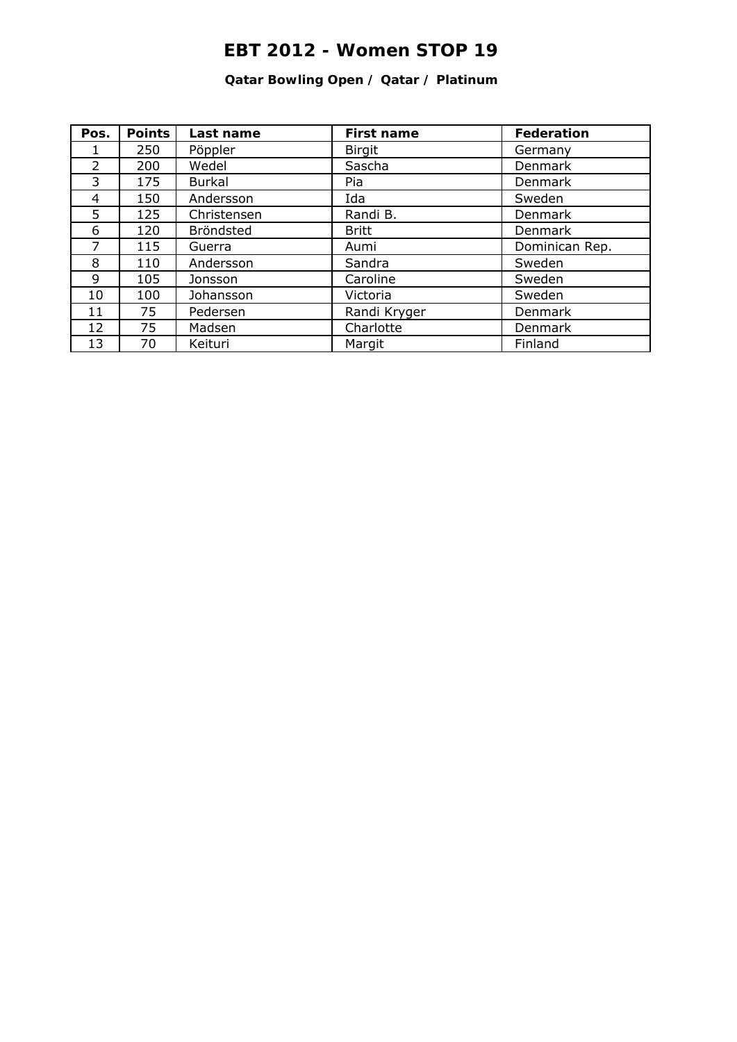# EBT 2012 - Women STOP 19

### Qatar Bowling Open / Qatar / Platinum

| Pos. | Points | Last name | First name | Federation |
|---|---|---|---|---|
| 1 | 250 | Pöppler | Birgit | Germany |
| 2 | 200 | Wedel | Sascha | Denmark |
| 3 | 175 | Burkal | Pia | Denmark |
| 4 | 150 | Andersson | Ida | Sweden |
| 5 | 125 | Christensen | Randi B. | Denmark |
| 6 | 120 | Bröndsted | Britt | Denmark |
| 7 | 115 | Guerra | Aumi | Dominican Rep. |
| 8 | 110 | Andersson | Sandra | Sweden |
| 9 | 105 | Jonsson | Caroline | Sweden |
| 10 | 100 | Johansson | Victoria | Sweden |
| 11 | 75 | Pedersen | Randi Kryger | Denmark |
| 12 | 75 | Madsen | Charlotte | Denmark |
| 13 | 70 | Keituri | Margit | Finland |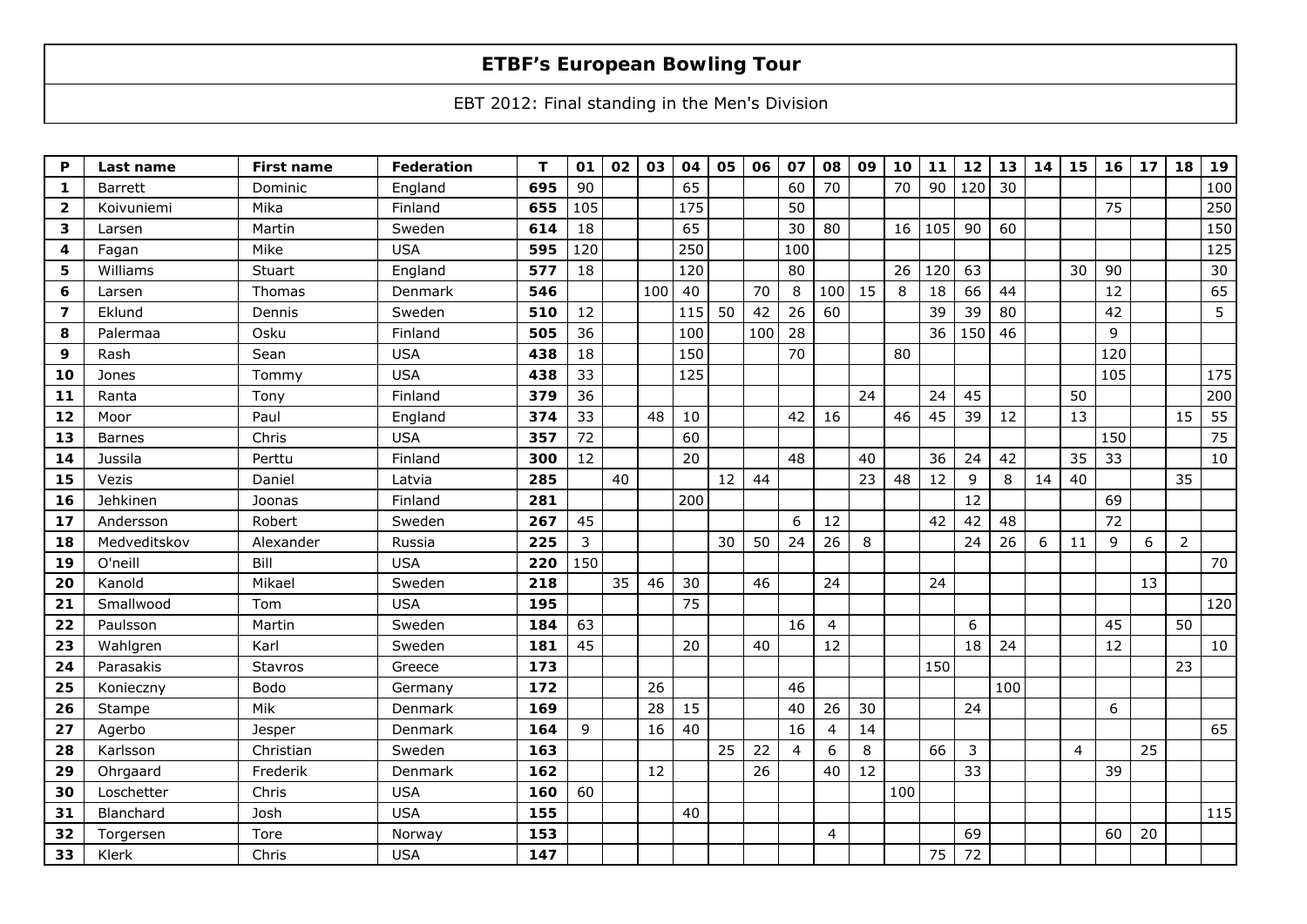# ETBF's European Bowling Tour

EBT 2012: Final standing in the Men's Division

| P | Last name | First name | Federation | T | 01 | 02 | 03 | 04 | 05 | 06 | 07 | 08 | 09 | 10 | 11 | 12 | 13 | 14 | 15 | 16 | 17 | 18 | 19 |
|---|---|---|---|---|---|---|---|---|---|---|---|---|---|---|---|---|---|---|---|---|---|---|---|
| **1** | Barrett | Dominic | England | **695** | 90 | | | 65 | | | 60 | 70 | | 70 | 90 | 120 | 30 | | | | | | 100 |
| **2** | Koivuniemi | Mika | Finland | **655** | 105 | | | 175 | | | 50 | | | | | | | | | 75 | | | 250 |
| **3** | Larsen | Martin | Sweden | **614** | 18 | | | 65 | | | 30 | 80 | | 16 | 105 | 90 | 60 | | | | | | 150 |
| **4** | Fagan | Mike | USA | **595** | 120 | | | 250 | | | 100 | | | | | | | | | | | | 125 |
| **5** | Williams | Stuart | England | **577** | 18 | | | 120 | | | 80 | | | 26 | 120 | 63 | | | 30 | 90 | | | 30 |
| **6** | Larsen | Thomas | Denmark | **546** | | | 100 | 40 | | 70 | 8 | 100 | 15 | 8 | 18 | 66 | 44 | | | 12 | | | 65 |
| **7** | Eklund | Dennis | Sweden | **510** | 12 | | | 115 | 50 | 42 | 26 | 60 | | | 39 | 39 | 80 | | | 42 | | | 5 |
| **8** | Palermaa | Osku | Finland | **505** | 36 | | | 100 | | 100 | 28 | | | | 36 | 150 | 46 | | | 9 | | | |
| **9** | Rash | Sean | USA | **438** | 18 | | | 150 | | | 70 | | | 80 | | | | | | 120 | | | |
| **10** | Jones | Tommy | USA | **438** | 33 | | | 125 | | | | | | | | | | | | 105 | | | 175 |
| **11** | Ranta | Tony | Finland | **379** | 36 | | | | | | | | 24 | | 24 | 45 | | | 50 | | | | 200 |
| **12** | Moor | Paul | England | **374** | 33 | | 48 | 10 | | | 42 | 16 | | 46 | 45 | 39 | 12 | | 13 | | | 15 | 55 |
| **13** | Barnes | Chris | USA | **357** | 72 | | | 60 | | | | | | | | | | | | 150 | | | 75 |
| **14** | Jussila | Perttu | Finland | **300** | 12 | | | 20 | | | 48 | | 40 | | 36 | 24 | 42 | | 35 | 33 | | | 10 |
| **15** | Vezis | Daniel | Latvia | **285** | | 40 | | | 12 | 44 | | | 23 | 48 | 12 | 9 | 8 | 14 | 40 | | | 35 | |
| **16** | Jehkinen | Joonas | Finland | **281** | | | | 200 | | | | | | | | 12 | | | | 69 | | | |
| **17** | Andersson | Robert | Sweden | **267** | 45 | | | | | | 6 | 12 | | | 42 | 42 | 48 | | | 72 | | | |
| **18** | Medveditskov | Alexander | Russia | **225** | 3 | | | | 30 | 50 | 24 | 26 | 8 | | | 24 | 26 | 6 | 11 | 9 | 6 | 2 | |
| **19** | O'neill | Bill | USA | **220** | 150 | | | | | | | | | | | | | | | | | | 70 |
| **20** | Kanold | Mikael | Sweden | **218** | | 35 | 46 | 30 | | 46 | | 24 | | | 24 | | | | | | 13 | | |
| **21** | Smallwood | Tom | USA | **195** | | | | 75 | | | | | | | | | | | | | | | 120 |
| **22** | Paulsson | Martin | Sweden | **184** | 63 | | | | | | 16 | 4 | | | | 6 | | | | 45 | | 50 | |
| **23** | Wahlgren | Karl | Sweden | **181** | 45 | | | 20 | | 40 | | 12 | | | | 18 | 24 | | | 12 | | | 10 |
| **24** | Parasakis | Stavros | Greece | **173** | | | | | | | | | | | 150 | | | | | | | 23 | |
| **25** | Konieczny | Bodo | Germany | **172** | | | 26 | | | | 46 | | | | | | 100 | | | | | | |
| **26** | Stampe | Mik | Denmark | **169** | | | 28 | 15 | | | 40 | 26 | 30 | | | 24 | | | | 6 | | | |
| **27** | Agerbo | Jesper | Denmark | **164** | 9 | | 16 | 40 | | | 16 | 4 | 14 | | | | | | | | | | 65 |
| **28** | Karlsson | Christian | Sweden | **163** | | | | | 25 | 22 | 4 | 6 | 8 | | 66 | 3 | | | 4 | | 25 | | |
| **29** | Ohrgaard | Frederik | Denmark | **162** | | | 12 | | | 26 | | 40 | 12 | | | 33 | | | | 39 | | | |
| **30** | Loschetter | Chris | USA | **160** | 60 | | | | | | | | | 100 | | | | | | | | | |
| **31** | Blanchard | Josh | USA | **155** | | | | 40 | | | | | | | | | | | | | | | 115 |
| **32** | Torgersen | Tore | Norway | **153** | | | | | | | | 4 | | | | 69 | | | | 60 | 20 | | |
| **33** | Klerk | Chris | USA | **147** | | | | | | | | | | | 75 | 72 | | | | | | | |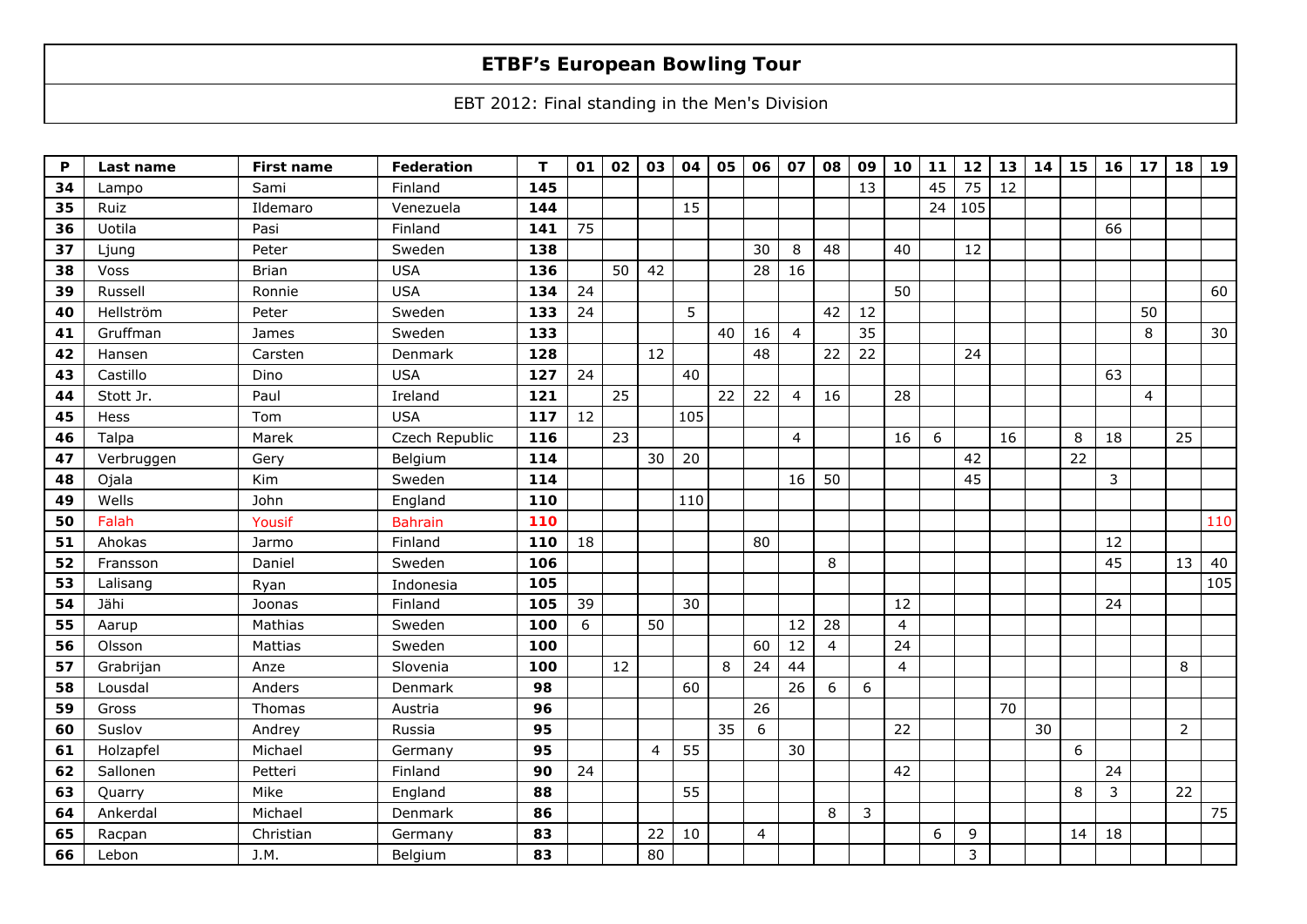# ETBF's European Bowling Tour

EBT 2012: Final standing in the Men's Division

| P | Last name | First name | Federation | T | 01 | 02 | 03 | 04 | 05 | 06 | 07 | 08 | 09 | 10 | 11 | 12 | 13 | 14 | 15 | 16 | 17 | 18 | 19 |
|---|---|---|---|---|---|---|---|---|---|---|---|---|---|---|---|---|---|---|---|---|---|---|---|
| 34 | Lampo | Sami | Finland | 145 | | | | | | | | | 13 | | 45 | 75 | 12 | | | | | | |
| 35 | Ruiz | Ildemaro | Venezuela | 144 | | | | 15 | | | | | | | 24 | 105 | | | | | | | |
| 36 | Uotila | Pasi | Finland | 141 | 75 | | | | | | | | | | | | | | | 66 | | | |
| 37 | Ljung | Peter | Sweden | 138 | | | | | | 30 | 8 | 48 | | 40 | | 12 | | | | | | | |
| 38 | Voss | Brian | USA | 136 | | 50 | 42 | | | 28 | 16 | | | | | | | | | | | | |
| 39 | Russell | Ronnie | USA | 134 | 24 | | | | | | | | | 50 | | | | | | | | | 60 |
| 40 | Hellström | Peter | Sweden | 133 | 24 | | | 5 | | | | 42 | 12 | | | | | | | | 50 | | |
| 41 | Gruffman | James | Sweden | 133 | | | | | 40 | 16 | 4 | | 35 | | | | | | | | 8 | | 30 |
| 42 | Hansen | Carsten | Denmark | 128 | | | 12 | | | 48 | | 22 | 22 | | | 24 | | | | | | | |
| 43 | Castillo | Dino | USA | 127 | 24 | | | 40 | | | | | | | | | | | | 63 | | | |
| 44 | Stott Jr. | Paul | Ireland | 121 | | 25 | | | 22 | 22 | 4 | 16 | | 28 | | | | | | | 4 | | |
| 45 | Hess | Tom | USA | 117 | 12 | | | 105 | | | | | | | | | | | | | | | |
| 46 | Talpa | Marek | Czech Republic | 116 | | 23 | | | | | 4 | | | 16 | 6 | | 16 | | 8 | 18 | | 25 | |
| 47 | Verbruggen | Gery | Belgium | 114 | | | 30 | 20 | | | | | | | | 42 | | | 22 | | | | |
| 48 | Ojala | Kim | Sweden | 114 | | | | | | | 16 | 50 | | | | 45 | | | | 3 | | | |
| 49 | Wells | John | England | 110 | | | | 110 | | | | | | | | | | | | | | | |
| 50 | Falah | Yousif | Bahrain | 110 | | | | | | | | | | | | | | | | | | | 110 |
| 51 | Ahokas | Jarmo | Finland | 110 | 18 | | | | | 80 | | | | | | | | | | 12 | | | |
| 52 | Fransson | Daniel | Sweden | 106 | | | | | | | | 8 | | | | | | | | 45 | | 13 | 40 |
| 53 | Lalisang | Ryan | Indonesia | 105 | | | | | | | | | | | | | | | | | | | 105 |
| 54 | Jähi | Joonas | Finland | 105 | 39 | | | 30 | | | | | | 12 | | | | | | 24 | | | |
| 55 | Aarup | Mathias | Sweden | 100 | 6 | | 50 | | | | 12 | 28 | | 4 | | | | | | | | | |
| 56 | Olsson | Mattias | Sweden | 100 | | | | | | 60 | 12 | 4 | | 24 | | | | | | | | | |
| 57 | Grabrijan | Anze | Slovenia | 100 | | 12 | | | 8 | 24 | 44 | | | 4 | | | | | | | | 8 | |
| 58 | Lousdal | Anders | Denmark | 98 | | | | 60 | | | 26 | 6 | 6 | | | | | | | | | | |
| 59 | Gross | Thomas | Austria | 96 | | | | | | 26 | | | | | | | 70 | | | | | | |
| 60 | Suslov | Andrey | Russia | 95 | | | | | 35 | 6 | | | | 22 | | | | 30 | | | | 2 | |
| 61 | Holzapfel | Michael | Germany | 95 | | | 4 | 55 | | | 30 | | | | | | | | 6 | | | | |
| 62 | Sallonen | Petteri | Finland | 90 | 24 | | | | | | | | | 42 | | | | | | 24 | | | |
| 63 | Quarry | Mike | England | 88 | | | | 55 | | | | | | | | | | | 8 | 3 | | 22 | |
| 64 | Ankerdal | Michael | Denmark | 86 | | | | | | | | 8 | 3 | | | | | | | | | | 75 |
| 65 | Racpan | Christian | Germany | 83 | | | 22 | 10 | | 4 | | | | | 6 | 9 | | | 14 | 18 | | | |
| 66 | Lebon | J.M. | Belgium | 83 | | | 80 | | | | | | | | | 3 | | | | | | | |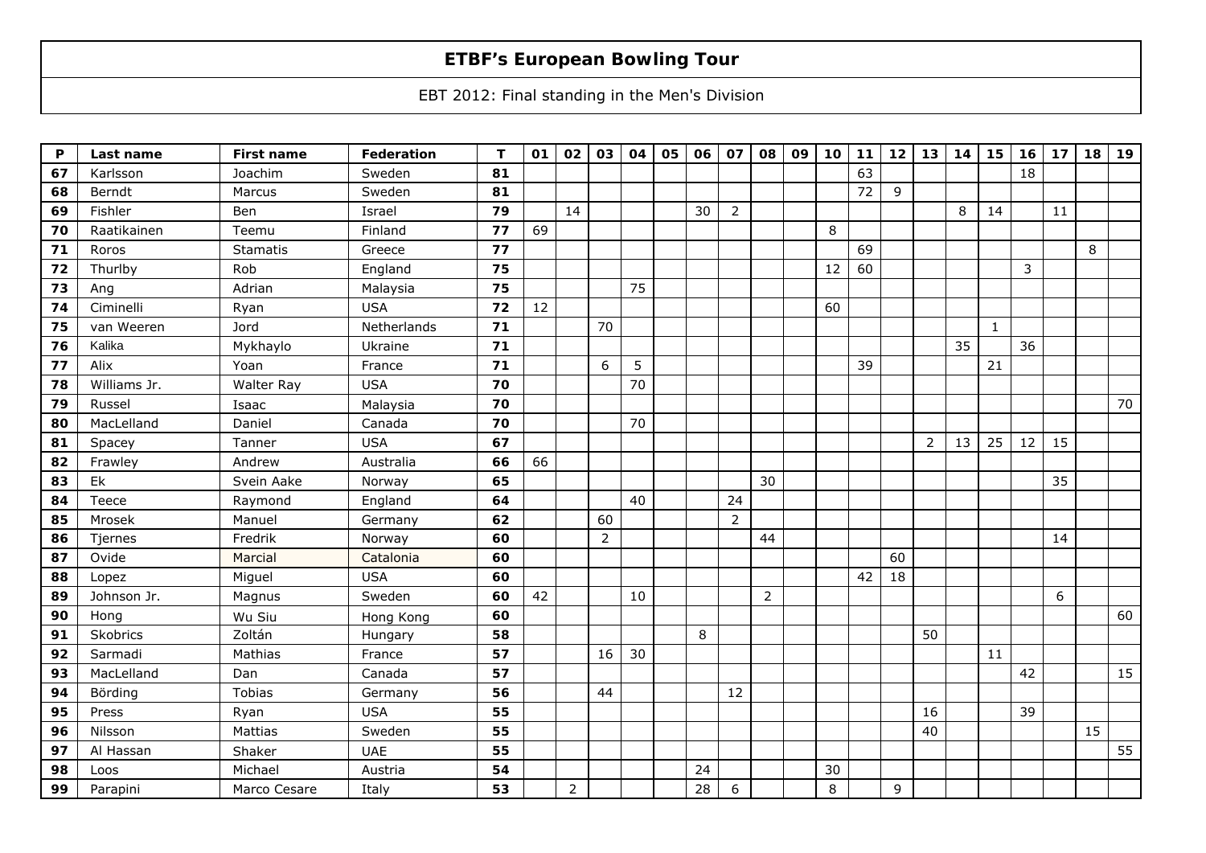# ETBF's European Bowling Tour

EBT 2012: Final standing in the Men's Division

| P | Last name | First name | Federation | T | 01 | 02 | 03 | 04 | 05 | 06 | 07 | 08 | 09 | 10 | 11 | 12 | 13 | 14 | 15 | 16 | 17 | 18 | 19 |
|---|---|---|---|---|---|---|---|---|---|---|---|---|---|---|---|---|---|---|---|---|---|---|---|
| **67** | Karlsson | Joachim | Sweden | **81** | | | | | | | | | | | 63 | | | | | 18 | | | |
| **68** | Berndt | Marcus | Sweden | **81** | | | | | | | | | | | 72 | 9 | | | | | | | |
| **69** | Fishler | Ben | Israel | **79** | | 14 | | | | 30 | 2 | | | | | | | 8 | 14 | | 11 | | |
| **70** | Raatikainen | Teemu | Finland | **77** | 69 | | | | | | | | | 8 | | | | | | | | | |
| **71** | Roros | Stamatis | Greece | **77** | | | | | | | | | | | 69 | | | | | | | 8 | |
| **72** | Thurlby | Rob | England | **75** | | | | | | | | | | 12 | 60 | | | | | 3 | | | |
| **73** | Ang | Adrian | Malaysia | **75** | | | | 75 | | | | | | | | | | | | | | | |
| **74** | Ciminelli | Ryan | USA | **72** | 12 | | | | | | | | | 60 | | | | | | | | | |
| **75** | van Weeren | Jord | Netherlands | **71** | | | 70 | | | | | | | | | | | | 1 | | | | |
| **76** | Kalika | Mykhaylo | Ukraine | **71** | | | | | | | | | | | | | | 35 | | 36 | | | |
| **77** | Alix | Yoan | France | **71** | | | 6 | 5 | | | | | | | 39 | | | | 21 | | | | |
| **78** | Williams Jr. | Walter Ray | USA | **70** | | | | 70 | | | | | | | | | | | | | | | |
| **79** | Russel | Isaac | Malaysia | **70** | | | | | | | | | | | | | | | | | | | 70 |
| **80** | MacLelland | Daniel | Canada | **70** | | | | 70 | | | | | | | | | | | | | | | |
| **81** | Spacey | Tanner | USA | **67** | | | | | | | | | | | | | 2 | 13 | 25 | 12 | 15 | | |
| **82** | Frawley | Andrew | Australia | **66** | 66 | | | | | | | | | | | | | | | | | | |
| **83** | Ek | Svein Aake | Norway | **65** | | | | | | | | 30 | | | | | | | | | 35 | | |
| **84** | Teece | Raymond | England | **64** | | | | 40 | | | 24 | | | | | | | | | | | | |
| **85** | Mrosek | Manuel | Germany | **62** | | | 60 | | | | 2 | | | | | | | | | | | | |
| **86** | Tjernes | Fredrik | Norway | **60** | | | 2 | | | | | 44 | | | | | | | | | 14 | | |
| **87** | Ovide | Marcial | Catalonia | **60** | | | | | | | | | | | | 60 | | | | | | | |
| **88** | Lopez | Miguel | USA | **60** | | | | | | | | | | | 42 | 18 | | | | | | | |
| **89** | Johnson Jr. | Magnus | Sweden | **60** | 42 | | | 10 | | | | 2 | | | | | | | | | 6 | | |
| **90** | Hong | Wu Siu | Hong Kong | **60** | | | | | | | | | | | | | | | | | | | 60 |
| **91** | Skobrics | Zoltán | Hungary | **58** | | | | | | 8 | | | | | | | 50 | | | | | | |
| **92** | Sarmadi | Mathias | France | **57** | | | 16 | 30 | | | | | | | | | | | 11 | | | | |
| **93** | MacLelland | Dan | Canada | **57** | | | | | | | | | | | | | | | | 42 | | | 15 |
| **94** | Börding | Tobias | Germany | **56** | | | 44 | | | | 12 | | | | | | | | | | | | |
| **95** | Press | Ryan | USA | **55** | | | | | | | | | | | | | 16 | | | 39 | | | |
| **96** | Nilsson | Mattias | Sweden | **55** | | | | | | | | | | | | | 40 | | | | | 15 | |
| **97** | Al Hassan | Shaker | UAE | **55** | | | | | | | | | | | | | | | | | | | 55 |
| **98** | Loos | Michael | Austria | **54** | | | | | | 24 | | | | 30 | | | | | | | | | |
| **99** | Parapini | Marco Cesare | Italy | **53** | | 2 | | | | 28 | 6 | | | 8 | | 9 | | | | | | | |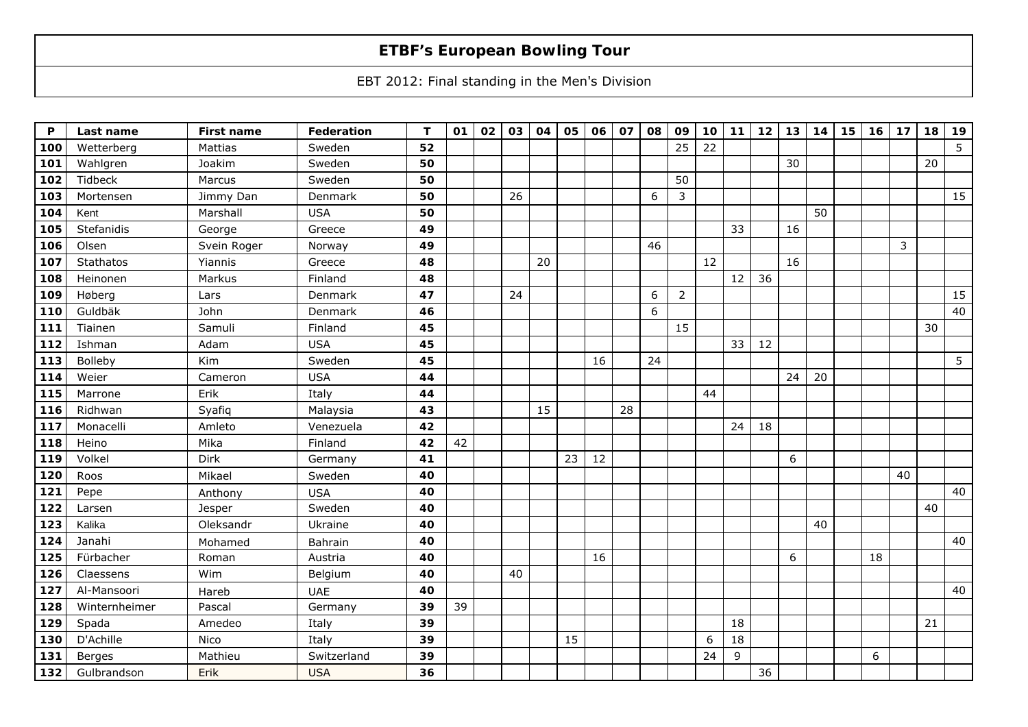# ETBF's European Bowling Tour

EBT 2012: Final standing in the Men's Division

| P | Last name | First name | Federation | T | 01 | 02 | 03 | 04 | 05 | 06 | 07 | 08 | 09 | 10 | 11 | 12 | 13 | 14 | 15 | 16 | 17 | 18 | 19 |
|---|---|---|---|---|---|---|---|---|---|---|---|---|---|---|---|---|---|---|---|---|---|---|---|
| **100** | Wetterberg | Mattias | Sweden | **52** | | | | | | | | | 25 | 22 | | | | | | | | | 5 |
| **101** | Wahlgren | Joakim | Sweden | **50** | | | | | | | | | | | | | 30 | | | | | 20 | |
| **102** | Tidbeck | Marcus | Sweden | **50** | | | | | | | | | 50 | | | | | | | | | | |
| **103** | Mortensen | Jimmy Dan | Denmark | **50** | | | 26 | | | | | 6 | 3 | | | | | | | | | | 15 |
| **104** | Kent | Marshall | USA | **50** | | | | | | | | | | | | | | 50 | | | | | |
| **105** | Stefanidis | George | Greece | **49** | | | | | | | | | | | 33 | | 16 | | | | | | |
| **106** | Olsen | Svein Roger | Norway | **49** | | | | | | | | 46 | | | | | | | | | 3 | | |
| **107** | Stathatos | Yiannis | Greece | **48** | | | | 20 | | | | | | 12 | | | 16 | | | | | | |
| **108** | Heinonen | Markus | Finland | **48** | | | | | | | | | | | 12 | 36 | | | | | | | |
| **109** | Høberg | Lars | Denmark | **47** | | | 24 | | | | | 6 | 2 | | | | | | | | | | 15 |
| **110** | Guldbäk | John | Denmark | **46** | | | | | | | | 6 | | | | | | | | | | | 40 |
| **111** | Tiainen | Samuli | Finland | **45** | | | | | | | | | 15 | | | | | | | | | 30 | |
| **112** | Ishman | Adam | USA | **45** | | | | | | | | | | | 33 | 12 | | | | | | | |
| **113** | Bolleby | Kim | Sweden | **45** | | | | | | 16 | | 24 | | | | | | | | | | | 5 |
| **114** | Weier | Cameron | USA | **44** | | | | | | | | | | | | | 24 | 20 | | | | | |
| **115** | Marrone | Erik | Italy | **44** | | | | | | | | | | 44 | | | | | | | | | |
| **116** | Ridhwan | Syafiq | Malaysia | **43** | | | | 15 | | | 28 | | | | | | | | | | | | |
| **117** | Monacelli | Amleto | Venezuela | **42** | | | | | | | | | | | 24 | 18 | | | | | | | |
| **118** | Heino | Mika | Finland | **42** | 42 | | | | | | | | | | | | | | | | | | |
| **119** | Volkel | Dirk | Germany | **41** | | | | | 23 | 12 | | | | | | | 6 | | | | | | |
| **120** | Roos | Mikael | Sweden | **40** | | | | | | | | | | | | | | | | | 40 | | |
| **121** | Pepe | Anthony | USA | **40** | | | | | | | | | | | | | | | | | | | 40 |
| **122** | Larsen | Jesper | Sweden | **40** | | | | | | | | | | | | | | | | | | 40 | |
| **123** | Kalika | Oleksandr | Ukraine | **40** | | | | | | | | | | | | | | 40 | | | | | |
| **124** | Janahi | Mohamed | Bahrain | **40** | | | | | | | | | | | | | | | | | | | 40 |
| **125** | Fürbacher | Roman | Austria | **40** | | | | | | 16 | | | | | | | 6 | | | 18 | | | |
| **126** | Claessens | Wim | Belgium | **40** | | | 40 | | | | | | | | | | | | | | | | |
| **127** | Al-Mansoori | Hareb | UAE | **40** | | | | | | | | | | | | | | | | | | | 40 |
| **128** | Winternheimer | Pascal | Germany | **39** | 39 | | | | | | | | | | | | | | | | | | |
| **129** | Spada | Amedeo | Italy | **39** | | | | | | | | | | | 18 | | | | | | | 21 | |
| **130** | D'Achille | Nico | Italy | **39** | | | | | 15 | | | | | 6 | 18 | | | | | | | | |
| **131** | Berges | Mathieu | Switzerland | **39** | | | | | | | | | | 24 | 9 | | | | | 6 | | | |
| **132** | Gulbrandson | Erik | USA | **36** | | | | | | | | | | | | 36 | | | | | | | |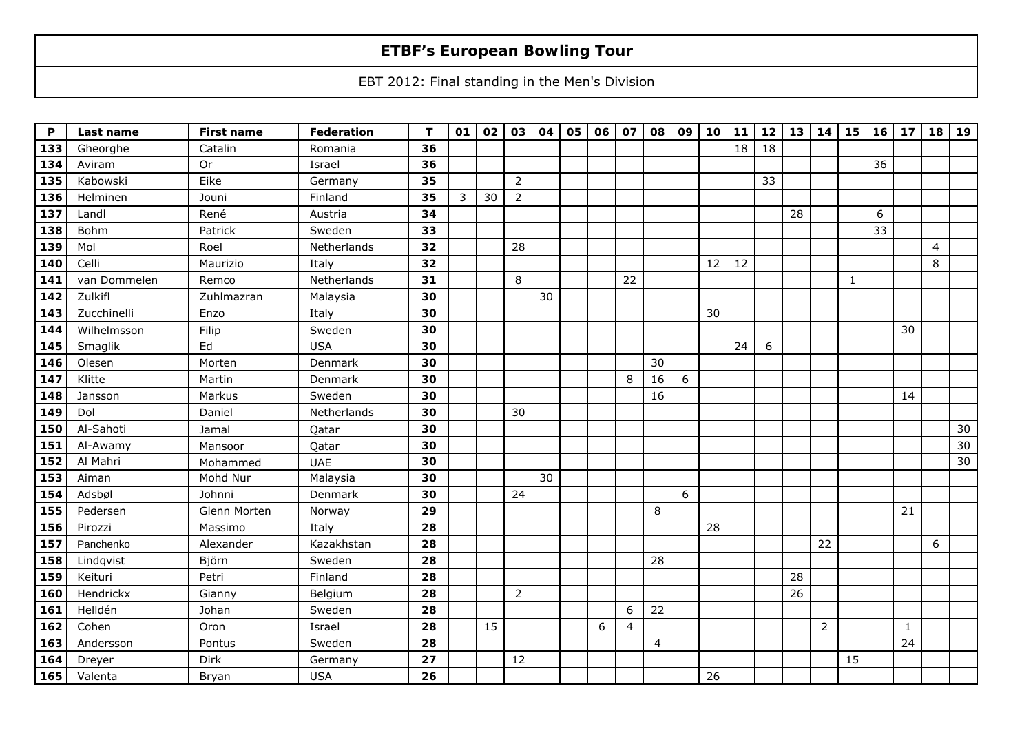# ETBF's European Bowling Tour

EBT 2012: Final standing in the Men's Division

| P | Last name | First name | Federation | T | 01 | 02 | 03 | 04 | 05 | 06 | 07 | 08 | 09 | 10 | 11 | 12 | 13 | 14 | 15 | 16 | 17 | 18 | 19 |
|---|---|---|---|---|---|---|---|---|---|---|---|---|---|---|---|---|---|---|---|---|---|---|---|
| 133 | Gheorghe | Catalin | Romania | 36 | | | | | | | | | | | 18 | 18 | | | | | | | |
| 134 | Aviram | Or | Israel | 36 | | | | | | | | | | | | | | | | 36 | | | |
| 135 | Kabowski | Eike | Germany | 35 | | | 2 | | | | | | | | | 33 | | | | | | | |
| 136 | Helminen | Jouni | Finland | 35 | 3 | 30 | 2 | | | | | | | | | | | | | | | | |
| 137 | Landl | René | Austria | 34 | | | | | | | | | | | | | 28 | | | 6 | | | |
| 138 | Bohm | Patrick | Sweden | 33 | | | | | | | | | | | | | | | | 33 | | | |
| 139 | Mol | Roel | Netherlands | 32 | | | 28 | | | | | | | | | | | | | | | 4 | |
| 140 | Celli | Maurizio | Italy | 32 | | | | | | | | | | 12 | 12 | | | | | | | 8 | |
| 141 | van Dommelen | Remco | Netherlands | 31 | | | 8 | | | | 22 | | | | | | | | 1 | | | | |
| 142 | Zulkifl | Zuhlmazran | Malaysia | 30 | | | | 30 | | | | | | | | | | | | | | | |
| 143 | Zucchinelli | Enzo | Italy | 30 | | | | | | | | | | 30 | | | | | | | | | |
| 144 | Wilhelmsson | Filip | Sweden | 30 | | | | | | | | | | | | | | | | | 30 | | |
| 145 | Smaglik | Ed | USA | 30 | | | | | | | | | | | 24 | 6 | | | | | | | |
| 146 | Olesen | Morten | Denmark | 30 | | | | | | | | 30 | | | | | | | | | | | |
| 147 | Klitte | Martin | Denmark | 30 | | | | | | | 8 | 16 | 6 | | | | | | | | | | |
| 148 | Jansson | Markus | Sweden | 30 | | | | | | | | 16 | | | | | | | | | 14 | | |
| 149 | Dol | Daniel | Netherlands | 30 | | | 30 | | | | | | | | | | | | | | | | |
| 150 | Al-Sahoti | Jamal | Qatar | 30 | | | | | | | | | | | | | | | | | | | 30 |
| 151 | Al-Awamy | Mansoor | Qatar | 30 | | | | | | | | | | | | | | | | | | | 30 |
| 152 | Al Mahri | Mohammed | UAE | 30 | | | | | | | | | | | | | | | | | | | 30 |
| 153 | Aiman | Mohd Nur | Malaysia | 30 | | | | 30 | | | | | | | | | | | | | | | |
| 154 | Adsbøl | Johnni | Denmark | 30 | | | 24 | | | | | | 6 | | | | | | | | | | |
| 155 | Pedersen | Glenn Morten | Norway | 29 | | | | | | | | 8 | | | | | | | | | 21 | | |
| 156 | Pirozzi | Massimo | Italy | 28 | | | | | | | | | | 28 | | | | | | | | | |
| 157 | Panchenko | Alexander | Kazakhstan | 28 | | | | | | | | | | | | | | 22 | | | | 6 | |
| 158 | Lindqvist | Björn | Sweden | 28 | | | | | | | | 28 | | | | | | | | | | | |
| 159 | Keituri | Petri | Finland | 28 | | | | | | | | | | | | | 28 | | | | | | |
| 160 | Hendrickx | Gianny | Belgium | 28 | | | 2 | | | | | | | | | | 26 | | | | | | |
| 161 | Helldén | Johan | Sweden | 28 | | | | | | | 6 | 22 | | | | | | | | | | | |
| 162 | Cohen | Oron | Israel | 28 | | 15 | | | | 6 | 4 | | | | | | | 2 | | | 1 | | |
| 163 | Andersson | Pontus | Sweden | 28 | | | | | | | | 4 | | | | | | | | | 24 | | |
| 164 | Dreyer | Dirk | Germany | 27 | | | 12 | | | | | | | | | | | | 15 | | | | |
| 165 | Valenta | Bryan | USA | 26 | | | | | | | | | | 26 | | | | | | | | | |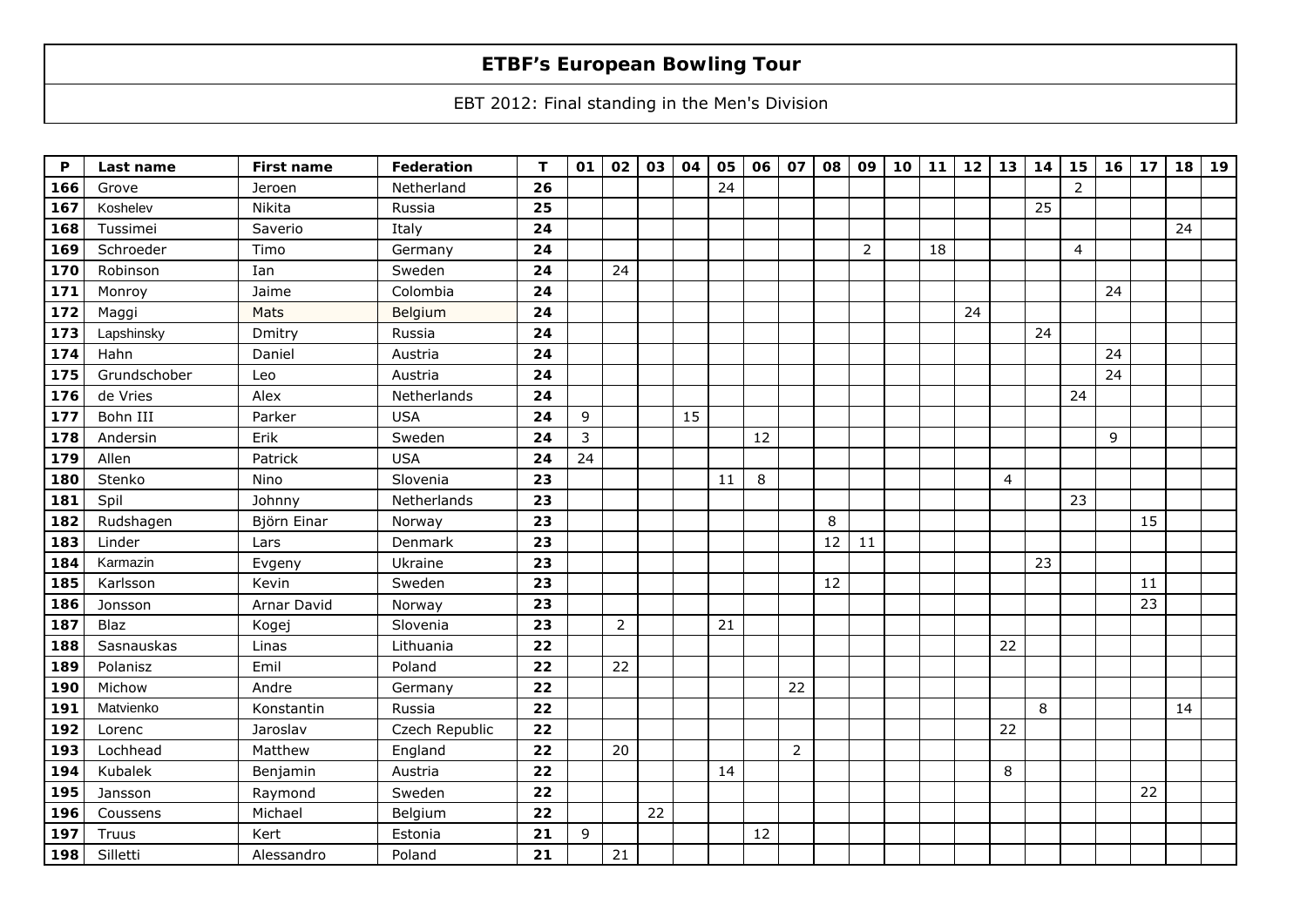# ETBF's European Bowling Tour

EBT 2012: Final standing in the Men's Division

| P | Last name | First name | Federation | T | 01 | 02 | 03 | 04 | 05 | 06 | 07 | 08 | 09 | 10 | 11 | 12 | 13 | 14 | 15 | 16 | 17 | 18 | 19 |
|---|---|---|---|---|---|---|---|---|---|---|---|---|---|---|---|---|---|---|---|---|---|---|---|
| 166 | Grove | Jeroen | Netherland | 26 | | | | | 24 | | | | | | | | | | 2 | | | | |
| 167 | Koshelev | Nikita | Russia | 25 | | | | | | | | | | | | | | 25 | | | | | |
| 168 | Tussimei | Saverio | Italy | 24 | | | | | | | | | | | | | | | | | | 24 | |
| 169 | Schroeder | Timo | Germany | 24 | | | | | | | | | 2 | | 18 | | | | 4 | | | | |
| 170 | Robinson | Ian | Sweden | 24 | | 24 | | | | | | | | | | | | | | | | | |
| 171 | Monroy | Jaime | Colombia | 24 | | | | | | | | | | | | | | | | 24 | | | |
| 172 | Maggi | Mats | Belgium | 24 | | | | | | | | | | | | 24 | | | | | | | |
| 173 | Lapshinsky | Dmitry | Russia | 24 | | | | | | | | | | | | | | 24 | | | | | |
| 174 | Hahn | Daniel | Austria | 24 | | | | | | | | | | | | | | | | 24 | | | |
| 175 | Grundschober | Leo | Austria | 24 | | | | | | | | | | | | | | | | 24 | | | |
| 176 | de Vries | Alex | Netherlands | 24 | | | | | | | | | | | | | | | 24 | | | | |
| 177 | Bohn III | Parker | USA | 24 | 9 | | | 15 | | | | | | | | | | | | | | | |
| 178 | Andersin | Erik | Sweden | 24 | 3 | | | | | 12 | | | | | | | | | | 9 | | | |
| 179 | Allen | Patrick | USA | 24 | 24 | | | | | | | | | | | | | | | | | | |
| 180 | Stenko | Nino | Slovenia | 23 | | | | | 11 | 8 | | | | | | | 4 | | | | | | |
| 181 | Spil | Johnny | Netherlands | 23 | | | | | | | | | | | | | | | 23 | | | | |
| 182 | Rudshagen | Björn Einar | Norway | 23 | | | | | | | | 8 | | | | | | | | | 15 | | |
| 183 | Linder | Lars | Denmark | 23 | | | | | | | | 12 | 11 | | | | | | | | | | |
| 184 | Karmazin | Evgeny | Ukraine | 23 | | | | | | | | | | | | | | 23 | | | | | |
| 185 | Karlsson | Kevin | Sweden | 23 | | | | | | | | 12 | | | | | | | | | 11 | | |
| 186 | Jonsson | Arnar David | Norway | 23 | | | | | | | | | | | | | | | | | 23 | | |
| 187 | Blaz | Kogej | Slovenia | 23 | | 2 | | | 21 | | | | | | | | | | | | | | |
| 188 | Sasnauskas | Linas | Lithuania | 22 | | | | | | | | | | | | | 22 | | | | | | |
| 189 | Polanisz | Emil | Poland | 22 | | 22 | | | | | | | | | | | | | | | | | |
| 190 | Michow | Andre | Germany | 22 | | | | | | | 22 | | | | | | | | | | | | |
| 191 | Matvienko | Konstantin | Russia | 22 | | | | | | | | | | | | | | 8 | | | | 14 | |
| 192 | Lorenc | Jaroslav | Czech Republic | 22 | | | | | | | | | | | | | 22 | | | | | | |
| 193 | Lochhead | Matthew | England | 22 | | 20 | | | | | 2 | | | | | | | | | | | | |
| 194 | Kubalek | Benjamin | Austria | 22 | | | | | 14 | | | | | | | | 8 | | | | | | |
| 195 | Jansson | Raymond | Sweden | 22 | | | | | | | | | | | | | | | | | 22 | | |
| 196 | Coussens | Michael | Belgium | 22 | | | 22 | | | | | | | | | | | | | | | | |
| 197 | Truus | Kert | Estonia | 21 | 9 | | | | | 12 | | | | | | | | | | | | | |
| 198 | Silletti | Alessandro | Poland | 21 | | 21 | | | | | | | | | | | | | | | | | |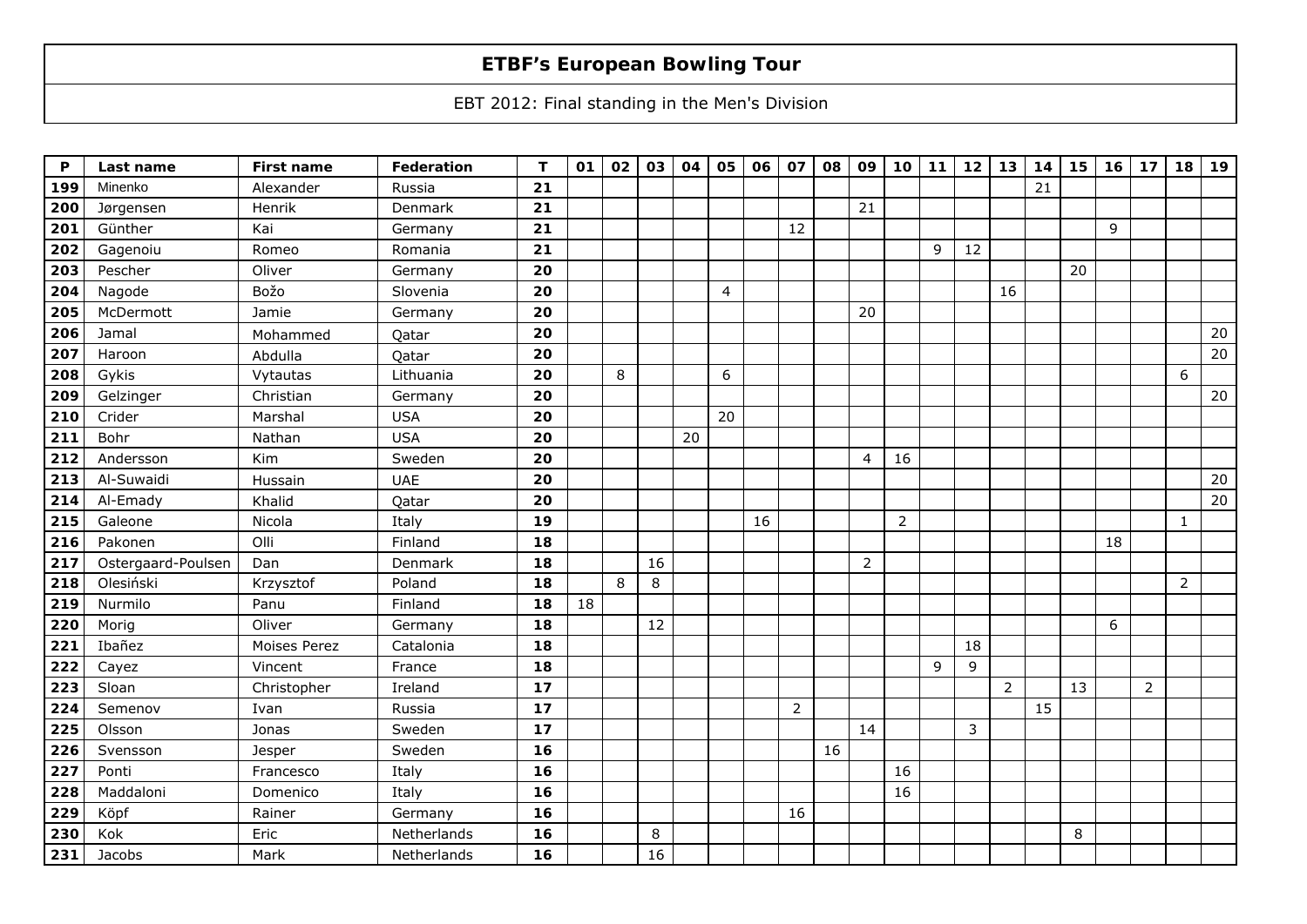# ETBF's European Bowling Tour

EBT 2012: Final standing in the Men's Division

| P | Last name | First name | Federation | T | 01 | 02 | 03 | 04 | 05 | 06 | 07 | 08 | 09 | 10 | 11 | 12 | 13 | 14 | 15 | 16 | 17 | 18 | 19 |
|---|---|---|---|---|---|---|---|---|---|---|---|---|---|---|---|---|---|---|---|---|---|---|---|
| 199 | Minenko | Alexander | Russia | 21 | | | | | | | | | | | | | | 21 | | | | | |
| 200 | Jørgensen | Henrik | Denmark | 21 | | | | | | | | | 21 | | | | | | | | | | |
| 201 | Günther | Kai | Germany | 21 | | | | | | | 12 | | | | | | | | | 9 | | | |
| 202 | Gagenoiu | Romeo | Romania | 21 | | | | | | | | | | | 9 | 12 | | | | | | | |
| 203 | Pescher | Oliver | Germany | 20 | | | | | | | | | | | | | | | 20 | | | | |
| 204 | Nagode | Božo | Slovenia | 20 | | | | | 4 | | | | | | | | 16 | | | | | | |
| 205 | McDermott | Jamie | Germany | 20 | | | | | | | | | 20 | | | | | | | | | | |
| 206 | Jamal | Mohammed | Qatar | 20 | | | | | | | | | | | | | | | | | | | 20 |
| 207 | Haroon | Abdulla | Qatar | 20 | | | | | | | | | | | | | | | | | | | 20 |
| 208 | Gykis | Vytautas | Lithuania | 20 | | 8 | | | 6 | | | | | | | | | | | | | 6 | |
| 209 | Gelzinger | Christian | Germany | 20 | | | | | | | | | | | | | | | | | | | 20 |
| 210 | Crider | Marshal | USA | 20 | | | | | 20 | | | | | | | | | | | | | | |
| 211 | Bohr | Nathan | USA | 20 | | | | 20 | | | | | | | | | | | | | | | |
| 212 | Andersson | Kim | Sweden | 20 | | | | | | | | | 4 | 16 | | | | | | | | | |
| 213 | Al-Suwaidi | Hussain | UAE | 20 | | | | | | | | | | | | | | | | | | | 20 |
| 214 | Al-Emady | Khalid | Qatar | 20 | | | | | | | | | | | | | | | | | | | 20 |
| 215 | Galeone | Nicola | Italy | 19 | | | | | | 16 | | | | 2 | | | | | | | | 1 | |
| 216 | Pakonen | Olli | Finland | 18 | | | | | | | | | | | | | | | | 18 | | | |
| 217 | Ostergaard-Poulsen | Dan | Denmark | 18 | | | 16 | | | | | | 2 | | | | | | | | | | |
| 218 | Olesiński | Krzysztof | Poland | 18 | | 8 | 8 | | | | | | | | | | | | | | | 2 | |
| 219 | Nurmilo | Panu | Finland | 18 | 18 | | | | | | | | | | | | | | | | | | |
| 220 | Morig | Oliver | Germany | 18 | | | 12 | | | | | | | | | | | | | 6 | | | |
| 221 | Ibañez | Moises Perez | Catalonia | 18 | | | | | | | | | | | | 18 | | | | | | | |
| 222 | Cayez | Vincent | France | 18 | | | | | | | | | | | 9 | 9 | | | | | | | |
| 223 | Sloan | Christopher | Ireland | 17 | | | | | | | | | | | | | 2 | | 13 | | 2 | | |
| 224 | Semenov | Ivan | Russia | 17 | | | | | | | 2 | | | | | | | 15 | | | | | |
| 225 | Olsson | Jonas | Sweden | 17 | | | | | | | | | 14 | | | 3 | | | | | | | |
| 226 | Svensson | Jesper | Sweden | 16 | | | | | | | | 16 | | | | | | | | | | | |
| 227 | Ponti | Francesco | Italy | 16 | | | | | | | | | | 16 | | | | | | | | | |
| 228 | Maddaloni | Domenico | Italy | 16 | | | | | | | | | | 16 | | | | | | | | | |
| 229 | Köpf | Rainer | Germany | 16 | | | | | | | 16 | | | | | | | | | | | | |
| 230 | Kok | Eric | Netherlands | 16 | | | 8 | | | | | | | | | | | | 8 | | | | |
| 231 | Jacobs | Mark | Netherlands | 16 | | | 16 | | | | | | | | | | | | | | | | |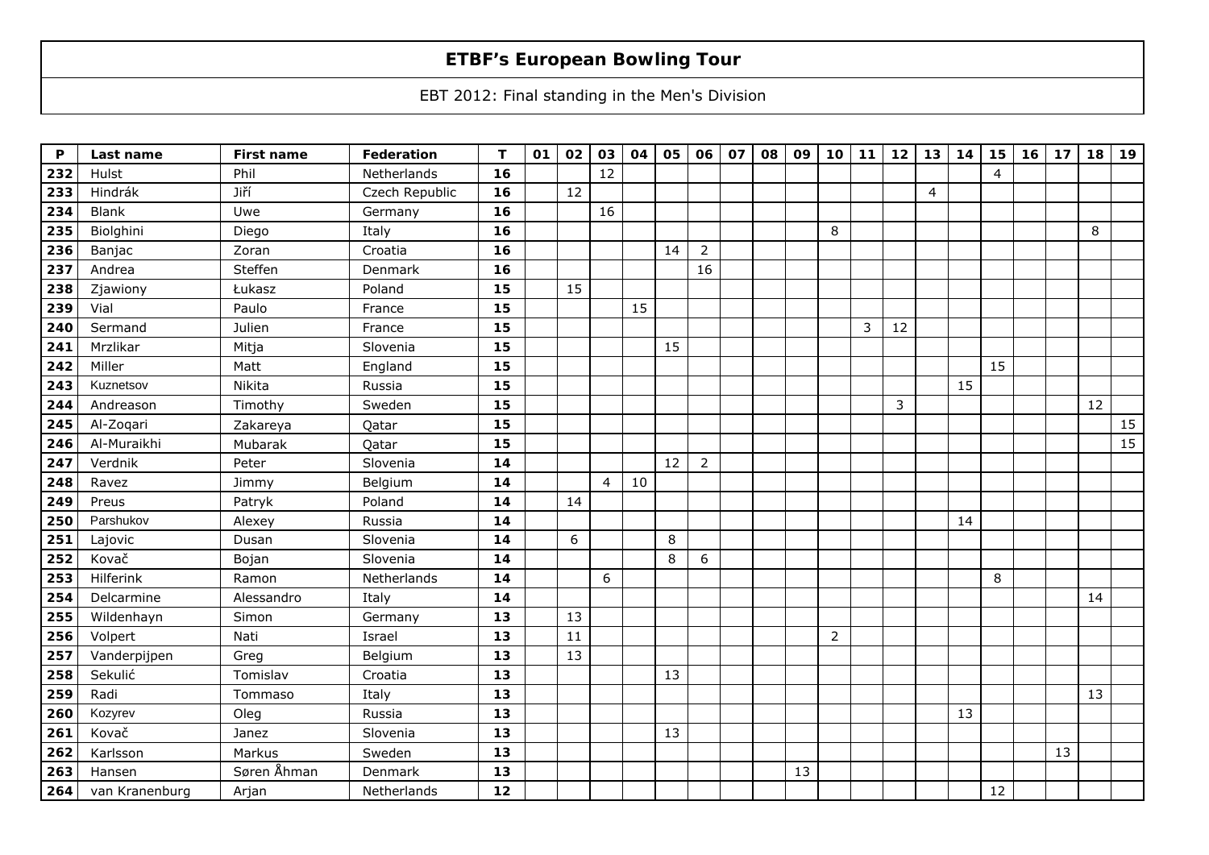# ETBF's European Bowling Tour

EBT 2012: Final standing in the Men's Division

| P | Last name | First name | Federation | T | 01 | 02 | 03 | 04 | 05 | 06 | 07 | 08 | 09 | 10 | 11 | 12 | 13 | 14 | 15 | 16 | 17 | 18 | 19 |
|---|---|---|---|---|---|---|---|---|---|---|---|---|---|---|---|---|---|---|---|---|---|---|---|
| 232 | Hulst | Phil | Netherlands | 16 | | | 12 | | | | | | | | | | | | 4 | | | | |
| 233 | Hindrák | Jiří | Czech Republic | 16 | | 12 | | | | | | | | | | | 4 | | | | | | |
| 234 | Blank | Uwe | Germany | 16 | | | 16 | | | | | | | | | | | | | | | | |
| 235 | Biolghini | Diego | Italy | 16 | | | | | | | | | | 8 | | | | | | | | 8 | |
| 236 | Banjac | Zoran | Croatia | 16 | | | | | 14 | 2 | | | | | | | | | | | | | |
| 237 | Andrea | Steffen | Denmark | 16 | | | | | | 16 | | | | | | | | | | | | | |
| 238 | Zjawiony | Łukasz | Poland | 15 | | 15 | | | | | | | | | | | | | | | | | |
| 239 | Vial | Paulo | France | 15 | | | | 15 | | | | | | | | | | | | | | | |
| 240 | Sermand | Julien | France | 15 | | | | | | | | | | | 3 | 12 | | | | | | | |
| 241 | Mrzlikar | Mitja | Slovenia | 15 | | | | | 15 | | | | | | | | | | | | | | |
| 242 | Miller | Matt | England | 15 | | | | | | | | | | | | | | | 15 | | | | |
| 243 | Kuznetsov | Nikita | Russia | 15 | | | | | | | | | | | | | | 15 | | | | | |
| 244 | Andreason | Timothy | Sweden | 15 | | | | | | | | | | | | 3 | | | | | | 12 | |
| 245 | Al-Zoqari | Zakareya | Qatar | 15 | | | | | | | | | | | | | | | | | | | 15 |
| 246 | Al-Muraikhi | Mubarak | Qatar | 15 | | | | | | | | | | | | | | | | | | | 15 |
| 247 | Verdnik | Peter | Slovenia | 14 | | | | | 12 | 2 | | | | | | | | | | | | | |
| 248 | Ravez | Jimmy | Belgium | 14 | | | 4 | 10 | | | | | | | | | | | | | | | |
| 249 | Preus | Patryk | Poland | 14 | | 14 | | | | | | | | | | | | | | | | | |
| 250 | Parshukov | Alexey | Russia | 14 | | | | | | | | | | | | | | 14 | | | | | |
| 251 | Lajovic | Dusan | Slovenia | 14 | | 6 | | | 8 | | | | | | | | | | | | | | |
| 252 | Kovač | Bojan | Slovenia | 14 | | | | | 8 | 6 | | | | | | | | | | | | | |
| 253 | Hilferink | Ramon | Netherlands | 14 | | | 6 | | | | | | | | | | | | 8 | | | | |
| 254 | Delcarmine | Alessandro | Italy | 14 | | | | | | | | | | | | | | | | | | 14 | |
| 255 | Wildenhayn | Simon | Germany | 13 | | 13 | | | | | | | | | | | | | | | | | |
| 256 | Volpert | Nati | Israel | 13 | | 11 | | | | | | | | 2 | | | | | | | | | |
| 257 | Vanderpijpen | Greg | Belgium | 13 | | 13 | | | | | | | | | | | | | | | | | |
| 258 | Sekulić | Tomislav | Croatia | 13 | | | | | 13 | | | | | | | | | | | | | | |
| 259 | Radi | Tommaso | Italy | 13 | | | | | | | | | | | | | | | | | | 13 | |
| 260 | Kozyrev | Oleg | Russia | 13 | | | | | | | | | | | | | | 13 | | | | | |
| 261 | Kovač | Janez | Slovenia | 13 | | | | | 13 | | | | | | | | | | | | | | |
| 262 | Karlsson | Markus | Sweden | 13 | | | | | | | | | | | | | | | | | 13 | | |
| 263 | Hansen | Søren Åhman | Denmark | 13 | | | | | | | | | 13 | | | | | | | | | | |
| 264 | van Kranenburg | Arjan | Netherlands | 12 | | | | | | | | | | | | | | | 12 | | | | |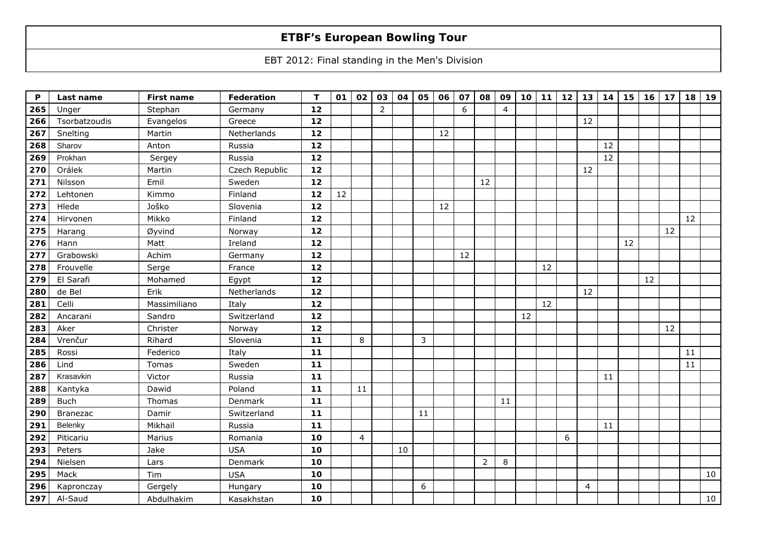# ETBF's European Bowling Tour

EBT 2012: Final standing in the Men's Division

| P | Last name | First name | Federation | T | 01 | 02 | 03 | 04 | 05 | 06 | 07 | 08 | 09 | 10 | 11 | 12 | 13 | 14 | 15 | 16 | 17 | 18 | 19 |
|---|---|---|---|---|---|---|---|---|---|---|---|---|---|---|---|---|---|---|---|---|---|---|---|
| 265 | Unger | Stephan | Germany | 12 | | | 2 | | | | 6 | | 4 | | | | | | | | | | |
| 266 | Tsorbatzoudis | Evangelos | Greece | 12 | | | | | | | | | | | | | 12 | | | | | | |
| 267 | Snelting | Martin | Netherlands | 12 | | | | | | 12 | | | | | | | | | | | | | |
| 268 | Sharov | Anton | Russia | 12 | | | | | | | | | | | | | | 12 | | | | | |
| 269 | Prokhan | Sergey | Russia | 12 | | | | | | | | | | | | | | 12 | | | | | |
| 270 | Orálek | Martin | Czech Republic | 12 | | | | | | | | | | | | | 12 | | | | | | |
| 271 | Nilsson | Emil | Sweden | 12 | | | | | | | | 12 | | | | | | | | | | | |
| 272 | Lehtonen | Kimmo | Finland | 12 | 12 | | | | | | | | | | | | | | | | | | |
| 273 | Hlede | Joško | Slovenia | 12 | | | | | | 12 | | | | | | | | | | | | | |
| 274 | Hirvonen | Mikko | Finland | 12 | | | | | | | | | | | | | | | | | | 12 | |
| 275 | Harang | Øyvind | Norway | 12 | | | | | | | | | | | | | | | | | 12 | | |
| 276 | Hann | Matt | Ireland | 12 | | | | | | | | | | | | | | | 12 | | | | |
| 277 | Grabowski | Achim | Germany | 12 | | | | | | | 12 | | | | | | | | | | | | |
| 278 | Frouvelle | Serge | France | 12 | | | | | | | | | | | 12 | | | | | | | | |
| 279 | El Sarafi | Mohamed | Egypt | 12 | | | | | | | | | | | | | | | | 12 | | | |
| 280 | de Bel | Erik | Netherlands | 12 | | | | | | | | | | | | | 12 | | | | | | |
| 281 | Celli | Massimiliano | Italy | 12 | | | | | | | | | | | 12 | | | | | | | | |
| 282 | Ancarani | Sandro | Switzerland | 12 | | | | | | | | | | 12 | | | | | | | | | |
| 283 | Aker | Christer | Norway | 12 | | | | | | | | | | | | | | | | | 12 | | |
| 284 | Vrenčur | Rihard | Slovenia | 11 | | 8 | | | 3 | | | | | | | | | | | | | | |
| 285 | Rossi | Federico | Italy | 11 | | | | | | | | | | | | | | | | | | 11 | |
| 286 | Lind | Tomas | Sweden | 11 | | | | | | | | | | | | | | | | | | 11 | |
| 287 | Krasavkin | Victor | Russia | 11 | | | | | | | | | | | | | | 11 | | | | | |
| 288 | Kantyka | Dawid | Poland | 11 | | 11 | | | | | | | | | | | | | | | | | |
| 289 | Buch | Thomas | Denmark | 11 | | | | | | | | | 11 | | | | | | | | | | |
| 290 | Branezac | Damir | Switzerland | 11 | | | | | 11 | | | | | | | | | | | | | | |
| 291 | Belenky | Mikhail | Russia | 11 | | | | | | | | | | | | | | 11 | | | | | |
| 292 | Piticariu | Marius | Romania | 10 | | | 4 | | | | | | | | | 6 | | | | | | | |
| 293 | Peters | Jake | USA | 10 | | | | 10 | | | | | | | | | | | | | | | |
| 294 | Nielsen | Lars | Denmark | 10 | | | | | | | | 2 | 8 | | | | | | | | | | |
| 295 | Mack | Tim | USA | 10 | | | | | | | | | | | | | | | | | | | 10 |
| 296 | Kapronczay | Gergely | Hungary | 10 | | | | | 6 | | | | | | | | 4 | | | | | | |
| 297 | Al-Saud | Abdulhakim | Kasakhstan | 10 | | | | | | | | | | | | | | | | | | | 10 |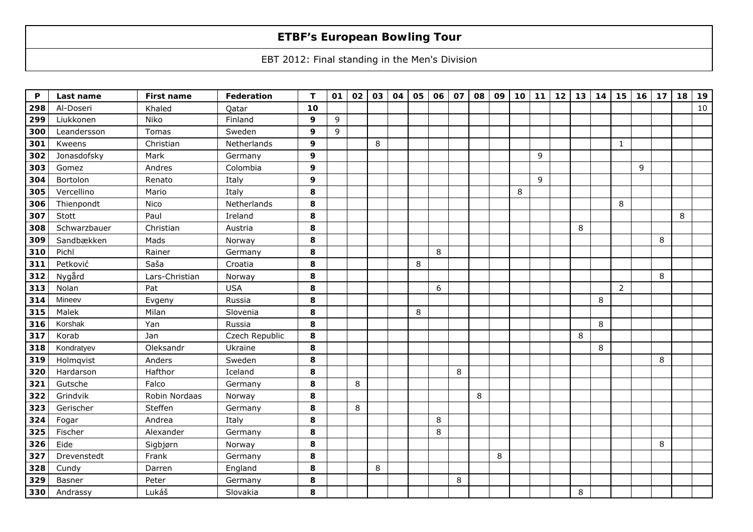# ETBF's European Bowling Tour

EBT 2012: Final standing in the Men's Division

| P | Last name | First name | Federation | T | 01 | 02 | 03 | 04 | 05 | 06 | 07 | 08 | 09 | 10 | 11 | 12 | 13 | 14 | 15 | 16 | 17 | 18 | 19 |
|---|---|---|---|---|---|---|---|---|---|---|---|---|---|---|---|---|---|---|---|---|---|---|---|
| 298 | Al-Doseri | Khaled | Qatar | 10 | | | | | | | | | | | | | | | | | | | 10 |
| 299 | Liukkonen | Niko | Finland | 9 | 9 | | | | | | | | | | | | | | | | | | |
| 300 | Leandersson | Tomas | Sweden | 9 | 9 | | | | | | | | | | | | | | | | | | |
| 301 | Kweens | Christian | Netherlands | 9 | | | 8 | | | | | | | | | | | | 1 | | | | |
| 302 | Jonasdofsky | Mark | Germany | 9 | | | | | | | | | | | 9 | | | | | | | | |
| 303 | Gomez | Andres | Colombia | 9 | | | | | | | | | | | | | | | | 9 | | | |
| 304 | Bortolon | Renato | Italy | 9 | | | | | | | | | | | 9 | | | | | | | | |
| 305 | Vercellino | Mario | Italy | 8 | | | | | | | | | | 8 | | | | | | | | | |
| 306 | Thienpondt | Nico | Netherlands | 8 | | | | | | | | | | | | | | | 8 | | | | |
| 307 | Stott | Paul | Ireland | 8 | | | | | | | | | | | | | | | | | | 8 | |
| 308 | Schwarzbauer | Christian | Austria | 8 | | | | | | | | | | | | | 8 | | | | | | |
| 309 | Sandbækken | Mads | Norway | 8 | | | | | | | | | | | | | | | | | 8 | | |
| 310 | Pichl | Rainer | Germany | 8 | | | | | | 8 | | | | | | | | | | | | | |
| 311 | Petković | Saša | Croatia | 8 | | | | | 8 | | | | | | | | | | | | | | |
| 312 | Nygård | Lars-Christian | Norway | 8 | | | | | | | | | | | | | | | | | 8 | | |
| 313 | Nolan | Pat | USA | 8 | | | | | | 6 | | | | | | | | | 2 | | | | |
| 314 | Mineev | Evgeny | Russia | 8 | | | | | | | | | | | | | | 8 | | | | | |
| 315 | Malek | Milan | Slovenia | 8 | | | | | 8 | | | | | | | | | | | | | | |
| 316 | Korshak | Yan | Russia | 8 | | | | | | | | | | | | | | 8 | | | | | |
| 317 | Korab | Jan | Czech Republic | 8 | | | | | | | | | | | | | 8 | | | | | | |
| 318 | Kondratyev | Oleksandr | Ukraine | 8 | | | | | | | | | | | | | | 8 | | | | | |
| 319 | Holmqvist | Anders | Sweden | 8 | | | | | | | | | | | | | | | | | 8 | | |
| 320 | Hardarson | Hafthor | Iceland | 8 | | | | | | | 8 | | | | | | | | | | | | |
| 321 | Gutsche | Falco | Germany | 8 | | 8 | | | | | | | | | | | | | | | | | |
| 322 | Grindvik | Robin Nordaas | Norway | 8 | | | | | | | | 8 | | | | | | | | | | | |
| 323 | Gerischer | Steffen | Germany | 8 | | 8 | | | | | | | | | | | | | | | | | |
| 324 | Fogar | Andrea | Italy | 8 | | | | | | 8 | | | | | | | | | | | | | |
| 325 | Fischer | Alexander | Germany | 8 | | | | | | 8 | | | | | | | | | | | | | |
| 326 | Eide | Sigbjørn | Norway | 8 | | | | | | | | | | | | | | | | | 8 | | |
| 327 | Drevenstedt | Frank | Germany | 8 | | | | | | | | | 8 | | | | | | | | | | |
| 328 | Cundy | Darren | England | 8 | | | 8 | | | | | | | | | | | | | | | | |
| 329 | Basner | Peter | Germany | 8 | | | | | | | 8 | | | | | | | | | | | | |
| 330 | Andrassy | Lukáš | Slovakia | 8 | | | | | | | | | | | | | 8 | | | | | | |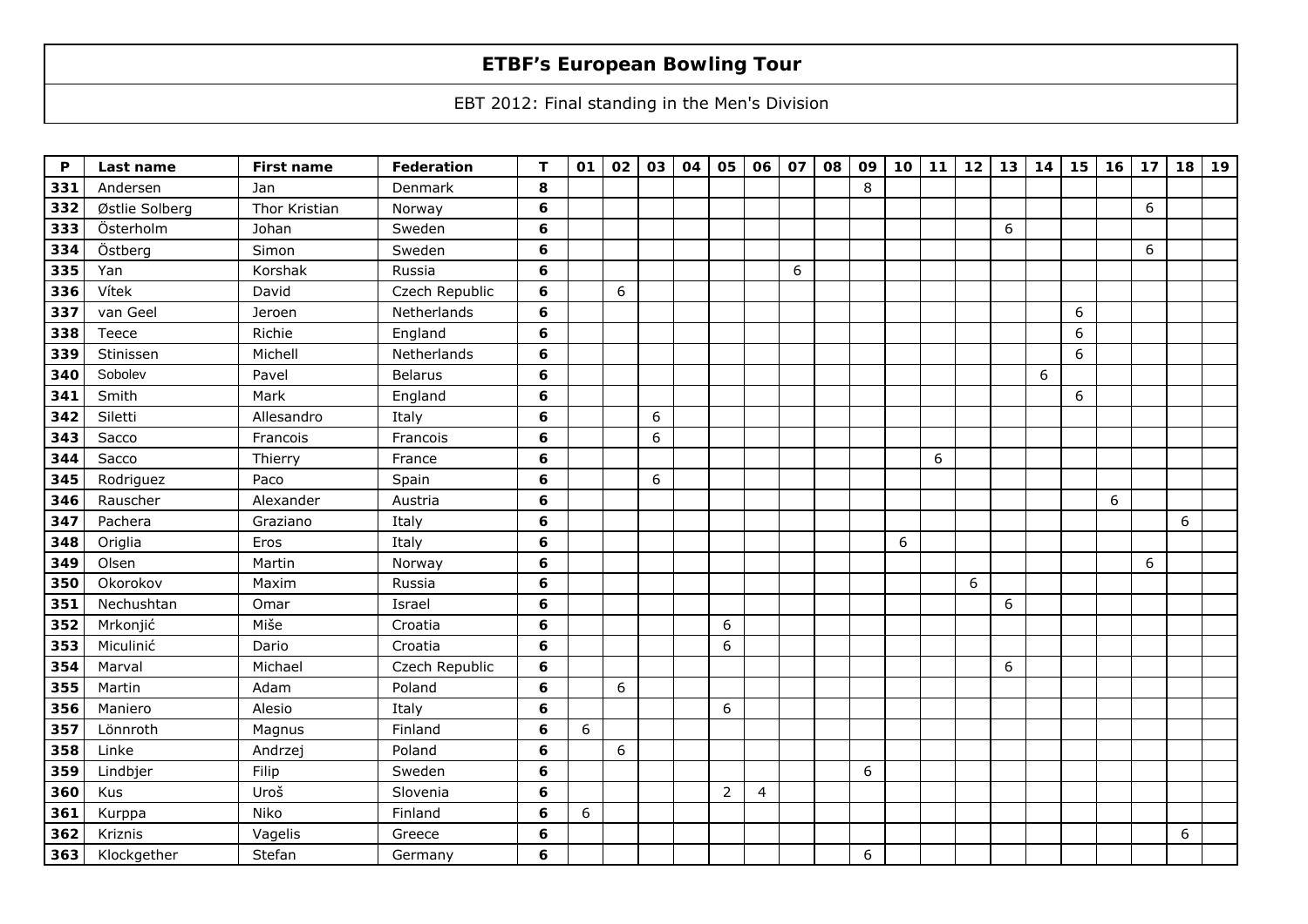# ETBF's European Bowling Tour

EBT 2012: Final standing in the Men's Division

| P | Last name | First name | Federation | T | 01 | 02 | 03 | 04 | 05 | 06 | 07 | 08 | 09 | 10 | 11 | 12 | 13 | 14 | 15 | 16 | 17 | 18 | 19 |
|---|---|---|---|---|---|---|---|---|---|---|---|---|---|---|---|---|---|---|---|---|---|---|---|
| 331 | Andersen | Jan | Denmark | 8 | | | | | | | | | 8 | | | | | | | | | | |
| 332 | Østlie Solberg | Thor Kristian | Norway | 6 | | | | | | | | | | | | | | | | | 6 | | |
| 333 | Österholm | Johan | Sweden | 6 | | | | | | | | | | | | | 6 | | | | | | |
| 334 | Östberg | Simon | Sweden | 6 | | | | | | | | | | | | | | | | | 6 | | |
| 335 | Yan | Korshak | Russia | 6 | | | | | | | 6 | | | | | | | | | | | | |
| 336 | Vítek | David | Czech Republic | 6 | | 6 | | | | | | | | | | | | | | | | | |
| 337 | van Geel | Jeroen | Netherlands | 6 | | | | | | | | | | | | | | | 6 | | | | |
| 338 | Teece | Richie | England | 6 | | | | | | | | | | | | | | | 6 | | | | |
| 339 | Stinissen | Michell | Netherlands | 6 | | | | | | | | | | | | | | | 6 | | | | |
| 340 | Sobolev | Pavel | Belarus | 6 | | | | | | | | | | | | | | 6 | | | | | |
| 341 | Smith | Mark | England | 6 | | | | | | | | | | | | | | | 6 | | | | |
| 342 | Siletti | Allesandro | Italy | 6 | | | 6 | | | | | | | | | | | | | | | | |
| 343 | Sacco | Francois | Francois | 6 | | | 6 | | | | | | | | | | | | | | | | |
| 344 | Sacco | Thierry | France | 6 | | | | | | | | | | | 6 | | | | | | | | |
| 345 | Rodriguez | Paco | Spain | 6 | | | 6 | | | | | | | | | | | | | | | | |
| 346 | Rauscher | Alexander | Austria | 6 | | | | | | | | | | | | | | | | 6 | | | |
| 347 | Pachera | Graziano | Italy | 6 | | | | | | | | | | | | | | | | | | 6 | |
| 348 | Origlia | Eros | Italy | 6 | | | | | | | | | | 6 | | | | | | | | | |
| 349 | Olsen | Martin | Norway | 6 | | | | | | | | | | | | | | | | | 6 | | |
| 350 | Okorokov | Maxim | Russia | 6 | | | | | | | | | | | | 6 | | | | | | | |
| 351 | Nechushtan | Omar | Israel | 6 | | | | | | | | | | | | | 6 | | | | | | |
| 352 | Mrkonjić | Miše | Croatia | 6 | | | | | 6 | | | | | | | | | | | | | | |
| 353 | Miculinić | Dario | Croatia | 6 | | | | | 6 | | | | | | | | | | | | | | |
| 354 | Marval | Michael | Czech Republic | 6 | | | | | | | | | | | | | 6 | | | | | | |
| 355 | Martin | Adam | Poland | 6 | | 6 | | | | | | | | | | | | | | | | | |
| 356 | Maniero | Alesio | Italy | 6 | | | | | 6 | | | | | | | | | | | | | | |
| 357 | Lönnroth | Magnus | Finland | 6 | 6 | | | | | | | | | | | | | | | | | | |
| 358 | Linke | Andrzej | Poland | 6 | | 6 | | | | | | | | | | | | | | | | | |
| 359 | Lindbjer | Filip | Sweden | 6 | | | | | | | | | 6 | | | | | | | | | | |
| 360 | Kus | Uroš | Slovenia | 6 | | | | | 2 | 4 | | | | | | | | | | | | | |
| 361 | Kurppa | Niko | Finland | 6 | 6 | | | | | | | | | | | | | | | | | | |
| 362 | Kriznis | Vagelis | Greece | 6 | | | | | | | | | | | | | | | | | | 6 | |
| 363 | Klockgether | Stefan | Germany | 6 | | | | | | | | | 6 | | | | | | | | | | |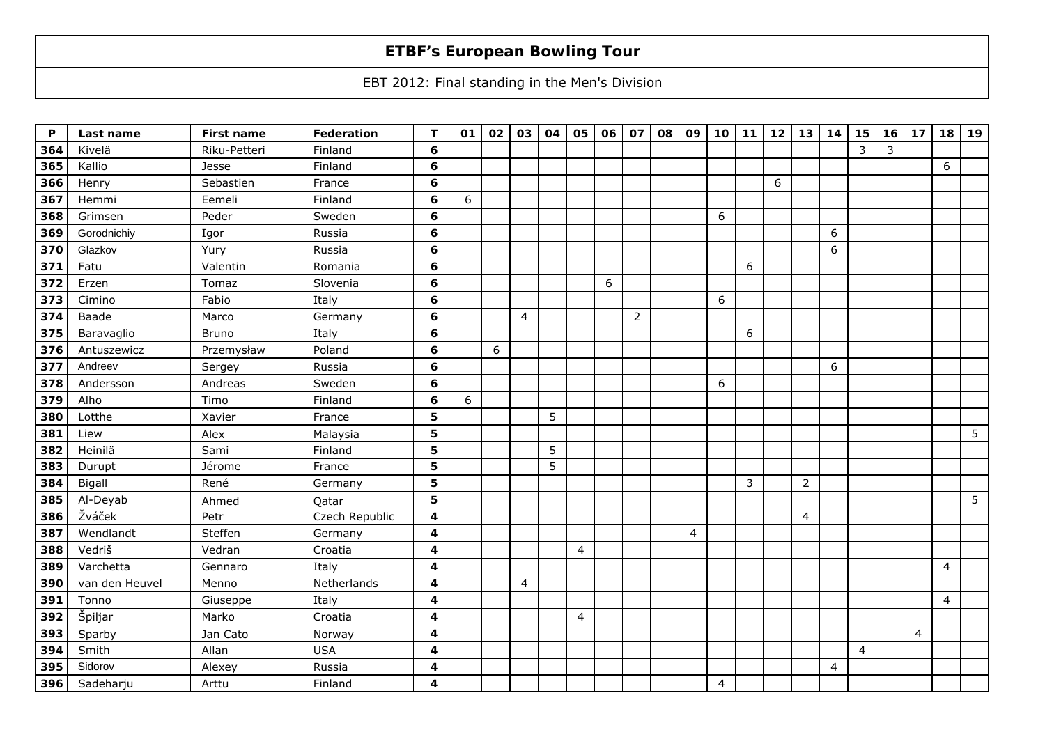# ETBF's European Bowling Tour

EBT 2012: Final standing in the Men's Division

| P | Last name | First name | Federation | T | 01 | 02 | 03 | 04 | 05 | 06 | 07 | 08 | 09 | 10 | 11 | 12 | 13 | 14 | 15 | 16 | 17 | 18 | 19 |
|---|---|---|---|---|---|---|---|---|---|---|---|---|---|---|---|---|---|---|---|---|---|---|---|
| 364 | Kivelä | Riku-Petteri | Finland | 6 | | | | | | | | | | | | | | | 3 | 3 | | | |
| 365 | Kallio | Jesse | Finland | 6 | | | | | | | | | | | | | | | | | | 6 | |
| 366 | Henry | Sebastien | France | 6 | | | | | | | | | | | | 6 | | | | | | | |
| 367 | Hemmi | Eemeli | Finland | 6 | 6 | | | | | | | | | | | | | | | | | | |
| 368 | Grimsen | Peder | Sweden | 6 | | | | | | | | | | 6 | | | | | | | | | |
| 369 | Gorodnichiy | Igor | Russia | 6 | | | | | | | | | | | | | | 6 | | | | | |
| 370 | Glazkov | Yury | Russia | 6 | | | | | | | | | | | | | | 6 | | | | | |
| 371 | Fatu | Valentin | Romania | 6 | | | | | | | | | | | 6 | | | | | | | | |
| 372 | Erzen | Tomaz | Slovenia | 6 | | | | | | 6 | | | | | | | | | | | | | |
| 373 | Cimino | Fabio | Italy | 6 | | | | | | | | | | 6 | | | | | | | | | |
| 374 | Baade | Marco | Germany | 6 | | | 4 | | | | 2 | | | | | | | | | | | | |
| 375 | Baravaglio | Bruno | Italy | 6 | | | | | | | | | | | 6 | | | | | | | | |
| 376 | Antuszewicz | Przemysław | Poland | 6 | | 6 | | | | | | | | | | | | | | | | | |
| 377 | Andreev | Sergey | Russia | 6 | | | | | | | | | | | | | | 6 | | | | | |
| 378 | Andersson | Andreas | Sweden | 6 | | | | | | | | | | 6 | | | | | | | | | |
| 379 | Alho | Timo | Finland | 6 | 6 | | | | | | | | | | | | | | | | | | |
| 380 | Lotthe | Xavier | France | 5 | | | | 5 | | | | | | | | | | | | | | | |
| 381 | Liew | Alex | Malaysia | 5 | | | | | | | | | | | | | | | | | | | 5 |
| 382 | Heinilä | Sami | Finland | 5 | | | | 5 | | | | | | | | | | | | | | | |
| 383 | Durupt | Jérome | France | 5 | | | | 5 | | | | | | | | | | | | | | | |
| 384 | Bigall | René | Germany | 5 | | | | | | | | | | | 3 | | 2 | | | | | | |
| 385 | Al-Deyab | Ahmed | Qatar | 5 | | | | | | | | | | | | | | | | | | | 5 |
| 386 | Žváček | Petr | Czech Republic | 4 | | | | | | | | | | | | | 4 | | | | | | |
| 387 | Wendlandt | Steffen | Germany | 4 | | | | | | | | | 4 | | | | | | | | | | |
| 388 | Vedriš | Vedran | Croatia | 4 | | | | | 4 | | | | | | | | | | | | | | |
| 389 | Varchetta | Gennaro | Italy | 4 | | | | | | | | | | | | | | | | | | 4 | |
| 390 | van den Heuvel | Menno | Netherlands | 4 | | | 4 | | | | | | | | | | | | | | | | |
| 391 | Tonno | Giuseppe | Italy | 4 | | | | | | | | | | | | | | | | | | 4 | |
| 392 | Špiljar | Marko | Croatia | 4 | | | | | 4 | | | | | | | | | | | | | | |
| 393 | Sparby | Jan Cato | Norway | 4 | | | | | | | | | | | | | | | | | 4 | | |
| 394 | Smith | Allan | USA | 4 | | | | | | | | | | | | | | | 4 | | | | |
| 395 | Sidorov | Alexey | Russia | 4 | | | | | | | | | | | | | | 4 | | | | | |
| 396 | Sadeharju | Arttu | Finland | 4 | | | | | | | | | | 4 | | | | | | | | | |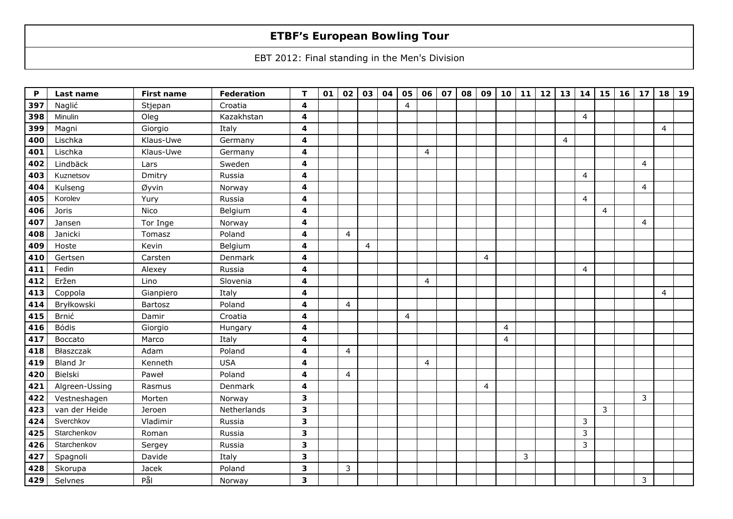# ETBF's European Bowling Tour

EBT 2012: Final standing in the Men's Division

| P | Last name | First name | Federation | T | 01 | 02 | 03 | 04 | 05 | 06 | 07 | 08 | 09 | 10 | 11 | 12 | 13 | 14 | 15 | 16 | 17 | 18 | 19 |
|---|---|---|---|---|---|---|---|---|---|---|---|---|---|---|---|---|---|---|---|---|---|---|---|
| 397 | Naglić | Stjepan | Croatia | 4 | | | | | 4 | | | | | | | | | | | | | | |
| 398 | Minulin | Oleg | Kazakhstan | 4 | | | | | | | | | | | | | | 4 | | | | | |
| 399 | Magni | Giorgio | Italy | 4 | | | | | | | | | | | | | | | | | | 4 | |
| 400 | Lischka | Klaus-Uwe | Germany | 4 | | | | | | | | | | | | | 4 | | | | | | |
| 401 | Lischka | Klaus-Uwe | Germany | 4 | | | | | | 4 | | | | | | | | | | | | | |
| 402 | Lindbäck | Lars | Sweden | 4 | | | | | | | | | | | | | | | | | 4 | | |
| 403 | Kuznetsov | Dmitry | Russia | 4 | | | | | | | | | | | | | | 4 | | | | | |
| 404 | Kulseng | Øyvin | Norway | 4 | | | | | | | | | | | | | | | | | 4 | | |
| 405 | Korolev | Yury | Russia | 4 | | | | | | | | | | | | | | 4 | | | | | |
| 406 | Joris | Nico | Belgium | 4 | | | | | | | | | | | | | | | 4 | | | | |
| 407 | Jansen | Tor Inge | Norway | 4 | | | | | | | | | | | | | | | | | 4 | | |
| 408 | Janicki | Tomasz | Poland | 4 | | 4 | | | | | | | | | | | | | | | | | |
| 409 | Hoste | Kevin | Belgium | 4 | | | 4 | | | | | | | | | | | | | | | | |
| 410 | Gertsen | Carsten | Denmark | 4 | | | | | | | | | 4 | | | | | | | | | | |
| 411 | Fedin | Alexey | Russia | 4 | | | | | | | | | | | | | | 4 | | | | | |
| 412 | Eržen | Lino | Slovenia | 4 | | | | | | 4 | | | | | | | | | | | | | |
| 413 | Coppola | Gianpiero | Italy | 4 | | | | | | | | | | | | | | | | | | 4 | |
| 414 | Bryłkowski | Bartosz | Poland | 4 | | 4 | | | | | | | | | | | | | | | | | |
| 415 | Brnić | Damir | Croatia | 4 | | | | | 4 | | | | | | | | | | | | | | |
| 416 | Bódis | Giorgio | Hungary | 4 | | | | | | | | | | 4 | | | | | | | | | |
| 417 | Boccato | Marco | Italy | 4 | | | | | | | | | | 4 | | | | | | | | | |
| 418 | Błaszczak | Adam | Poland | 4 | | 4 | | | | | | | | | | | | | | | | | |
| 419 | Bland Jr | Kenneth | USA | 4 | | | | | | 4 | | | | | | | | | | | | | |
| 420 | Bielski | Paweł | Poland | 4 | | 4 | | | | | | | | | | | | | | | | | |
| 421 | Algreen-Ussing | Rasmus | Denmark | 4 | | | | | | | | | 4 | | | | | | | | | | |
| 422 | Vestneshagen | Morten | Norway | 3 | | | | | | | | | | | | | | | | | 3 | | |
| 423 | van der Heide | Jeroen | Netherlands | 3 | | | | | | | | | | | | | | | 3 | | | | |
| 424 | Sverchkov | Vladimir | Russia | 3 | | | | | | | | | | | | | | 3 | | | | | |
| 425 | Starchenkov | Roman | Russia | 3 | | | | | | | | | | | | | | 3 | | | | | |
| 426 | Starchenkov | Sergey | Russia | 3 | | | | | | | | | | | | | | 3 | | | | | |
| 427 | Spagnoli | Davide | Italy | 3 | | | | | | | | | | | 3 | | | | | | | | |
| 428 | Skorupa | Jacek | Poland | 3 | | 3 | | | | | | | | | | | | | | | | | |
| 429 | Selvnes | Pål | Norway | 3 | | | | | | | | | | | | | | | | | 3 | | |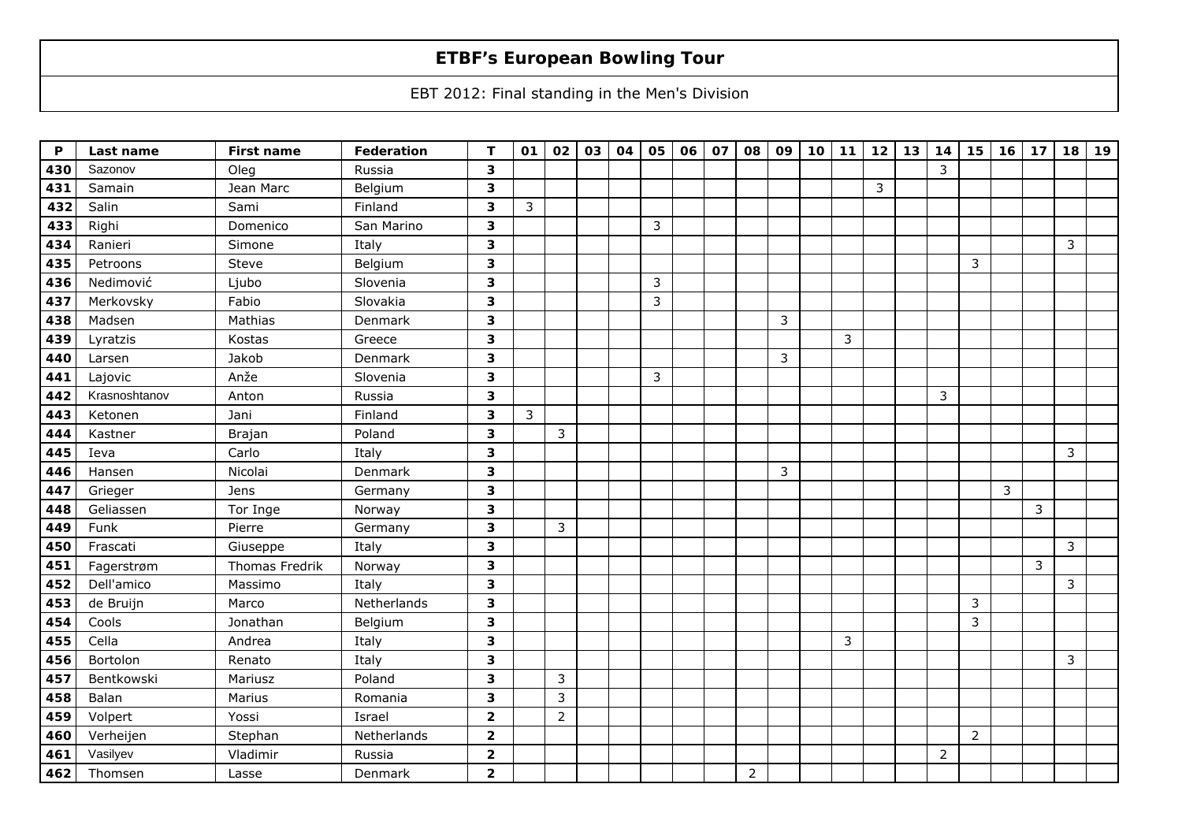# ETBF's European Bowling Tour

EBT 2012: Final standing in the Men's Division

| P | Last name | First name | Federation | T | 01 | 02 | 03 | 04 | 05 | 06 | 07 | 08 | 09 | 10 | 11 | 12 | 13 | 14 | 15 | 16 | 17 | 18 | 19 |
|---|---|---|---|---|---|---|---|---|---|---|---|---|---|---|---|---|---|---|---|---|---|---|---|
| 430 | Sazonov | Oleg | Russia | 3 | | | | | | | | | | | | | | 3 | | | | | |
| 431 | Samain | Jean Marc | Belgium | 3 | | | | | | | | | | | | 3 | | | | | | | |
| 432 | Salin | Sami | Finland | 3 | 3 | | | | | | | | | | | | | | | | | | |
| 433 | Righi | Domenico | San Marino | 3 | | | | | 3 | | | | | | | | | | | | | | |
| 434 | Ranieri | Simone | Italy | 3 | | | | | | | | | | | | | | | | | | 3 | |
| 435 | Petroons | Steve | Belgium | 3 | | | | | | | | | | | | | | | 3 | | | | |
| 436 | Nedimović | Ljubo | Slovenia | 3 | | | | | 3 | | | | | | | | | | | | | | |
| 437 | Merkovsky | Fabio | Slovakia | 3 | | | | | 3 | | | | | | | | | | | | | | |
| 438 | Madsen | Mathias | Denmark | 3 | | | | | | | | | 3 | | | | | | | | | | |
| 439 | Lyratzis | Kostas | Greece | 3 | | | | | | | | | | | 3 | | | | | | | | |
| 440 | Larsen | Jakob | Denmark | 3 | | | | | | | | | 3 | | | | | | | | | | |
| 441 | Lajovic | Anže | Slovenia | 3 | | | | | 3 | | | | | | | | | | | | | | |
| 442 | Krasnoshtanov | Anton | Russia | 3 | | | | | | | | | | | | | | 3 | | | | | |
| 443 | Ketonen | Jani | Finland | 3 | 3 | | | | | | | | | | | | | | | | | | |
| 444 | Kastner | Brajan | Poland | 3 | | 3 | | | | | | | | | | | | | | | | | |
| 445 | Ieva | Carlo | Italy | 3 | | | | | | | | | | | | | | | | | | 3 | |
| 446 | Hansen | Nicolai | Denmark | 3 | | | | | | | | | 3 | | | | | | | | | | |
| 447 | Grieger | Jens | Germany | 3 | | | | | | | | | | | | | | | | 3 | | | |
| 448 | Geliassen | Tor Inge | Norway | 3 | | | | | | | | | | | | | | | | | 3 | | |
| 449 | Funk | Pierre | Germany | 3 | | 3 | | | | | | | | | | | | | | | | | |
| 450 | Frascati | Giuseppe | Italy | 3 | | | | | | | | | | | | | | | | | | 3 | |
| 451 | Fagerstrøm | Thomas Fredrik | Norway | 3 | | | | | | | | | | | | | | | | | 3 | | |
| 452 | Dell'amico | Massimo | Italy | 3 | | | | | | | | | | | | | | | | | | 3 | |
| 453 | de Bruijn | Marco | Netherlands | 3 | | | | | | | | | | | | | | | 3 | | | | |
| 454 | Cools | Jonathan | Belgium | 3 | | | | | | | | | | | | | | | 3 | | | | |
| 455 | Cella | Andrea | Italy | 3 | | | | | | | | | | | 3 | | | | | | | | |
| 456 | Bortolon | Renato | Italy | 3 | | | | | | | | | | | | | | | | | | 3 | |
| 457 | Bentkowski | Mariusz | Poland | 3 | | 3 | | | | | | | | | | | | | | | | | |
| 458 | Balan | Marius | Romania | 3 | | 3 | | | | | | | | | | | | | | | | | |
| 459 | Volpert | Yossi | Israel | 2 | | 2 | | | | | | | | | | | | | | | | | |
| 460 | Verheijen | Stephan | Netherlands | 2 | | | | | | | | | | | | | | | 2 | | | | |
| 461 | Vasilyev | Vladimir | Russia | 2 | | | | | | | | | | | | | | 2 | | | | | |
| 462 | Thomsen | Lasse | Denmark | 2 | | | | | | | | 2 | | | | | | | | | | | |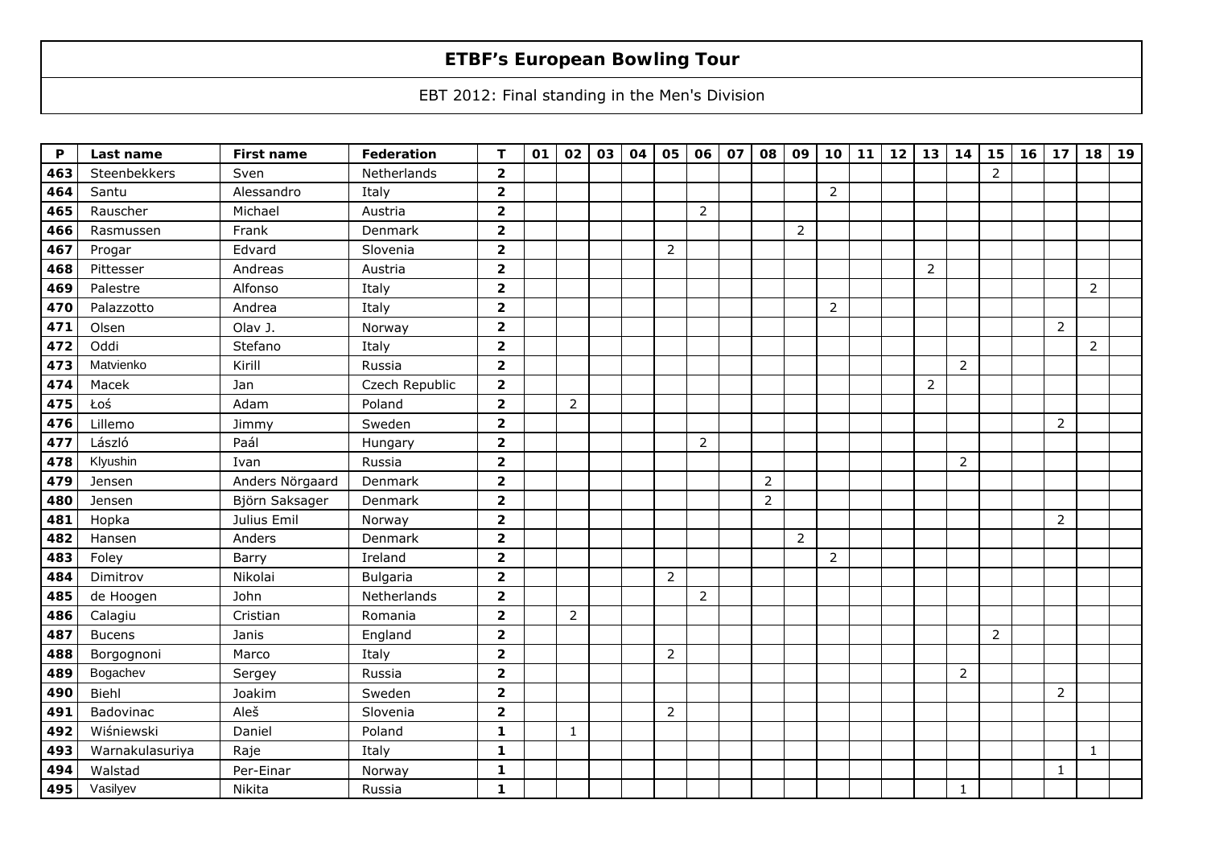# ETBF's European Bowling Tour

EBT 2012: Final standing in the Men's Division

| P | Last name | First name | Federation | T | 01 | 02 | 03 | 04 | 05 | 06 | 07 | 08 | 09 | 10 | 11 | 12 | 13 | 14 | 15 | 16 | 17 | 18 | 19 |
|---|---|---|---|---|---|---|---|---|---|---|---|---|---|---|---|---|---|---|---|---|---|---|---|
| 463 | Steenbekkers | Sven | Netherlands | 2 | | | | | | | | | | | | | | | 2 | | | | |
| 464 | Santu | Alessandro | Italy | 2 | | | | | | | | | | 2 | | | | | | | | | |
| 465 | Rauscher | Michael | Austria | 2 | | | | | | 2 | | | | | | | | | | | | | |
| 466 | Rasmussen | Frank | Denmark | 2 | | | | | | | | | 2 | | | | | | | | | | |
| 467 | Progar | Edvard | Slovenia | 2 | | | | | 2 | | | | | | | | | | | | | | |
| 468 | Pittesser | Andreas | Austria | 2 | | | | | | | | | | | | | 2 | | | | | | |
| 469 | Palestre | Alfonso | Italy | 2 | | | | | | | | | | | | | | | | | | 2 | |
| 470 | Palazzotto | Andrea | Italy | 2 | | | | | | | | | | 2 | | | | | | | | | |
| 471 | Olsen | Olav J. | Norway | 2 | | | | | | | | | | | | | | | | | 2 | | |
| 472 | Oddi | Stefano | Italy | 2 | | | | | | | | | | | | | | | | | | 2 | |
| 473 | Matvienko | Kirill | Russia | 2 | | | | | | | | | | | | | | 2 | | | | | |
| 474 | Macek | Jan | Czech Republic | 2 | | | | | | | | | | | | | 2 | | | | | | |
| 475 | Łoś | Adam | Poland | 2 | | 2 | | | | | | | | | | | | | | | | | |
| 476 | Lillemo | Jimmy | Sweden | 2 | | | | | | | | | | | | | | | | | 2 | | |
| 477 | László | Paál | Hungary | 2 | | | | | | 2 | | | | | | | | | | | | | |
| 478 | Klyushin | Ivan | Russia | 2 | | | | | | | | | | | | | | 2 | | | | | |
| 479 | Jensen | Anders Nörgaard | Denmark | 2 | | | | | | | | 2 | | | | | | | | | | | |
| 480 | Jensen | Björn Saksager | Denmark | 2 | | | | | | | | 2 | | | | | | | | | | | |
| 481 | Hopka | Julius Emil | Norway | 2 | | | | | | | | | | | | | | | | | 2 | | |
| 482 | Hansen | Anders | Denmark | 2 | | | | | | | | | 2 | | | | | | | | | | |
| 483 | Foley | Barry | Ireland | 2 | | | | | | | | | | 2 | | | | | | | | | |
| 484 | Dimitrov | Nikolai | Bulgaria | 2 | | | | | 2 | | | | | | | | | | | | | | |
| 485 | de Hoogen | John | Netherlands | 2 | | | | | | 2 | | | | | | | | | | | | | |
| 486 | Calagiu | Cristian | Romania | 2 | | 2 | | | | | | | | | | | | | | | | | |
| 487 | Bucens | Janis | England | 2 | | | | | | | | | | | | | | | 2 | | | | |
| 488 | Borgognoni | Marco | Italy | 2 | | | | | 2 | | | | | | | | | | | | | | |
| 489 | Bogachev | Sergey | Russia | 2 | | | | | | | | | | | | | | 2 | | | | | |
| 490 | Biehl | Joakim | Sweden | 2 | | | | | | | | | | | | | | | | | 2 | | |
| 491 | Badovinac | Aleš | Slovenia | 2 | | | | | 2 | | | | | | | | | | | | | | |
| 492 | Wiśniewski | Daniel | Poland | 1 | | 1 | | | | | | | | | | | | | | | | | |
| 493 | Warnakulasuriya | Raje | Italy | 1 | | | | | | | | | | | | | | | | | | 1 | |
| 494 | Walstad | Per-Einar | Norway | 1 | | | | | | | | | | | | | | | | | 1 | | |
| 495 | Vasilyev | Nikita | Russia | 1 | | | | | | | | | | | | | | 1 | | | | | |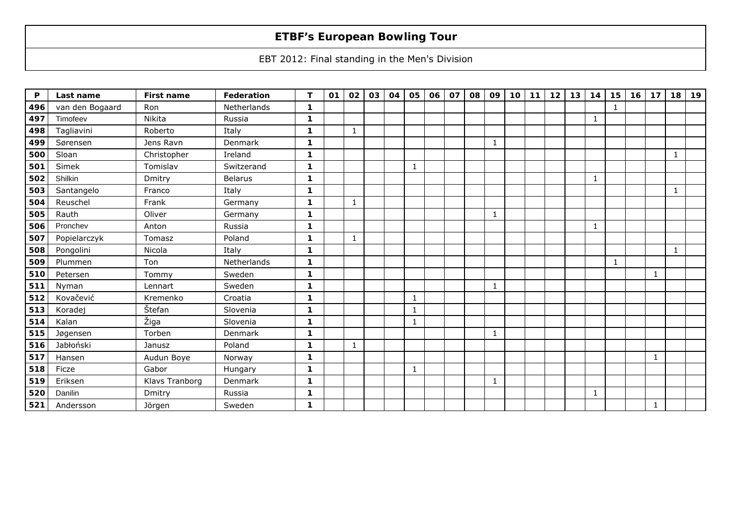# ETBF's European Bowling Tour

EBT 2012: Final standing in the Men's Division

| P | Last name | First name | Federation | T | 01 | 02 | 03 | 04 | 05 | 06 | 07 | 08 | 09 | 10 | 11 | 12 | 13 | 14 | 15 | 16 | 17 | 18 | 19 |
|---|---|---|---|---|---|---|---|---|---|---|---|---|---|---|---|---|---|---|---|---|---|---|---|
| 496 | van den Bogaard | Ron | Netherlands | 1 | | | | | | | | | | | | | | | 1 | | | | |
| 497 | Timofeev | Nikita | Russia | 1 | | | | | | | | | | | | | | 1 | | | | | |
| 498 | Tagliavini | Roberto | Italy | 1 | | 1 | | | | | | | | | | | | | | | | | |
| 499 | Sørensen | Jens Ravn | Denmark | 1 | | | | | | | | | 1 | | | | | | | | | | |
| 500 | Sloan | Christopher | Ireland | 1 | | | | | | | | | | | | | | | | | | 1 | |
| 501 | Simek | Tomislav | Switzerand | 1 | | | | | 1 | | | | | | | | | | | | | | |
| 502 | Shilkin | Dmitry | Belarus | 1 | | | | | | | | | | | | | | 1 | | | | | |
| 503 | Santangelo | Franco | Italy | 1 | | | | | | | | | | | | | | | | | | 1 | |
| 504 | Reuschel | Frank | Germany | 1 | | 1 | | | | | | | | | | | | | | | | | |
| 505 | Rauth | Oliver | Germany | 1 | | | | | | | | | 1 | | | | | | | | | | |
| 506 | Pronchev | Anton | Russia | 1 | | | | | | | | | | | | | | 1 | | | | | |
| 507 | Popielarczyk | Tomasz | Poland | 1 | | 1 | | | | | | | | | | | | | | | | | |
| 508 | Pongolini | Nicola | Italy | 1 | | | | | | | | | | | | | | | | | | 1 | |
| 509 | Plummen | Ton | Netherlands | 1 | | | | | | | | | | | | | | | 1 | | | | |
| 510 | Petersen | Tommy | Sweden | 1 | | | | | | | | | | | | | | | | | 1 | | |
| 511 | Nyman | Lennart | Sweden | 1 | | | | | | | | | 1 | | | | | | | | | | |
| 512 | Kovačević | Kremenko | Croatia | 1 | | | | | 1 | | | | | | | | | | | | | | |
| 513 | Koradej | Štefan | Slovenia | 1 | | | | | 1 | | | | | | | | | | | | | | |
| 514 | Kalan | Žiga | Slovenia | 1 | | | | | 1 | | | | | | | | | | | | | | |
| 515 | Jøgensen | Torben | Denmark | 1 | | | | | | | | | 1 | | | | | | | | | | |
| 516 | Jabłoński | Janusz | Poland | 1 | | 1 | | | | | | | | | | | | | | | | | |
| 517 | Hansen | Audun Boye | Norway | 1 | | | | | | | | | | | | | | | | | 1 | | |
| 518 | Ficze | Gabor | Hungary | 1 | | | | | 1 | | | | | | | | | | | | | | |
| 519 | Eriksen | Klavs Tranborg | Denmark | 1 | | | | | | | | | 1 | | | | | | | | | | |
| 520 | Danilin | Dmitry | Russia | 1 | | | | | | | | | | | | | | 1 | | | | | |
| 521 | Andersson | Jörgen | Sweden | 1 | | | | | | | | | | | | | | | | | 1 | | |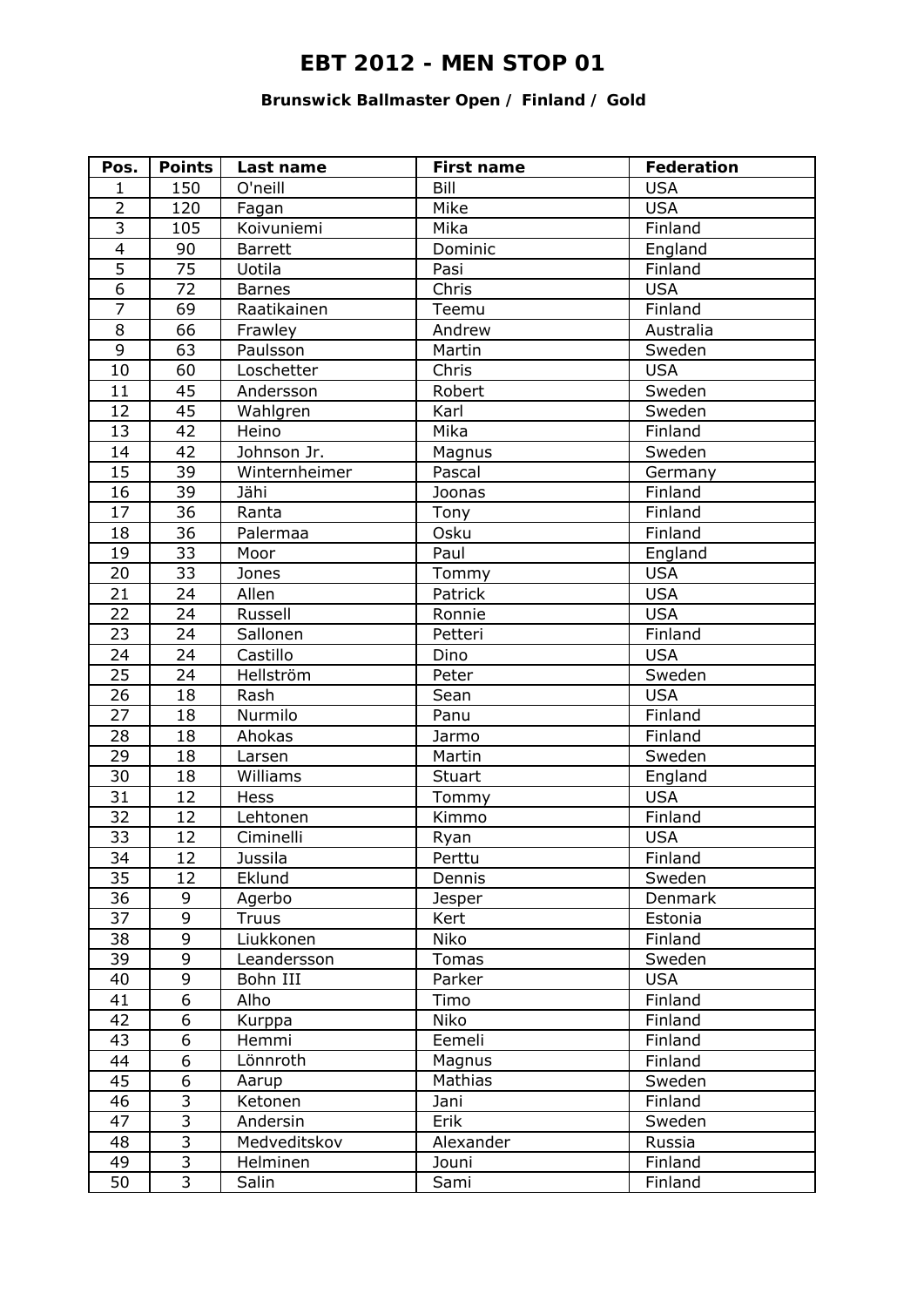# EBT 2012 - MEN STOP 01

### Brunswick Ballmaster Open / Finland / Gold

| Pos. | Points | Last name | First name | Federation |
|---|---|---|---|---|
| 1 | 150 | O'neill | Bill | USA |
| 2 | 120 | Fagan | Mike | USA |
| 3 | 105 | Koivuniemi | Mika | Finland |
| 4 | 90 | Barrett | Dominic | England |
| 5 | 75 | Uotila | Pasi | Finland |
| 6 | 72 | Barnes | Chris | USA |
| 7 | 69 | Raatikainen | Teemu | Finland |
| 8 | 66 | Frawley | Andrew | Australia |
| 9 | 63 | Paulsson | Martin | Sweden |
| 10 | 60 | Loschetter | Chris | USA |
| 11 | 45 | Andersson | Robert | Sweden |
| 12 | 45 | Wahlgren | Karl | Sweden |
| 13 | 42 | Heino | Mika | Finland |
| 14 | 42 | Johnson Jr. | Magnus | Sweden |
| 15 | 39 | Winternheimer | Pascal | Germany |
| 16 | 39 | Jähi | Joonas | Finland |
| 17 | 36 | Ranta | Tony | Finland |
| 18 | 36 | Palermaa | Osku | Finland |
| 19 | 33 | Moor | Paul | England |
| 20 | 33 | Jones | Tommy | USA |
| 21 | 24 | Allen | Patrick | USA |
| 22 | 24 | Russell | Ronnie | USA |
| 23 | 24 | Sallonen | Petteri | Finland |
| 24 | 24 | Castillo | Dino | USA |
| 25 | 24 | Hellström | Peter | Sweden |
| 26 | 18 | Rash | Sean | USA |
| 27 | 18 | Nurmilo | Panu | Finland |
| 28 | 18 | Ahokas | Jarmo | Finland |
| 29 | 18 | Larsen | Martin | Sweden |
| 30 | 18 | Williams | Stuart | England |
| 31 | 12 | Hess | Tommy | USA |
| 32 | 12 | Lehtonen | Kimmo | Finland |
| 33 | 12 | Ciminelli | Ryan | USA |
| 34 | 12 | Jussila | Perttu | Finland |
| 35 | 12 | Eklund | Dennis | Sweden |
| 36 | 9 | Agerbo | Jesper | Denmark |
| 37 | 9 | Truus | Kert | Estonia |
| 38 | 9 | Liukkonen | Niko | Finland |
| 39 | 9 | Leandersson | Tomas | Sweden |
| 40 | 9 | Bohn III | Parker | USA |
| 41 | 6 | Alho | Timo | Finland |
| 42 | 6 | Kurppa | Niko | Finland |
| 43 | 6 | Hemmi | Eemeli | Finland |
| 44 | 6 | Lönnroth | Magnus | Finland |
| 45 | 6 | Aarup | Mathias | Sweden |
| 46 | 3 | Ketonen | Jani | Finland |
| 47 | 3 | Andersin | Erik | Sweden |
| 48 | 3 | Medveditskov | Alexander | Russia |
| 49 | 3 | Helminen | Jouni | Finland |
| 50 | 3 | Salin | Sami | Finland |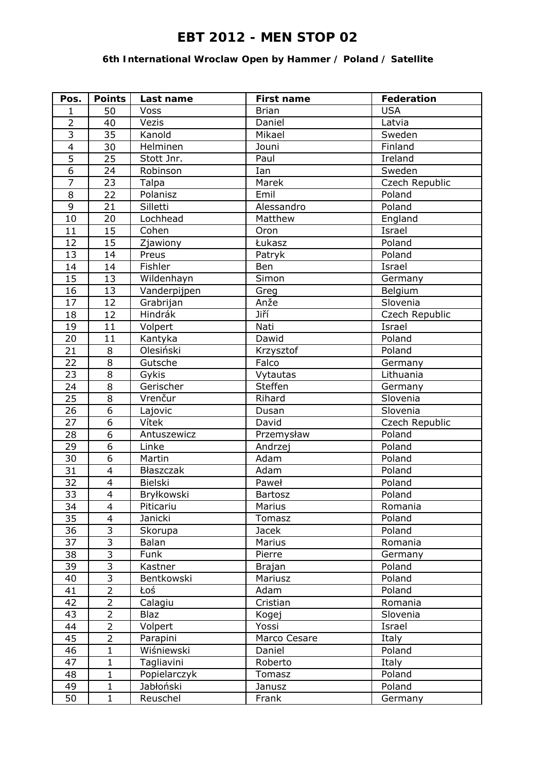# EBT 2012 - MEN STOP 02

### 6th International Wroclaw Open by Hammer / Poland / Satellite

| Pos. | Points | Last name | First name | Federation |
|---|---|---|---|---|
| 1 | 50 | Voss | Brian | USA |
| 2 | 40 | Vezis | Daniel | Latvia |
| 3 | 35 | Kanold | Mikael | Sweden |
| 4 | 30 | Helminen | Jouni | Finland |
| 5 | 25 | Stott Jnr. | Paul | Ireland |
| 6 | 24 | Robinson | Ian | Sweden |
| 7 | 23 | Talpa | Marek | Czech Republic |
| 8 | 22 | Polanisz | Emil | Poland |
| 9 | 21 | Silletti | Alessandro | Poland |
| 10 | 20 | Lochhead | Matthew | England |
| 11 | 15 | Cohen | Oron | Israel |
| 12 | 15 | Zjawiony | Łukasz | Poland |
| 13 | 14 | Preus | Patryk | Poland |
| 14 | 14 | Fishler | Ben | Israel |
| 15 | 13 | Wildenhayn | Simon | Germany |
| 16 | 13 | Vanderpijpen | Greg | Belgium |
| 17 | 12 | Grabrijan | Anže | Slovenia |
| 18 | 12 | Hindrák | Jiří | Czech Republic |
| 19 | 11 | Volpert | Nati | Israel |
| 20 | 11 | Kantyka | Dawid | Poland |
| 21 | 8 | Olesiński | Krzysztof | Poland |
| 22 | 8 | Gutsche | Falco | Germany |
| 23 | 8 | Gykis | Vytautas | Lithuania |
| 24 | 8 | Gerischer | Steffen | Germany |
| 25 | 8 | Vrenčur | Rihard | Slovenia |
| 26 | 6 | Lajovic | Dusan | Slovenia |
| 27 | 6 | Vítek | David | Czech Republic |
| 28 | 6 | Antuszewicz | Przemysław | Poland |
| 29 | 6 | Linke | Andrzej | Poland |
| 30 | 6 | Martin | Adam | Poland |
| 31 | 4 | Błaszczak | Adam | Poland |
| 32 | 4 | Bielski | Paweł | Poland |
| 33 | 4 | Bryłkowski | Bartosz | Poland |
| 34 | 4 | Piticariu | Marius | Romania |
| 35 | 4 | Janicki | Tomasz | Poland |
| 36 | 3 | Skorupa | Jacek | Poland |
| 37 | 3 | Balan | Marius | Romania |
| 38 | 3 | Funk | Pierre | Germany |
| 39 | 3 | Kastner | Brajan | Poland |
| 40 | 3 | Bentkowski | Mariusz | Poland |
| 41 | 2 | Łoś | Adam | Poland |
| 42 | 2 | Calagiu | Cristian | Romania |
| 43 | 2 | Blaz | Kogej | Slovenia |
| 44 | 2 | Volpert | Yossi | Israel |
| 45 | 2 | Parapini | Marco Cesare | Italy |
| 46 | 1 | Wiśniewski | Daniel | Poland |
| 47 | 1 | Tagliavini | Roberto | Italy |
| 48 | 1 | Popielarczyk | Tomasz | Poland |
| 49 | 1 | Jabłoński | Janusz | Poland |
| 50 | 1 | Reuschel | Frank | Germany |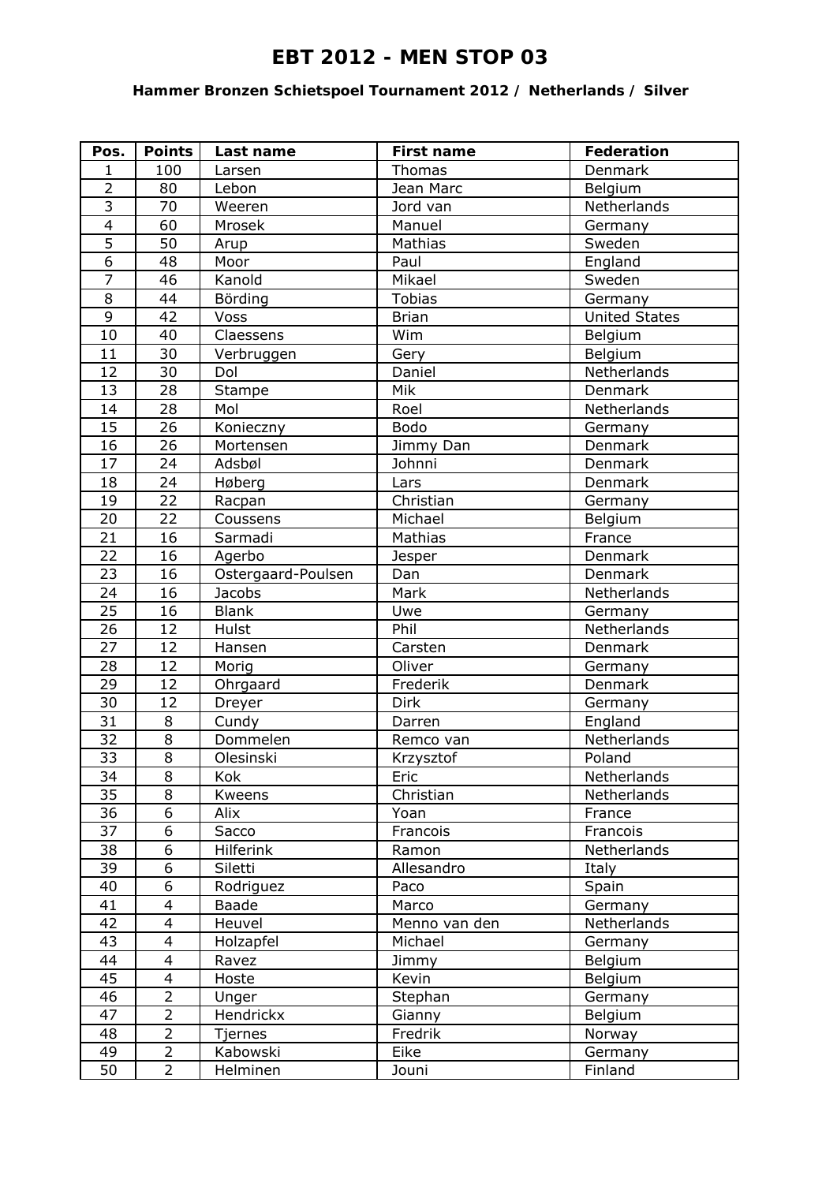# EBT 2012 - MEN STOP 03

### Hammer Bronzen Schietspoel Tournament 2012 / Netherlands / Silver

| Pos. | Points | Last name | First name | Federation |
|---|---|---|---|---|
| 1 | 100 | Larsen | Thomas | Denmark |
| 2 | 80 | Lebon | Jean Marc | Belgium |
| 3 | 70 | Weeren | Jord van | Netherlands |
| 4 | 60 | Mrosek | Manuel | Germany |
| 5 | 50 | Arup | Mathias | Sweden |
| 6 | 48 | Moor | Paul | England |
| 7 | 46 | Kanold | Mikael | Sweden |
| 8 | 44 | Börding | Tobias | Germany |
| 9 | 42 | Voss | Brian | United States |
| 10 | 40 | Claessens | Wim | Belgium |
| 11 | 30 | Verbruggen | Gery | Belgium |
| 12 | 30 | Dol | Daniel | Netherlands |
| 13 | 28 | Stampe | Mik | Denmark |
| 14 | 28 | Mol | Roel | Netherlands |
| 15 | 26 | Konieczny | Bodo | Germany |
| 16 | 26 | Mortensen | Jimmy Dan | Denmark |
| 17 | 24 | Adsbøl | Johnni | Denmark |
| 18 | 24 | Høberg | Lars | Denmark |
| 19 | 22 | Racpan | Christian | Germany |
| 20 | 22 | Coussens | Michael | Belgium |
| 21 | 16 | Sarmadi | Mathias | France |
| 22 | 16 | Agerbo | Jesper | Denmark |
| 23 | 16 | Ostergaard-Poulsen | Dan | Denmark |
| 24 | 16 | Jacobs | Mark | Netherlands |
| 25 | 16 | Blank | Uwe | Germany |
| 26 | 12 | Hulst | Phil | Netherlands |
| 27 | 12 | Hansen | Carsten | Denmark |
| 28 | 12 | Morig | Oliver | Germany |
| 29 | 12 | Ohrgaard | Frederik | Denmark |
| 30 | 12 | Dreyer | Dirk | Germany |
| 31 | 8 | Cundy | Darren | England |
| 32 | 8 | Dommelen | Remco van | Netherlands |
| 33 | 8 | Olesinski | Krzysztof | Poland |
| 34 | 8 | Kok | Eric | Netherlands |
| 35 | 8 | Kweens | Christian | Netherlands |
| 36 | 6 | Alix | Yoan | France |
| 37 | 6 | Sacco | Francois | Francois |
| 38 | 6 | Hilferink | Ramon | Netherlands |
| 39 | 6 | Siletti | Allesandro | Italy |
| 40 | 6 | Rodriguez | Paco | Spain |
| 41 | 4 | Baade | Marco | Germany |
| 42 | 4 | Heuvel | Menno van den | Netherlands |
| 43 | 4 | Holzapfel | Michael | Germany |
| 44 | 4 | Ravez | Jimmy | Belgium |
| 45 | 4 | Hoste | Kevin | Belgium |
| 46 | 2 | Unger | Stephan | Germany |
| 47 | 2 | Hendrickx | Gianny | Belgium |
| 48 | 2 | Tjernes | Fredrik | Norway |
| 49 | 2 | Kabowski | Eike | Germany |
| 50 | 2 | Helminen | Jouni | Finland |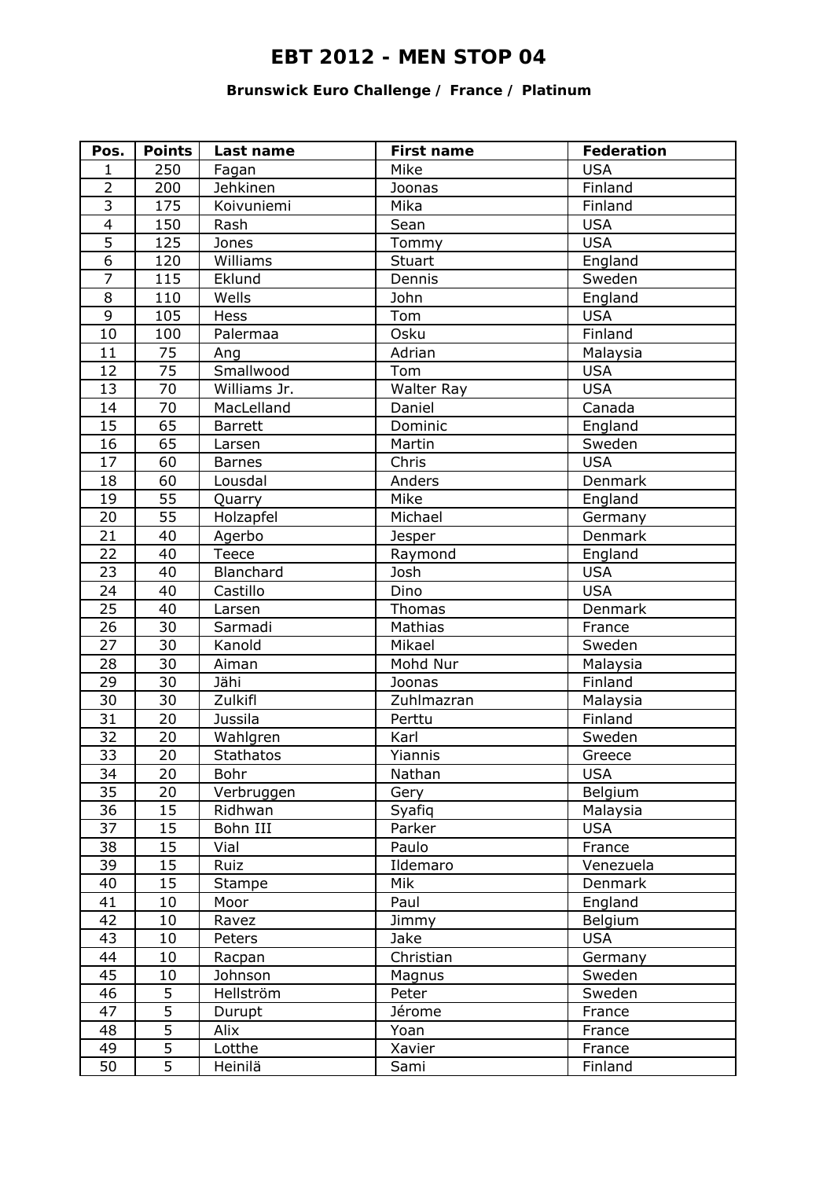# EBT 2012 - MEN STOP 04

**Brunswick Euro Challenge / France / Platinum**

| Pos. | Points | Last name | First name | Federation |
|---|---|---|---|---|
| 1 | 250 | Fagan | Mike | USA |
| 2 | 200 | Jehkinen | Joonas | Finland |
| 3 | 175 | Koivuniemi | Mika | Finland |
| 4 | 150 | Rash | Sean | USA |
| 5 | 125 | Jones | Tommy | USA |
| 6 | 120 | Williams | Stuart | England |
| 7 | 115 | Eklund | Dennis | Sweden |
| 8 | 110 | Wells | John | England |
| 9 | 105 | Hess | Tom | USA |
| 10 | 100 | Palermaa | Osku | Finland |
| 11 | 75 | Ang | Adrian | Malaysia |
| 12 | 75 | Smallwood | Tom | USA |
| 13 | 70 | Williams Jr. | Walter Ray | USA |
| 14 | 70 | MacLelland | Daniel | Canada |
| 15 | 65 | Barrett | Dominic | England |
| 16 | 65 | Larsen | Martin | Sweden |
| 17 | 60 | Barnes | Chris | USA |
| 18 | 60 | Lousdal | Anders | Denmark |
| 19 | 55 | Quarry | Mike | England |
| 20 | 55 | Holzapfel | Michael | Germany |
| 21 | 40 | Agerbo | Jesper | Denmark |
| 22 | 40 | Teece | Raymond | England |
| 23 | 40 | Blanchard | Josh | USA |
| 24 | 40 | Castillo | Dino | USA |
| 25 | 40 | Larsen | Thomas | Denmark |
| 26 | 30 | Sarmadi | Mathias | France |
| 27 | 30 | Kanold | Mikael | Sweden |
| 28 | 30 | Aiman | Mohd Nur | Malaysia |
| 29 | 30 | Jähi | Joonas | Finland |
| 30 | 30 | Zulkifl | Zuhlmazran | Malaysia |
| 31 | 20 | Jussila | Perttu | Finland |
| 32 | 20 | Wahlgren | Karl | Sweden |
| 33 | 20 | Stathatos | Yiannis | Greece |
| 34 | 20 | Bohr | Nathan | USA |
| 35 | 20 | Verbruggen | Gery | Belgium |
| 36 | 15 | Ridhwan | Syafiq | Malaysia |
| 37 | 15 | Bohn III | Parker | USA |
| 38 | 15 | Vial | Paulo | France |
| 39 | 15 | Ruiz | Ildemaro | Venezuela |
| 40 | 15 | Stampe | Mik | Denmark |
| 41 | 10 | Moor | Paul | England |
| 42 | 10 | Ravez | Jimmy | Belgium |
| 43 | 10 | Peters | Jake | USA |
| 44 | 10 | Racpan | Christian | Germany |
| 45 | 10 | Johnson | Magnus | Sweden |
| 46 | 5 | Hellström | Peter | Sweden |
| 47 | 5 | Durupt | Jérome | France |
| 48 | 5 | Alix | Yoan | France |
| 49 | 5 | Lotthe | Xavier | France |
| 50 | 5 | Heinilä | Sami | Finland |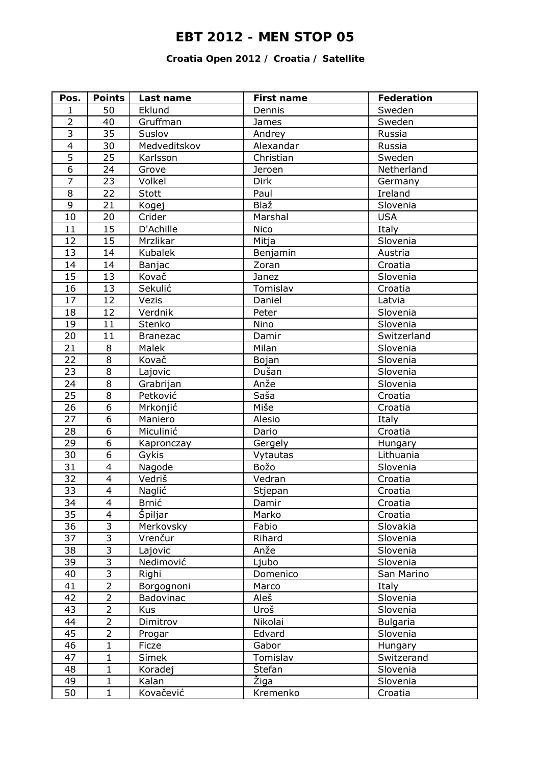# EBT 2012 - MEN STOP 05

### Croatia Open 2012 / Croatia / Satellite

| Pos. | Points | Last name | First name | Federation |
|---|---|---|---|---|
| 1 | 50 | Eklund | Dennis | Sweden |
| 2 | 40 | Gruffman | James | Sweden |
| 3 | 35 | Suslov | Andrey | Russia |
| 4 | 30 | Medveditskov | Alexandar | Russia |
| 5 | 25 | Karlsson | Christian | Sweden |
| 6 | 24 | Grove | Jeroen | Netherland |
| 7 | 23 | Volkel | Dirk | Germany |
| 8 | 22 | Stott | Paul | Ireland |
| 9 | 21 | Kogej | Blaž | Slovenia |
| 10 | 20 | Crider | Marshal | USA |
| 11 | 15 | D'Achille | Nico | Italy |
| 12 | 15 | Mrzlikar | Mitja | Slovenia |
| 13 | 14 | Kubalek | Benjamin | Austria |
| 14 | 14 | Banjac | Zoran | Croatia |
| 15 | 13 | Kovač | Janez | Slovenia |
| 16 | 13 | Sekulić | Tomislav | Croatia |
| 17 | 12 | Vezis | Daniel | Latvia |
| 18 | 12 | Verdnik | Peter | Slovenia |
| 19 | 11 | Stenko | Nino | Slovenia |
| 20 | 11 | Branezac | Damir | Switzerland |
| 21 | 8 | Malek | Milan | Slovenia |
| 22 | 8 | Kovač | Bojan | Slovenia |
| 23 | 8 | Lajovic | Dušan | Slovenia |
| 24 | 8 | Grabrijan | Anže | Slovenia |
| 25 | 8 | Petković | Saša | Croatia |
| 26 | 6 | Mrkonjić | Miše | Croatia |
| 27 | 6 | Maniero | Alesio | Italy |
| 28 | 6 | Miculinić | Dario | Croatia |
| 29 | 6 | Kapronczay | Gergely | Hungary |
| 30 | 6 | Gykis | Vytautas | Lithuania |
| 31 | 4 | Nagode | Božo | Slovenia |
| 32 | 4 | Vedriš | Vedran | Croatia |
| 33 | 4 | Naglić | Stjepan | Croatia |
| 34 | 4 | Brnić | Damir | Croatia |
| 35 | 4 | Špiljar | Marko | Croatia |
| 36 | 3 | Merkovsky | Fabio | Slovakia |
| 37 | 3 | Vrenčur | Rihard | Slovenia |
| 38 | 3 | Lajovic | Anže | Slovenia |
| 39 | 3 | Nedimović | Ljubo | Slovenia |
| 40 | 3 | Righi | Domenico | San Marino |
| 41 | 2 | Borgognoni | Marco | Italy |
| 42 | 2 | Badovinac | Aleš | Slovenia |
| 43 | 2 | Kus | Uroš | Slovenia |
| 44 | 2 | Dimitrov | Nikolai | Bulgaria |
| 45 | 2 | Progar | Edvard | Slovenia |
| 46 | 1 | Ficze | Gabor | Hungary |
| 47 | 1 | Simek | Tomislav | Switzerand |
| 48 | 1 | Koradej | Štefan | Slovenia |
| 49 | 1 | Kalan | Žiga | Slovenia |
| 50 | 1 | Kovačević | Kremenko | Croatia |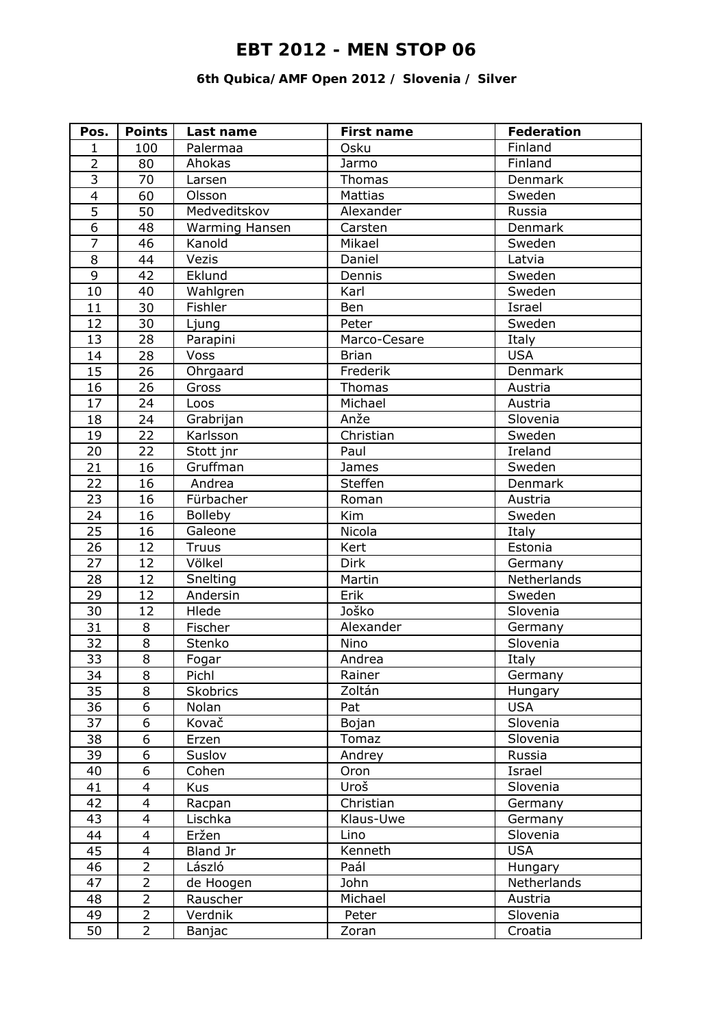# EBT 2012 - MEN STOP 06

### 6th Qubica/AMF Open 2012 / Slovenia / Silver

| Pos. | Points | Last name | First name | Federation |
|---|---|---|---|---|
| 1 | 100 | Palermaa | Osku | Finland |
| 2 | 80 | Ahokas | Jarmo | Finland |
| 3 | 70 | Larsen | Thomas | Denmark |
| 4 | 60 | Olsson | Mattias | Sweden |
| 5 | 50 | Medveditskov | Alexander | Russia |
| 6 | 48 | Warming Hansen | Carsten | Denmark |
| 7 | 46 | Kanold | Mikael | Sweden |
| 8 | 44 | Vezis | Daniel | Latvia |
| 9 | 42 | Eklund | Dennis | Sweden |
| 10 | 40 | Wahlgren | Karl | Sweden |
| 11 | 30 | Fishler | Ben | Israel |
| 12 | 30 | Ljung | Peter | Sweden |
| 13 | 28 | Parapini | Marco-Cesare | Italy |
| 14 | 28 | Voss | Brian | USA |
| 15 | 26 | Ohrgaard | Frederik | Denmark |
| 16 | 26 | Gross | Thomas | Austria |
| 17 | 24 | Loos | Michael | Austria |
| 18 | 24 | Grabrijan | Anže | Slovenia |
| 19 | 22 | Karlsson | Christian | Sweden |
| 20 | 22 | Stott jnr | Paul | Ireland |
| 21 | 16 | Gruffman | James | Sweden |
| 22 | 16 | Andrea | Steffen | Denmark |
| 23 | 16 | Fürbacher | Roman | Austria |
| 24 | 16 | Bolleby | Kim | Sweden |
| 25 | 16 | Galeone | Nicola | Italy |
| 26 | 12 | Truus | Kert | Estonia |
| 27 | 12 | Völkel | Dirk | Germany |
| 28 | 12 | Snelting | Martin | Netherlands |
| 29 | 12 | Andersin | Erik | Sweden |
| 30 | 12 | Hlede | Joško | Slovenia |
| 31 | 8 | Fischer | Alexander | Germany |
| 32 | 8 | Stenko | Nino | Slovenia |
| 33 | 8 | Fogar | Andrea | Italy |
| 34 | 8 | Pichl | Rainer | Germany |
| 35 | 8 | Skobrics | Zoltán | Hungary |
| 36 | 6 | Nolan | Pat | USA |
| 37 | 6 | Kovač | Bojan | Slovenia |
| 38 | 6 | Erzen | Tomaz | Slovenia |
| 39 | 6 | Suslov | Andrey | Russia |
| 40 | 6 | Cohen | Oron | Israel |
| 41 | 4 | Kus | Uroš | Slovenia |
| 42 | 4 | Racpan | Christian | Germany |
| 43 | 4 | Lischka | Klaus-Uwe | Germany |
| 44 | 4 | Eržen | Lino | Slovenia |
| 45 | 4 | Bland Jr | Kenneth | USA |
| 46 | 2 | László | Paál | Hungary |
| 47 | 2 | de Hoogen | John | Netherlands |
| 48 | 2 | Rauscher | Michael | Austria |
| 49 | 2 | Verdnik | Peter | Slovenia |
| 50 | 2 | Banjac | Zoran | Croatia |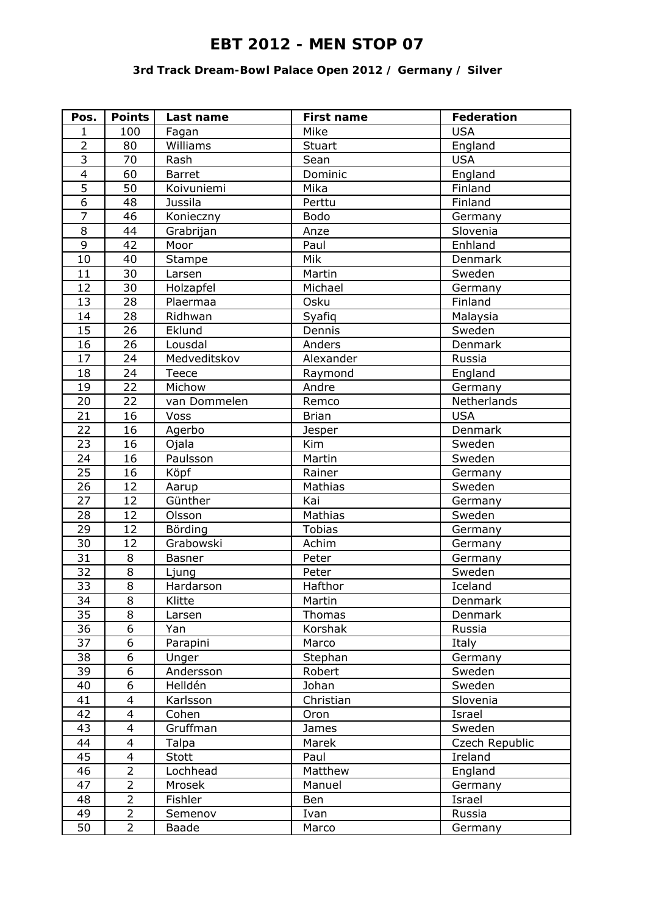# EBT 2012 - MEN STOP 07

### 3rd Track Dream-Bowl Palace Open 2012 / Germany / Silver

| Pos. | Points | Last name | First name | Federation |
|---|---|---|---|---|
| 1 | 100 | Fagan | Mike | USA |
| 2 | 80 | Williams | Stuart | England |
| 3 | 70 | Rash | Sean | USA |
| 4 | 60 | Barret | Dominic | England |
| 5 | 50 | Koivuniemi | Mika | Finland |
| 6 | 48 | Jussila | Perttu | Finland |
| 7 | 46 | Konieczny | Bodo | Germany |
| 8 | 44 | Grabrijan | Anze | Slovenia |
| 9 | 42 | Moor | Paul | Enhland |
| 10 | 40 | Stampe | Mik | Denmark |
| 11 | 30 | Larsen | Martin | Sweden |
| 12 | 30 | Holzapfel | Michael | Germany |
| 13 | 28 | Plaermaa | Osku | Finland |
| 14 | 28 | Ridhwan | Syafiq | Malaysia |
| 15 | 26 | Eklund | Dennis | Sweden |
| 16 | 26 | Lousdal | Anders | Denmark |
| 17 | 24 | Medveditskov | Alexander | Russia |
| 18 | 24 | Teece | Raymond | England |
| 19 | 22 | Michow | Andre | Germany |
| 20 | 22 | van Dommelen | Remco | Netherlands |
| 21 | 16 | Voss | Brian | USA |
| 22 | 16 | Agerbo | Jesper | Denmark |
| 23 | 16 | Ojala | Kim | Sweden |
| 24 | 16 | Paulsson | Martin | Sweden |
| 25 | 16 | Köpf | Rainer | Germany |
| 26 | 12 | Aarup | Mathias | Sweden |
| 27 | 12 | Günther | Kai | Germany |
| 28 | 12 | Olsson | Mathias | Sweden |
| 29 | 12 | Börding | Tobias | Germany |
| 30 | 12 | Grabowski | Achim | Germany |
| 31 | 8 | Basner | Peter | Germany |
| 32 | 8 | Ljung | Peter | Sweden |
| 33 | 8 | Hardarson | Hafthor | Iceland |
| 34 | 8 | Klitte | Martin | Denmark |
| 35 | 8 | Larsen | Thomas | Denmark |
| 36 | 6 | Yan | Korshak | Russia |
| 37 | 6 | Parapini | Marco | Italy |
| 38 | 6 | Unger | Stephan | Germany |
| 39 | 6 | Andersson | Robert | Sweden |
| 40 | 6 | Helldén | Johan | Sweden |
| 41 | 4 | Karlsson | Christian | Slovenia |
| 42 | 4 | Cohen | Oron | Israel |
| 43 | 4 | Gruffman | James | Sweden |
| 44 | 4 | Talpa | Marek | Czech Republic |
| 45 | 4 | Stott | Paul | Ireland |
| 46 | 2 | Lochhead | Matthew | England |
| 47 | 2 | Mrosek | Manuel | Germany |
| 48 | 2 | Fishler | Ben | Israel |
| 49 | 2 | Semenov | Ivan | Russia |
| 50 | 2 | Baade | Marco | Germany |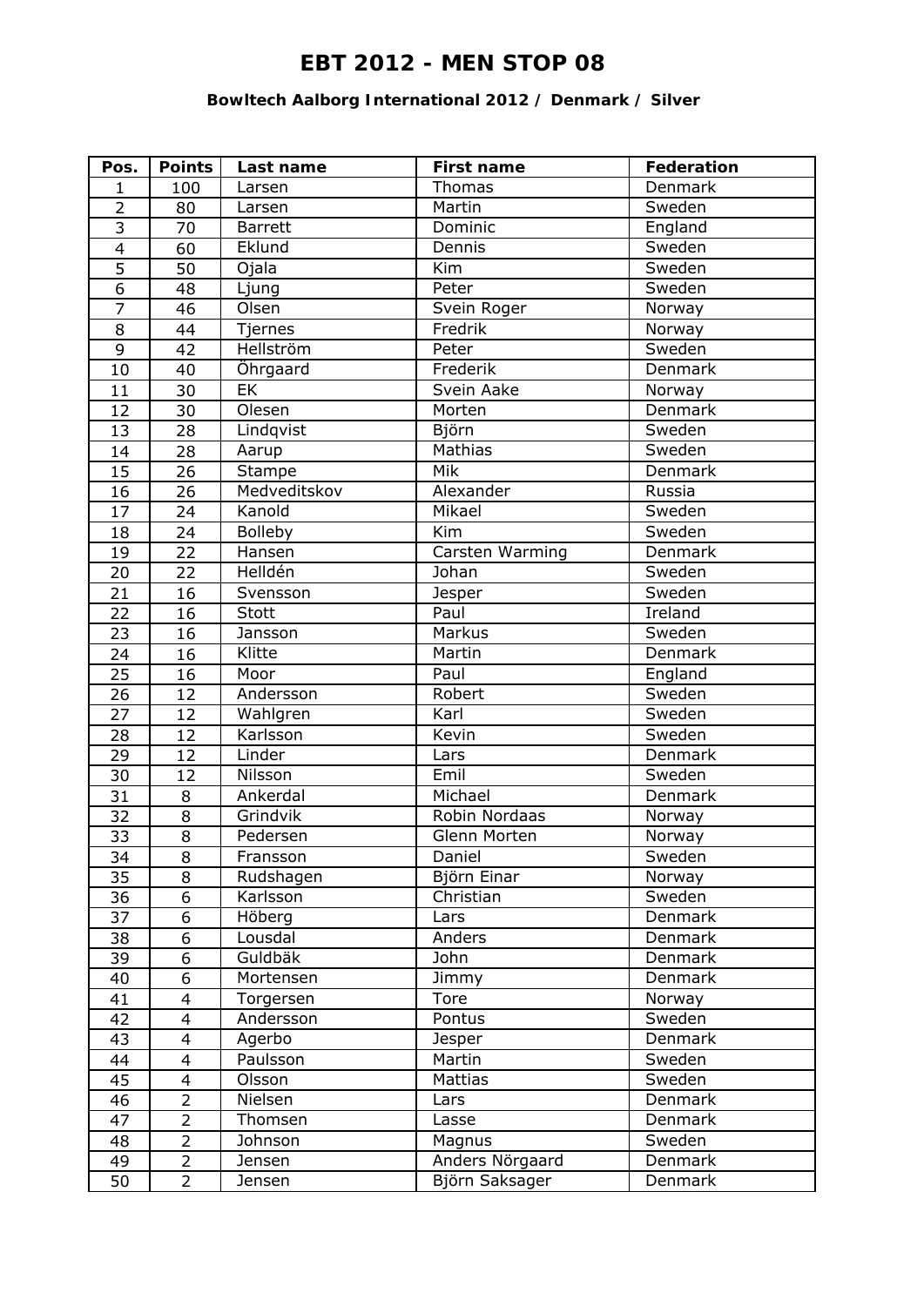# EBT 2012 - MEN STOP 08

### Bowltech Aalborg International 2012 / Denmark / Silver

| Pos. | Points | Last name | First name | Federation |
|---|---|---|---|---|
| 1 | 100 | Larsen | Thomas | Denmark |
| 2 | 80 | Larsen | Martin | Sweden |
| 3 | 70 | Barrett | Dominic | England |
| 4 | 60 | Eklund | Dennis | Sweden |
| 5 | 50 | Ojala | Kim | Sweden |
| 6 | 48 | Ljung | Peter | Sweden |
| 7 | 46 | Olsen | Svein Roger | Norway |
| 8 | 44 | Tjernes | Fredrik | Norway |
| 9 | 42 | Hellström | Peter | Sweden |
| 10 | 40 | Öhrgaard | Frederik | Denmark |
| 11 | 30 | EK | Svein Aake | Norway |
| 12 | 30 | Olesen | Morten | Denmark |
| 13 | 28 | Lindqvist | Björn | Sweden |
| 14 | 28 | Aarup | Mathias | Sweden |
| 15 | 26 | Stampe | Mik | Denmark |
| 16 | 26 | Medveditskov | Alexander | Russia |
| 17 | 24 | Kanold | Mikael | Sweden |
| 18 | 24 | Bolleby | Kim | Sweden |
| 19 | 22 | Hansen | Carsten Warming | Denmark |
| 20 | 22 | Helldén | Johan | Sweden |
| 21 | 16 | Svensson | Jesper | Sweden |
| 22 | 16 | Stott | Paul | Ireland |
| 23 | 16 | Jansson | Markus | Sweden |
| 24 | 16 | Klitte | Martin | Denmark |
| 25 | 16 | Moor | Paul | England |
| 26 | 12 | Andersson | Robert | Sweden |
| 27 | 12 | Wahlgren | Karl | Sweden |
| 28 | 12 | Karlsson | Kevin | Sweden |
| 29 | 12 | Linder | Lars | Denmark |
| 30 | 12 | Nilsson | Emil | Sweden |
| 31 | 8 | Ankerdal | Michael | Denmark |
| 32 | 8 | Grindvik | Robin Nordaas | Norway |
| 33 | 8 | Pedersen | Glenn Morten | Norway |
| 34 | 8 | Fransson | Daniel | Sweden |
| 35 | 8 | Rudshagen | Björn Einar | Norway |
| 36 | 6 | Karlsson | Christian | Sweden |
| 37 | 6 | Höberg | Lars | Denmark |
| 38 | 6 | Lousdal | Anders | Denmark |
| 39 | 6 | Guldbäk | John | Denmark |
| 40 | 6 | Mortensen | Jimmy | Denmark |
| 41 | 4 | Torgersen | Tore | Norway |
| 42 | 4 | Andersson | Pontus | Sweden |
| 43 | 4 | Agerbo | Jesper | Denmark |
| 44 | 4 | Paulsson | Martin | Sweden |
| 45 | 4 | Olsson | Mattias | Sweden |
| 46 | 2 | Nielsen | Lars | Denmark |
| 47 | 2 | Thomsen | Lasse | Denmark |
| 48 | 2 | Johnson | Magnus | Sweden |
| 49 | 2 | Jensen | Anders Nörgaard | Denmark |
| 50 | 2 | Jensen | Björn Saksager | Denmark |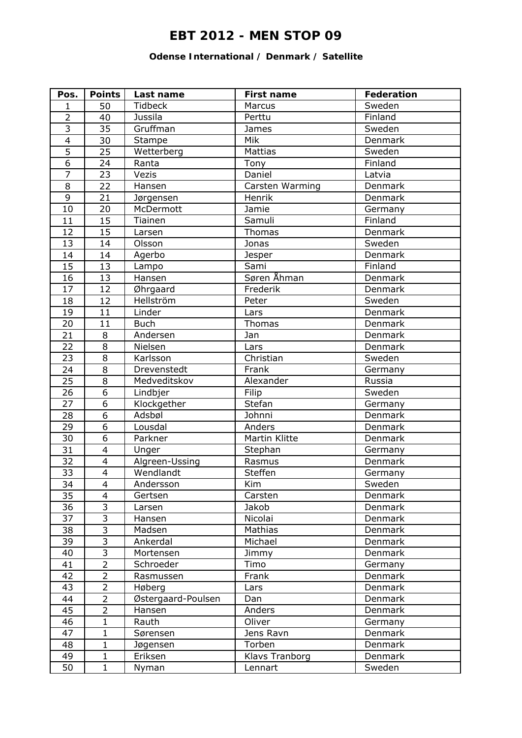# EBT 2012 - MEN STOP 09

### Odense International / Denmark / Satellite

| Pos. | Points | Last name | First name | Federation |
| --- | --- | --- | --- | --- |
| 1 | 50 | Tidbeck | Marcus | Sweden |
| 2 | 40 | Jussila | Perttu | Finland |
| 3 | 35 | Gruffman | James | Sweden |
| 4 | 30 | Stampe | Mik | Denmark |
| 5 | 25 | Wetterberg | Mattias | Sweden |
| 6 | 24 | Ranta | Tony | Finland |
| 7 | 23 | Vezis | Daniel | Latvia |
| 8 | 22 | Hansen | Carsten Warming | Denmark |
| 9 | 21 | Jørgensen | Henrik | Denmark |
| 10 | 20 | McDermott | Jamie | Germany |
| 11 | 15 | Tiainen | Samuli | Finland |
| 12 | 15 | Larsen | Thomas | Denmark |
| 13 | 14 | Olsson | Jonas | Sweden |
| 14 | 14 | Agerbo | Jesper | Denmark |
| 15 | 13 | Lampo | Sami | Finland |
| 16 | 13 | Hansen | Søren Åhman | Denmark |
| 17 | 12 | Øhrgaard | Frederik | Denmark |
| 18 | 12 | Hellström | Peter | Sweden |
| 19 | 11 | Linder | Lars | Denmark |
| 20 | 11 | Buch | Thomas | Denmark |
| 21 | 8 | Andersen | Jan | Denmark |
| 22 | 8 | Nielsen | Lars | Denmark |
| 23 | 8 | Karlsson | Christian | Sweden |
| 24 | 8 | Drevenstedt | Frank | Germany |
| 25 | 8 | Medveditskov | Alexander | Russia |
| 26 | 6 | Lindbjer | Filip | Sweden |
| 27 | 6 | Klockgether | Stefan | Germany |
| 28 | 6 | Adsbøl | Johnni | Denmark |
| 29 | 6 | Lousdal | Anders | Denmark |
| 30 | 6 | Parkner | Martin Klitte | Denmark |
| 31 | 4 | Unger | Stephan | Germany |
| 32 | 4 | Algreen-Ussing | Rasmus | Denmark |
| 33 | 4 | Wendlandt | Steffen | Germany |
| 34 | 4 | Andersson | Kim | Sweden |
| 35 | 4 | Gertsen | Carsten | Denmark |
| 36 | 3 | Larsen | Jakob | Denmark |
| 37 | 3 | Hansen | Nicolai | Denmark |
| 38 | 3 | Madsen | Mathias | Denmark |
| 39 | 3 | Ankerdal | Michael | Denmark |
| 40 | 3 | Mortensen | Jimmy | Denmark |
| 41 | 2 | Schroeder | Timo | Germany |
| 42 | 2 | Rasmussen | Frank | Denmark |
| 43 | 2 | Høberg | Lars | Denmark |
| 44 | 2 | Østergaard-Poulsen | Dan | Denmark |
| 45 | 2 | Hansen | Anders | Denmark |
| 46 | 1 | Rauth | Oliver | Germany |
| 47 | 1 | Sørensen | Jens Ravn | Denmark |
| 48 | 1 | Jøgensen | Torben | Denmark |
| 49 | 1 | Eriksen | Klavs Tranborg | Denmark |
| 50 | 1 | Nyman | Lennart | Sweden |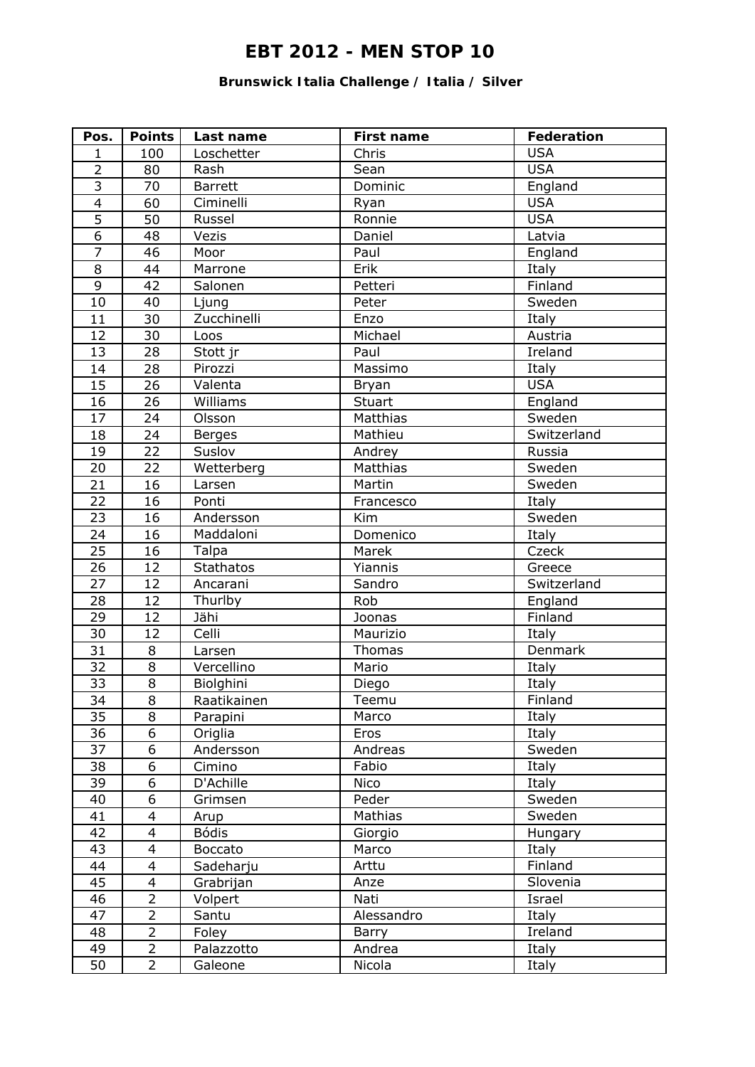# EBT 2012 - MEN STOP 10

**Brunswick Italia Challenge / Italia / Silver**

| Pos. | Points | Last name | First name | Federation |
|---|---|---|---|---|
| 1 | 100 | Loschetter | Chris | USA |
| 2 | 80 | Rash | Sean | USA |
| 3 | 70 | Barrett | Dominic | England |
| 4 | 60 | Ciminelli | Ryan | USA |
| 5 | 50 | Russel | Ronnie | USA |
| 6 | 48 | Vezis | Daniel | Latvia |
| 7 | 46 | Moor | Paul | England |
| 8 | 44 | Marrone | Erik | Italy |
| 9 | 42 | Salonen | Petteri | Finland |
| 10 | 40 | Ljung | Peter | Sweden |
| 11 | 30 | Zucchinelli | Enzo | Italy |
| 12 | 30 | Loos | Michael | Austria |
| 13 | 28 | Stott jr | Paul | Ireland |
| 14 | 28 | Pirozzi | Massimo | Italy |
| 15 | 26 | Valenta | Bryan | USA |
| 16 | 26 | Williams | Stuart | England |
| 17 | 24 | Olsson | Matthias | Sweden |
| 18 | 24 | Berges | Mathieu | Switzerland |
| 19 | 22 | Suslov | Andrey | Russia |
| 20 | 22 | Wetterberg | Matthias | Sweden |
| 21 | 16 | Larsen | Martin | Sweden |
| 22 | 16 | Ponti | Francesco | Italy |
| 23 | 16 | Andersson | Kim | Sweden |
| 24 | 16 | Maddaloni | Domenico | Italy |
| 25 | 16 | Talpa | Marek | Czeck |
| 26 | 12 | Stathatos | Yiannis | Greece |
| 27 | 12 | Ancarani | Sandro | Switzerland |
| 28 | 12 | Thurlby | Rob | England |
| 29 | 12 | Jähi | Joonas | Finland |
| 30 | 12 | Celli | Maurizio | Italy |
| 31 | 8 | Larsen | Thomas | Denmark |
| 32 | 8 | Vercellino | Mario | Italy |
| 33 | 8 | Biolghini | Diego | Italy |
| 34 | 8 | Raatikainen | Teemu | Finland |
| 35 | 8 | Parapini | Marco | Italy |
| 36 | 6 | Origlia | Eros | Italy |
| 37 | 6 | Andersson | Andreas | Sweden |
| 38 | 6 | Cimino | Fabio | Italy |
| 39 | 6 | D'Achille | Nico | Italy |
| 40 | 6 | Grimsen | Peder | Sweden |
| 41 | 4 | Arup | Mathias | Sweden |
| 42 | 4 | Bódis | Giorgio | Hungary |
| 43 | 4 | Boccato | Marco | Italy |
| 44 | 4 | Sadeharju | Arttu | Finland |
| 45 | 4 | Grabrijan | Anze | Slovenia |
| 46 | 2 | Volpert | Nati | Israel |
| 47 | 2 | Santu | Alessandro | Italy |
| 48 | 2 | Foley | Barry | Ireland |
| 49 | 2 | Palazzotto | Andrea | Italy |
| 50 | 2 | Galeone | Nicola | Italy |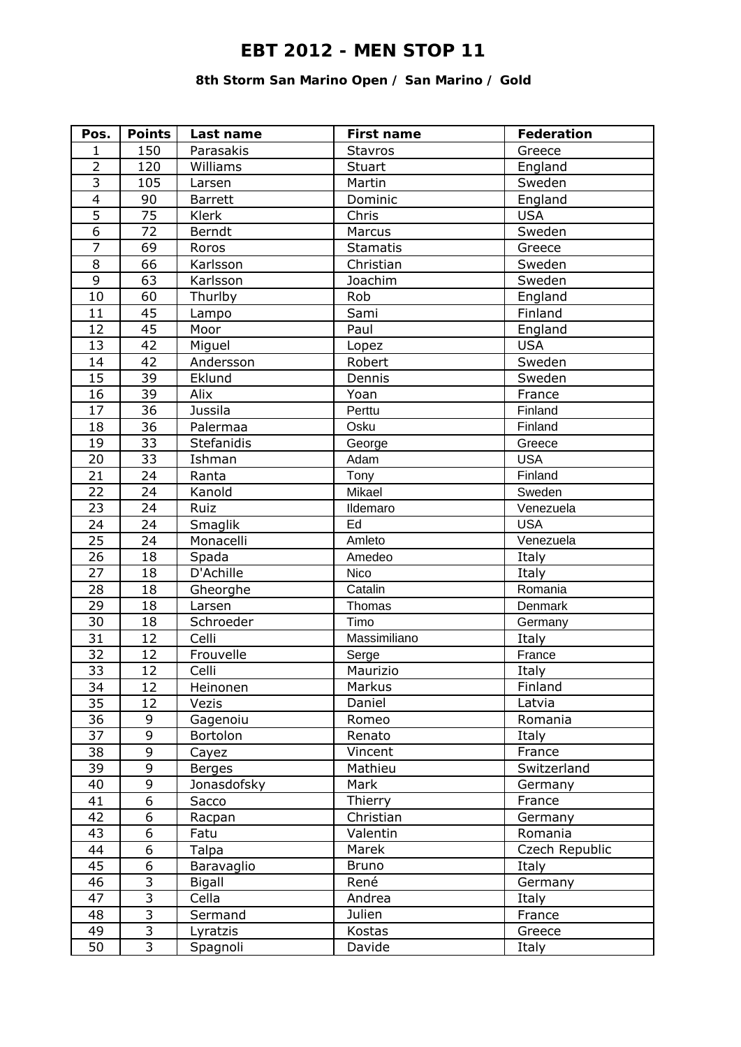# EBT 2012 - MEN STOP 11

### 8th Storm San Marino Open / San Marino / Gold

| Pos. | Points | Last name | First name | Federation |
|---|---|---|---|---|
| 1 | 150 | Parasakis | Stavros | Greece |
| 2 | 120 | Williams | Stuart | England |
| 3 | 105 | Larsen | Martin | Sweden |
| 4 | 90 | Barrett | Dominic | England |
| 5 | 75 | Klerk | Chris | USA |
| 6 | 72 | Berndt | Marcus | Sweden |
| 7 | 69 | Roros | Stamatis | Greece |
| 8 | 66 | Karlsson | Christian | Sweden |
| 9 | 63 | Karlsson | Joachim | Sweden |
| 10 | 60 | Thurlby | Rob | England |
| 11 | 45 | Lampo | Sami | Finland |
| 12 | 45 | Moor | Paul | England |
| 13 | 42 | Miguel | Lopez | USA |
| 14 | 42 | Andersson | Robert | Sweden |
| 15 | 39 | Eklund | Dennis | Sweden |
| 16 | 39 | Alix | Yoan | France |
| 17 | 36 | Jussila | Perttu | Finland |
| 18 | 36 | Palermaa | Osku | Finland |
| 19 | 33 | Stefanidis | George | Greece |
| 20 | 33 | Ishman | Adam | USA |
| 21 | 24 | Ranta | Tony | Finland |
| 22 | 24 | Kanold | Mikael | Sweden |
| 23 | 24 | Ruiz | Ildemaro | Venezuela |
| 24 | 24 | Smaglik | Ed | USA |
| 25 | 24 | Monacelli | Amleto | Venezuela |
| 26 | 18 | Spada | Amedeo | Italy |
| 27 | 18 | D'Achille | Nico | Italy |
| 28 | 18 | Gheorghe | Catalin | Romania |
| 29 | 18 | Larsen | Thomas | Denmark |
| 30 | 18 | Schroeder | Timo | Germany |
| 31 | 12 | Celli | Massimiliano | Italy |
| 32 | 12 | Frouvelle | Serge | France |
| 33 | 12 | Celli | Maurizio | Italy |
| 34 | 12 | Heinonen | Markus | Finland |
| 35 | 12 | Vezis | Daniel | Latvia |
| 36 | 9 | Gagenoiu | Romeo | Romania |
| 37 | 9 | Bortolon | Renato | Italy |
| 38 | 9 | Cayez | Vincent | France |
| 39 | 9 | Berges | Mathieu | Switzerland |
| 40 | 9 | Jonasdofsky | Mark | Germany |
| 41 | 6 | Sacco | Thierry | France |
| 42 | 6 | Racpan | Christian | Germany |
| 43 | 6 | Fatu | Valentin | Romania |
| 44 | 6 | Talpa | Marek | Czech Republic |
| 45 | 6 | Baravaglio | Bruno | Italy |
| 46 | 3 | Bigall | René | Germany |
| 47 | 3 | Cella | Andrea | Italy |
| 48 | 3 | Sermand | Julien | France |
| 49 | 3 | Lyratzis | Kostas | Greece |
| 50 | 3 | Spagnoli | Davide | Italy |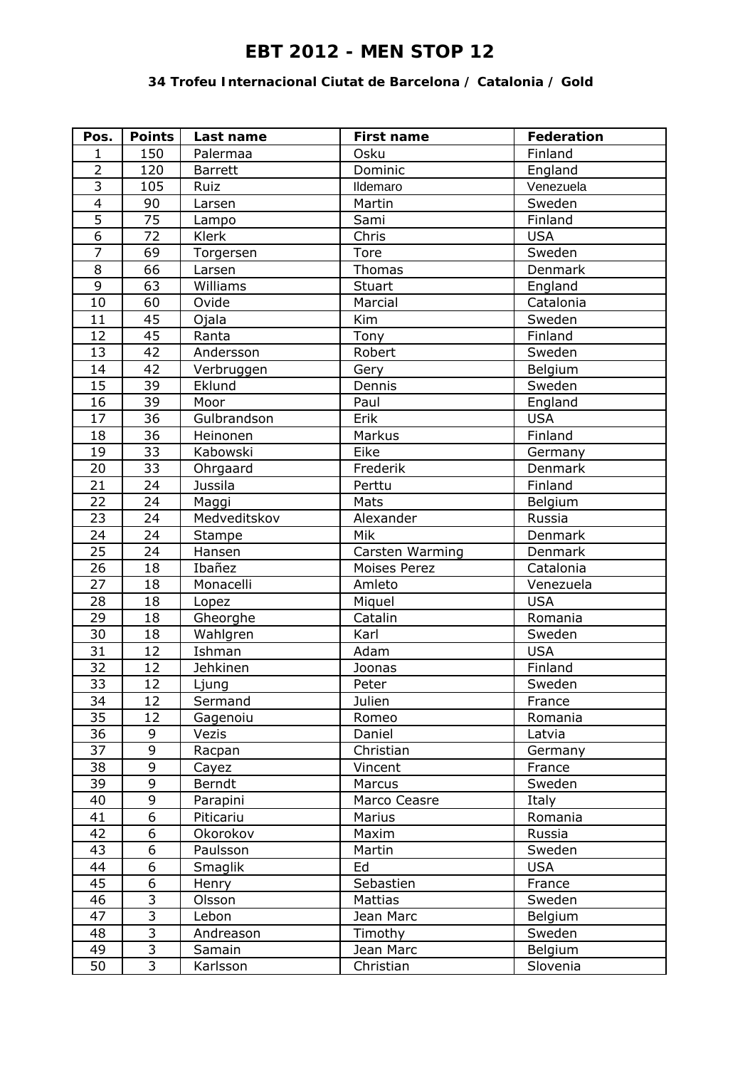# EBT 2012 - MEN STOP 12

**34 Trofeu Internacional Ciutat de Barcelona / Catalonia / Gold**

| Pos. | Points | Last name | First name | Federation |
|---|---|---|---|---|
| 1 | 150 | Palermaa | Osku | Finland |
| 2 | 120 | Barrett | Dominic | England |
| 3 | 105 | Ruiz | Ildemaro | Venezuela |
| 4 | 90 | Larsen | Martin | Sweden |
| 5 | 75 | Lampo | Sami | Finland |
| 6 | 72 | Klerk | Chris | USA |
| 7 | 69 | Torgersen | Tore | Sweden |
| 8 | 66 | Larsen | Thomas | Denmark |
| 9 | 63 | Williams | Stuart | England |
| 10 | 60 | Ovide | Marcial | Catalonia |
| 11 | 45 | Ojala | Kim | Sweden |
| 12 | 45 | Ranta | Tony | Finland |
| 13 | 42 | Andersson | Robert | Sweden |
| 14 | 42 | Verbruggen | Gery | Belgium |
| 15 | 39 | Eklund | Dennis | Sweden |
| 16 | 39 | Moor | Paul | England |
| 17 | 36 | Gulbrandson | Erik | USA |
| 18 | 36 | Heinonen | Markus | Finland |
| 19 | 33 | Kabowski | Eike | Germany |
| 20 | 33 | Ohrgaard | Frederik | Denmark |
| 21 | 24 | Jussila | Perttu | Finland |
| 22 | 24 | Maggi | Mats | Belgium |
| 23 | 24 | Medveditskov | Alexander | Russia |
| 24 | 24 | Stampe | Mik | Denmark |
| 25 | 24 | Hansen | Carsten Warming | Denmark |
| 26 | 18 | Ibañez | Moises Perez | Catalonia |
| 27 | 18 | Monacelli | Amleto | Venezuela |
| 28 | 18 | Lopez | Miquel | USA |
| 29 | 18 | Gheorghe | Catalin | Romania |
| 30 | 18 | Wahlgren | Karl | Sweden |
| 31 | 12 | Ishman | Adam | USA |
| 32 | 12 | Jehkinen | Joonas | Finland |
| 33 | 12 | Ljung | Peter | Sweden |
| 34 | 12 | Sermand | Julien | France |
| 35 | 12 | Gagenoiu | Romeo | Romania |
| 36 | 9 | Vezis | Daniel | Latvia |
| 37 | 9 | Racpan | Christian | Germany |
| 38 | 9 | Cayez | Vincent | France |
| 39 | 9 | Berndt | Marcus | Sweden |
| 40 | 9 | Parapini | Marco Ceasre | Italy |
| 41 | 6 | Piticariu | Marius | Romania |
| 42 | 6 | Okorokov | Maxim | Russia |
| 43 | 6 | Paulsson | Martin | Sweden |
| 44 | 6 | Smaglik | Ed | USA |
| 45 | 6 | Henry | Sebastien | France |
| 46 | 3 | Olsson | Mattias | Sweden |
| 47 | 3 | Lebon | Jean Marc | Belgium |
| 48 | 3 | Andreason | Timothy | Sweden |
| 49 | 3 | Samain | Jean Marc | Belgium |
| 50 | 3 | Karlsson | Christian | Slovenia |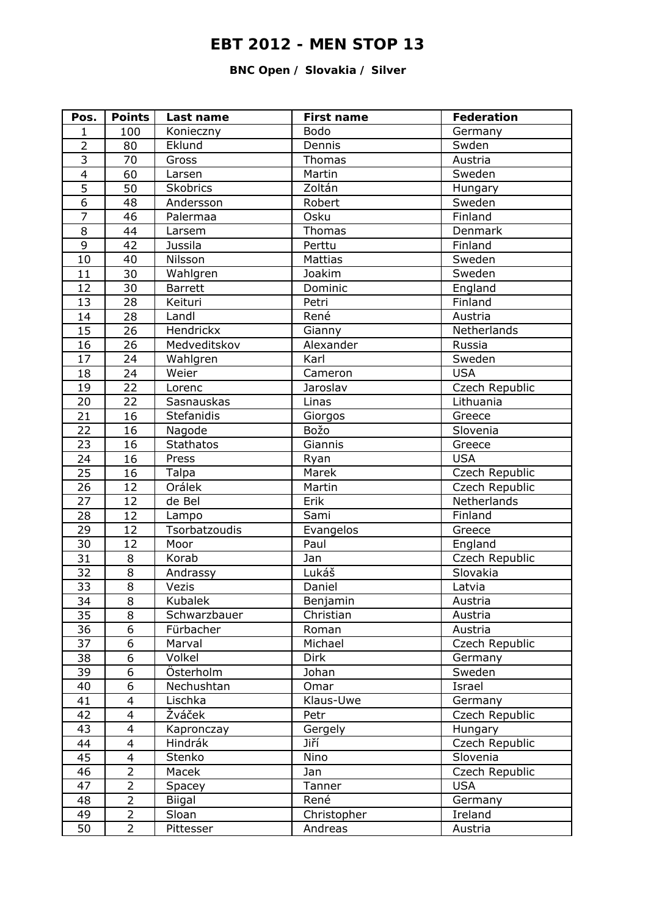# EBT 2012 - MEN STOP 13

**BNC Open / Slovakia / Silver**

| Pos. | Points | Last name | First name | Federation |
|---|---|---|---|---|
| 1 | 100 | Konieczny | Bodo | Germany |
| 2 | 80 | Eklund | Dennis | Swden |
| 3 | 70 | Gross | Thomas | Austria |
| 4 | 60 | Larsen | Martin | Sweden |
| 5 | 50 | Skobrics | Zoltán | Hungary |
| 6 | 48 | Andersson | Robert | Sweden |
| 7 | 46 | Palermaa | Osku | Finland |
| 8 | 44 | Larsem | Thomas | Denmark |
| 9 | 42 | Jussila | Perttu | Finland |
| 10 | 40 | Nilsson | Mattias | Sweden |
| 11 | 30 | Wahlgren | Joakim | Sweden |
| 12 | 30 | Barrett | Dominic | England |
| 13 | 28 | Keituri | Petri | Finland |
| 14 | 28 | Landl | René | Austria |
| 15 | 26 | Hendrickx | Gianny | Netherlands |
| 16 | 26 | Medveditskov | Alexander | Russia |
| 17 | 24 | Wahlgren | Karl | Sweden |
| 18 | 24 | Weier | Cameron | USA |
| 19 | 22 | Lorenc | Jaroslav | Czech Republic |
| 20 | 22 | Sasnauskas | Linas | Lithuania |
| 21 | 16 | Stefanidis | Giorgos | Greece |
| 22 | 16 | Nagode | Božo | Slovenia |
| 23 | 16 | Stathatos | Giannis | Greece |
| 24 | 16 | Press | Ryan | USA |
| 25 | 16 | Talpa | Marek | Czech Republic |
| 26 | 12 | Orálek | Martin | Czech Republic |
| 27 | 12 | de Bel | Erik | Netherlands |
| 28 | 12 | Lampo | Sami | Finland |
| 29 | 12 | Tsorbatzoudis | Evangelos | Greece |
| 30 | 12 | Moor | Paul | England |
| 31 | 8 | Korab | Jan | Czech Republic |
| 32 | 8 | Andrassy | Lukáš | Slovakia |
| 33 | 8 | Vezis | Daniel | Latvia |
| 34 | 8 | Kubalek | Benjamin | Austria |
| 35 | 8 | Schwarzbauer | Christian | Austria |
| 36 | 6 | Fürbacher | Roman | Austria |
| 37 | 6 | Marval | Michael | Czech Republic |
| 38 | 6 | Volkel | Dirk | Germany |
| 39 | 6 | Österholm | Johan | Sweden |
| 40 | 6 | Nechushtan | Omar | Israel |
| 41 | 4 | Lischka | Klaus-Uwe | Germany |
| 42 | 4 | Žváček | Petr | Czech Republic |
| 43 | 4 | Kapronczay | Gergely | Hungary |
| 44 | 4 | Hindrák | Jiří | Czech Republic |
| 45 | 4 | Stenko | Nino | Slovenia |
| 46 | 2 | Macek | Jan | Czech Republic |
| 47 | 2 | Spacey | Tanner | USA |
| 48 | 2 | Biigal | René | Germany |
| 49 | 2 | Sloan | Christopher | Ireland |
| 50 | 2 | Pittesser | Andreas | Austria |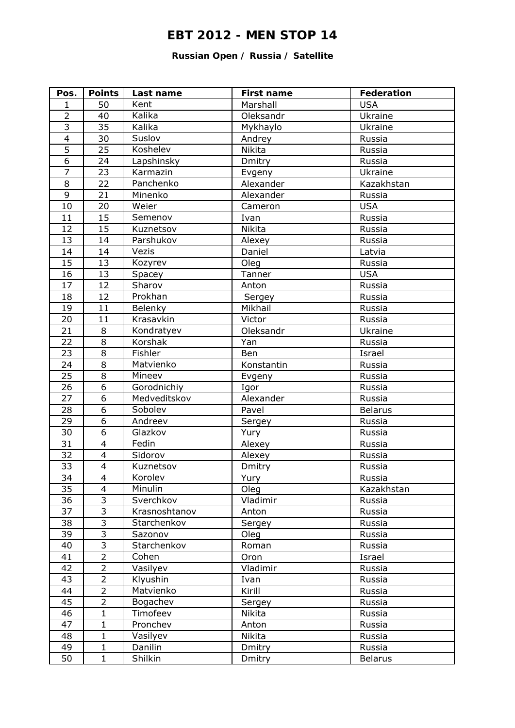# EBT 2012 - MEN STOP 14

**Russian Open / Russia / Satellite**

| Pos. | Points | Last name | First name | Federation |
|---|---|---|---|---|
| 1 | 50 | Kent | Marshall | USA |
| 2 | 40 | Kalika | Oleksandr | Ukraine |
| 3 | 35 | Kalika | Mykhaylo | Ukraine |
| 4 | 30 | Suslov | Andrey | Russia |
| 5 | 25 | Koshelev | Nikita | Russia |
| 6 | 24 | Lapshinsky | Dmitry | Russia |
| 7 | 23 | Karmazin | Evgeny | Ukraine |
| 8 | 22 | Panchenko | Alexander | Kazakhstan |
| 9 | 21 | Minenko | Alexander | Russia |
| 10 | 20 | Weier | Cameron | USA |
| 11 | 15 | Semenov | Ivan | Russia |
| 12 | 15 | Kuznetsov | Nikita | Russia |
| 13 | 14 | Parshukov | Alexey | Russia |
| 14 | 14 | Vezis | Daniel | Latvia |
| 15 | 13 | Kozyrev | Oleg | Russia |
| 16 | 13 | Spacey | Tanner | USA |
| 17 | 12 | Sharov | Anton | Russia |
| 18 | 12 | Prokhan | Sergey | Russia |
| 19 | 11 | Belenky | Mikhail | Russia |
| 20 | 11 | Krasavkin | Victor | Russia |
| 21 | 8 | Kondratyev | Oleksandr | Ukraine |
| 22 | 8 | Korshak | Yan | Russia |
| 23 | 8 | Fishler | Ben | Israel |
| 24 | 8 | Matvienko | Konstantin | Russia |
| 25 | 8 | Mineev | Evgeny | Russia |
| 26 | 6 | Gorodnichiy | Igor | Russia |
| 27 | 6 | Medveditskov | Alexander | Russia |
| 28 | 6 | Sobolev | Pavel | Belarus |
| 29 | 6 | Andreev | Sergey | Russia |
| 30 | 6 | Glazkov | Yury | Russia |
| 31 | 4 | Fedin | Alexey | Russia |
| 32 | 4 | Sidorov | Alexey | Russia |
| 33 | 4 | Kuznetsov | Dmitry | Russia |
| 34 | 4 | Korolev | Yury | Russia |
| 35 | 4 | Minulin | Oleg | Kazakhstan |
| 36 | 3 | Sverchkov | Vladimir | Russia |
| 37 | 3 | Krasnoshtanov | Anton | Russia |
| 38 | 3 | Starchenkov | Sergey | Russia |
| 39 | 3 | Sazonov | Oleg | Russia |
| 40 | 3 | Starchenkov | Roman | Russia |
| 41 | 2 | Cohen | Oron | Israel |
| 42 | 2 | Vasilyev | Vladimir | Russia |
| 43 | 2 | Klyushin | Ivan | Russia |
| 44 | 2 | Matvienko | Kirill | Russia |
| 45 | 2 | Bogachev | Sergey | Russia |
| 46 | 1 | Timofeev | Nikita | Russia |
| 47 | 1 | Pronchev | Anton | Russia |
| 48 | 1 | Vasilyev | Nikita | Russia |
| 49 | 1 | Danilin | Dmitry | Russia |
| 50 | 1 | Shilkin | Dmitry | Belarus |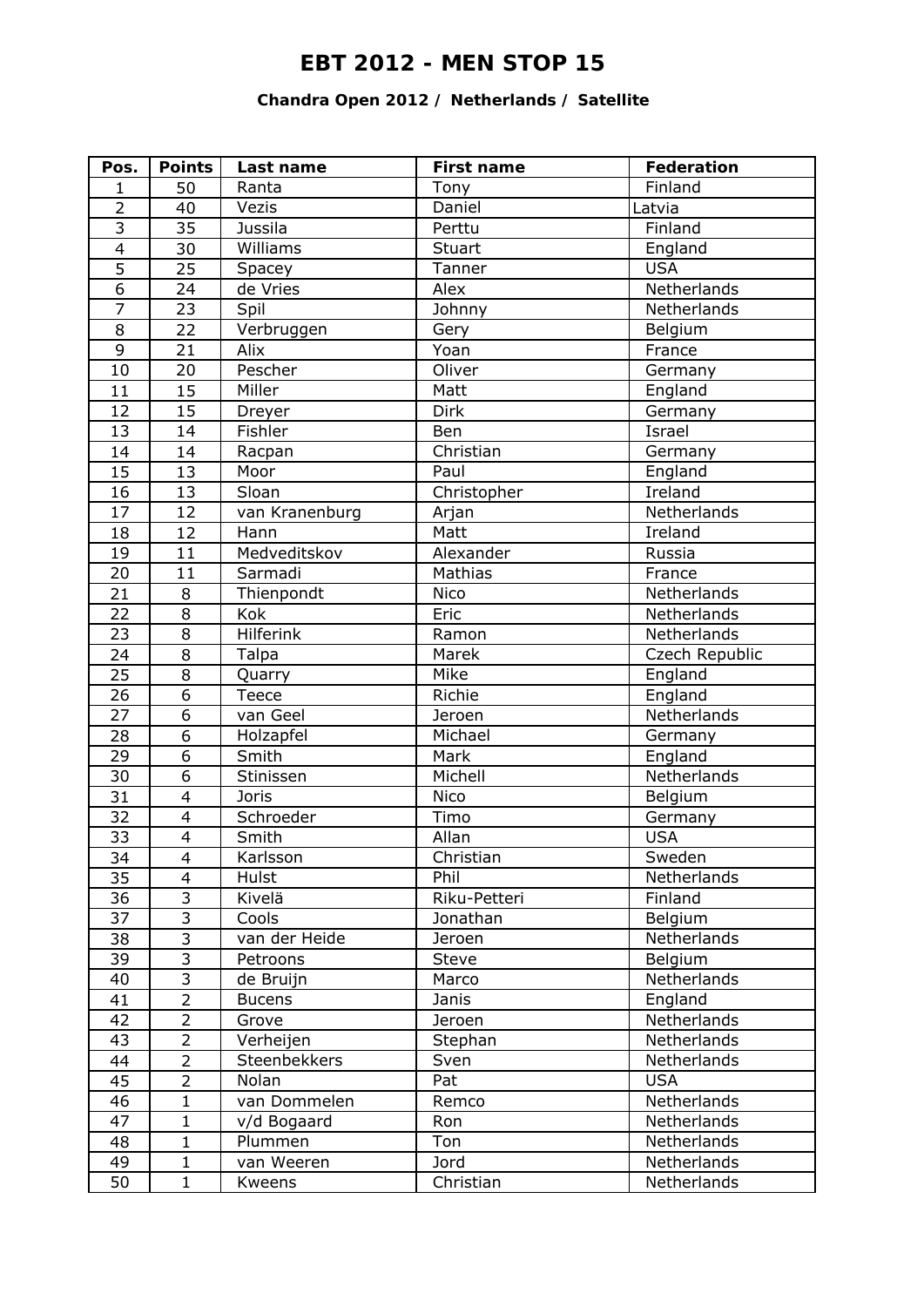# EBT 2012 - MEN STOP 15

### Chandra Open 2012 / Netherlands / Satellite

| Pos. | Points | Last name | First name | Federation |
|---|---|---|---|---|
| 1 | 50 | Ranta | Tony | Finland |
| 2 | 40 | Vezis | Daniel | Latvia |
| 3 | 35 | Jussila | Perttu | Finland |
| 4 | 30 | Williams | Stuart | England |
| 5 | 25 | Spacey | Tanner | USA |
| 6 | 24 | de Vries | Alex | Netherlands |
| 7 | 23 | Spil | Johnny | Netherlands |
| 8 | 22 | Verbruggen | Gery | Belgium |
| 9 | 21 | Alix | Yoan | France |
| 10 | 20 | Pescher | Oliver | Germany |
| 11 | 15 | Miller | Matt | England |
| 12 | 15 | Dreyer | Dirk | Germany |
| 13 | 14 | Fishler | Ben | Israel |
| 14 | 14 | Racpan | Christian | Germany |
| 15 | 13 | Moor | Paul | England |
| 16 | 13 | Sloan | Christopher | Ireland |
| 17 | 12 | van Kranenburg | Arjan | Netherlands |
| 18 | 12 | Hann | Matt | Ireland |
| 19 | 11 | Medveditskov | Alexander | Russia |
| 20 | 11 | Sarmadi | Mathias | France |
| 21 | 8 | Thienpondt | Nico | Netherlands |
| 22 | 8 | Kok | Eric | Netherlands |
| 23 | 8 | Hilferink | Ramon | Netherlands |
| 24 | 8 | Talpa | Marek | Czech Republic |
| 25 | 8 | Quarry | Mike | England |
| 26 | 6 | Teece | Richie | England |
| 27 | 6 | van Geel | Jeroen | Netherlands |
| 28 | 6 | Holzapfel | Michael | Germany |
| 29 | 6 | Smith | Mark | England |
| 30 | 6 | Stinissen | Michell | Netherlands |
| 31 | 4 | Joris | Nico | Belgium |
| 32 | 4 | Schroeder | Timo | Germany |
| 33 | 4 | Smith | Allan | USA |
| 34 | 4 | Karlsson | Christian | Sweden |
| 35 | 4 | Hulst | Phil | Netherlands |
| 36 | 3 | Kivelä | Riku-Petteri | Finland |
| 37 | 3 | Cools | Jonathan | Belgium |
| 38 | 3 | van der Heide | Jeroen | Netherlands |
| 39 | 3 | Petroons | Steve | Belgium |
| 40 | 3 | de Bruijn | Marco | Netherlands |
| 41 | 2 | Bucens | Janis | England |
| 42 | 2 | Grove | Jeroen | Netherlands |
| 43 | 2 | Verheijen | Stephan | Netherlands |
| 44 | 2 | Steenbekkers | Sven | Netherlands |
| 45 | 2 | Nolan | Pat | USA |
| 46 | 1 | van Dommelen | Remco | Netherlands |
| 47 | 1 | v/d Bogaard | Ron | Netherlands |
| 48 | 1 | Plummen | Ton | Netherlands |
| 49 | 1 | van Weeren | Jord | Netherlands |
| 50 | 1 | Kweens | Christian | Netherlands |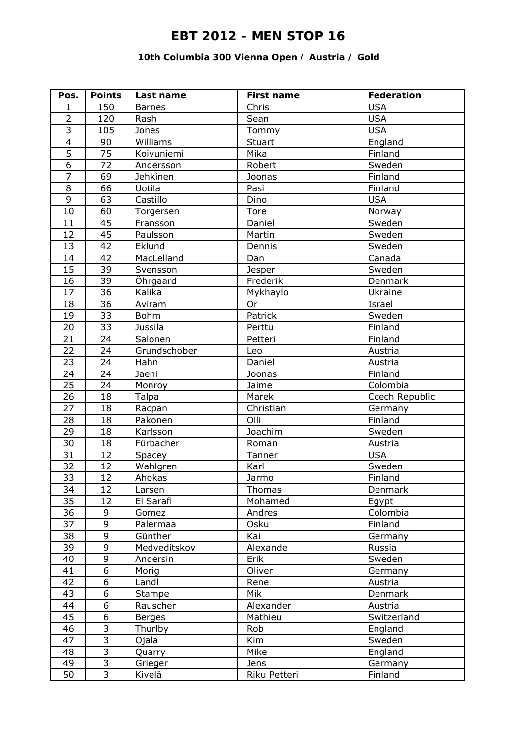# EBT 2012 - MEN STOP 16

### 10th Columbia 300 Vienna Open / Austria / Gold

| Pos. | Points | Last name | First name | Federation |
|---|---|---|---|---|
| 1 | 150 | Barnes | Chris | USA |
| 2 | 120 | Rash | Sean | USA |
| 3 | 105 | Jones | Tommy | USA |
| 4 | 90 | Williams | Stuart | England |
| 5 | 75 | Koivuniemi | Mika | Finland |
| 6 | 72 | Andersson | Robert | Sweden |
| 7 | 69 | Jehkinen | Joonas | Finland |
| 8 | 66 | Uotila | Pasi | Finland |
| 9 | 63 | Castillo | Dino | USA |
| 10 | 60 | Torgersen | Tore | Norway |
| 11 | 45 | Fransson | Daniel | Sweden |
| 12 | 45 | Paulsson | Martin | Sweden |
| 13 | 42 | Eklund | Dennis | Sweden |
| 14 | 42 | MacLelland | Dan | Canada |
| 15 | 39 | Svensson | Jesper | Sweden |
| 16 | 39 | Öhrgaard | Frederik | Denmark |
| 17 | 36 | Kalika | Mykhaylo | Ukraine |
| 18 | 36 | Aviram | Or | Israel |
| 19 | 33 | Bohm | Patrick | Sweden |
| 20 | 33 | Jussila | Perttu | Finland |
| 21 | 24 | Salonen | Petteri | Finland |
| 22 | 24 | Grundschober | Leo | Austria |
| 23 | 24 | Hahn | Daniel | Austria |
| 24 | 24 | Jaehi | Joonas | Finland |
| 25 | 24 | Monroy | Jaime | Colombia |
| 26 | 18 | Talpa | Marek | Ccech Republic |
| 27 | 18 | Racpan | Christian | Germany |
| 28 | 18 | Pakonen | Olli | Finland |
| 29 | 18 | Karlsson | Joachim | Sweden |
| 30 | 18 | Fürbacher | Roman | Austria |
| 31 | 12 | Spacey | Tanner | USA |
| 32 | 12 | Wahlgren | Karl | Sweden |
| 33 | 12 | Ahokas | Jarmo | Finland |
| 34 | 12 | Larsen | Thomas | Denmark |
| 35 | 12 | El Sarafi | Mohamed | Egypt |
| 36 | 9 | Gomez | Andres | Colombia |
| 37 | 9 | Palermaa | Osku | Finland |
| 38 | 9 | Günther | Kai | Germany |
| 39 | 9 | Medveditskov | Alexande | Russia |
| 40 | 9 | Andersin | Erik | Sweden |
| 41 | 6 | Morig | Oliver | Germany |
| 42 | 6 | Landl | Rene | Austria |
| 43 | 6 | Stampe | Mik | Denmark |
| 44 | 6 | Rauscher | Alexander | Austria |
| 45 | 6 | Berges | Mathieu | Switzerland |
| 46 | 3 | Thurlby | Rob | England |
| 47 | 3 | Ojala | Kim | Sweden |
| 48 | 3 | Quarry | Mike | England |
| 49 | 3 | Grieger | Jens | Germany |
| 50 | 3 | Kivelä | Riku Petteri | Finland |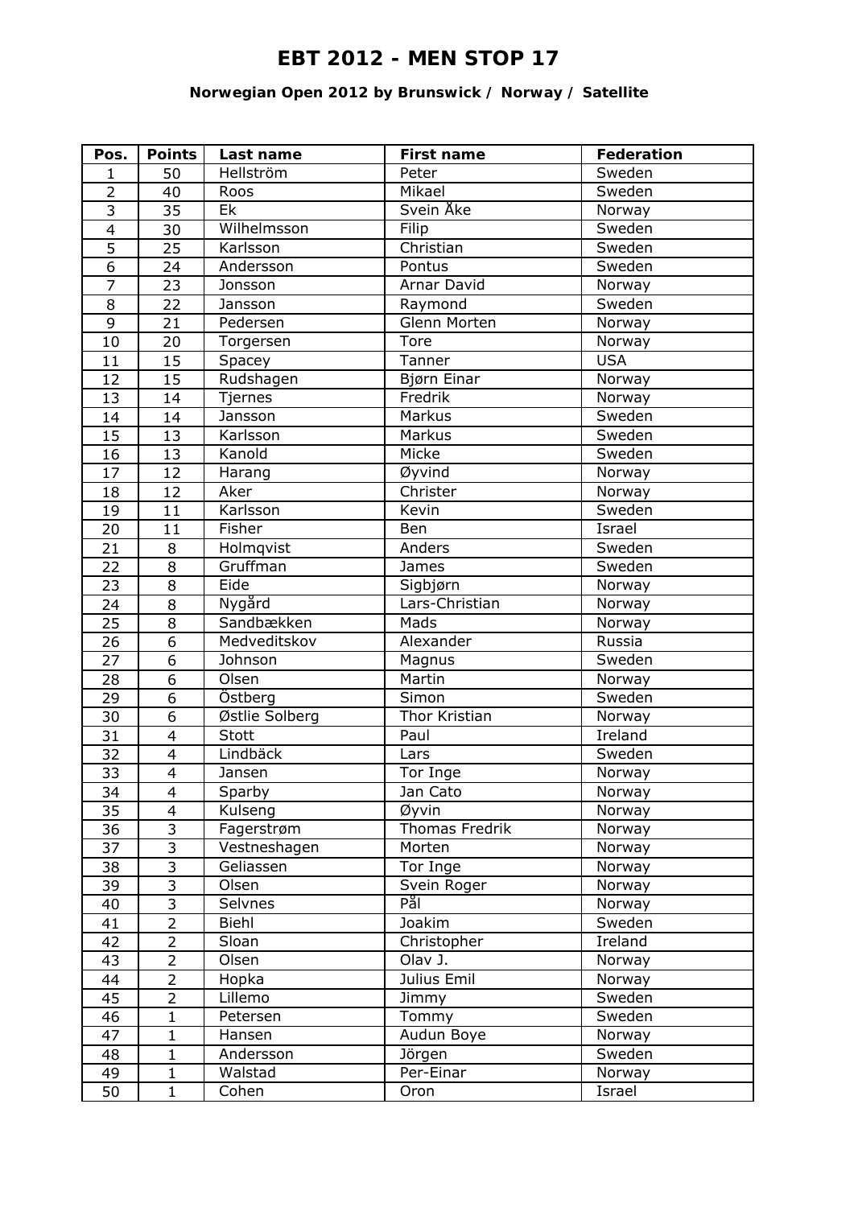# EBT 2012 - MEN STOP 17

### Norwegian Open 2012 by Brunswick / Norway / Satellite

| Pos. | Points | Last name | First name | Federation |
|---|---|---|---|---|
| 1 | 50 | Hellström | Peter | Sweden |
| 2 | 40 | Roos | Mikael | Sweden |
| 3 | 35 | Ek | Svein Åke | Norway |
| 4 | 30 | Wilhelmsson | Filip | Sweden |
| 5 | 25 | Karlsson | Christian | Sweden |
| 6 | 24 | Andersson | Pontus | Sweden |
| 7 | 23 | Jonsson | Arnar David | Norway |
| 8 | 22 | Jansson | Raymond | Sweden |
| 9 | 21 | Pedersen | Glenn Morten | Norway |
| 10 | 20 | Torgersen | Tore | Norway |
| 11 | 15 | Spacey | Tanner | USA |
| 12 | 15 | Rudshagen | Bjørn Einar | Norway |
| 13 | 14 | Tjernes | Fredrik | Norway |
| 14 | 14 | Jansson | Markus | Sweden |
| 15 | 13 | Karlsson | Markus | Sweden |
| 16 | 13 | Kanold | Micke | Sweden |
| 17 | 12 | Harang | Øyvind | Norway |
| 18 | 12 | Aker | Christer | Norway |
| 19 | 11 | Karlsson | Kevin | Sweden |
| 20 | 11 | Fisher | Ben | Israel |
| 21 | 8 | Holmqvist | Anders | Sweden |
| 22 | 8 | Gruffman | James | Sweden |
| 23 | 8 | Eide | Sigbjørn | Norway |
| 24 | 8 | Nygård | Lars-Christian | Norway |
| 25 | 8 | Sandbækken | Mads | Norway |
| 26 | 6 | Medveditskov | Alexander | Russia |
| 27 | 6 | Johnson | Magnus | Sweden |
| 28 | 6 | Olsen | Martin | Norway |
| 29 | 6 | Östberg | Simon | Sweden |
| 30 | 6 | Østlie Solberg | Thor Kristian | Norway |
| 31 | 4 | Stott | Paul | Ireland |
| 32 | 4 | Lindbäck | Lars | Sweden |
| 33 | 4 | Jansen | Tor Inge | Norway |
| 34 | 4 | Sparby | Jan Cato | Norway |
| 35 | 4 | Kulseng | Øyvin | Norway |
| 36 | 3 | Fagerstrøm | Thomas Fredrik | Norway |
| 37 | 3 | Vestneshagen | Morten | Norway |
| 38 | 3 | Geliassen | Tor Inge | Norway |
| 39 | 3 | Olsen | Svein Roger | Norway |
| 40 | 3 | Selvnes | Pål | Norway |
| 41 | 2 | Biehl | Joakim | Sweden |
| 42 | 2 | Sloan | Christopher | Ireland |
| 43 | 2 | Olsen | Olav J. | Norway |
| 44 | 2 | Hopka | Julius Emil | Norway |
| 45 | 2 | Lillemo | Jimmy | Sweden |
| 46 | 1 | Petersen | Tommy | Sweden |
| 47 | 1 | Hansen | Audun Boye | Norway |
| 48 | 1 | Andersson | Jörgen | Sweden |
| 49 | 1 | Walstad | Per-Einar | Norway |
| 50 | 1 | Cohen | Oron | Israel |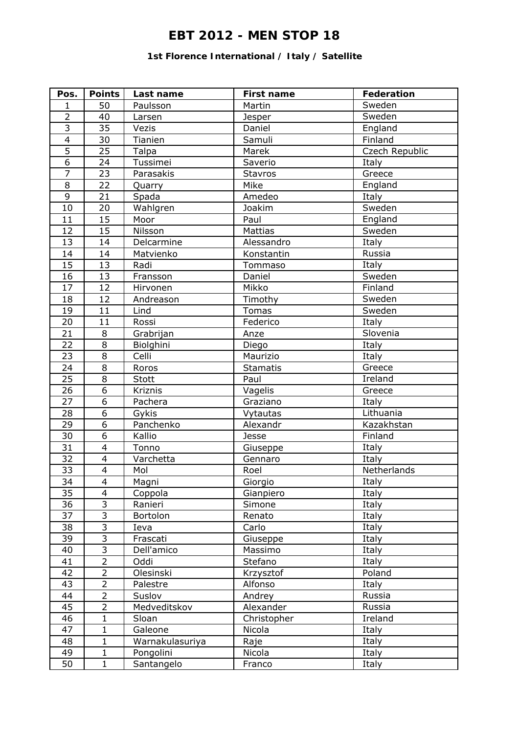# EBT 2012 - MEN STOP 18

### 1st Florence International / Italy / Satellite

| Pos. | Points | Last name | First name | Federation |
|---|---|---|---|---|
| 1 | 50 | Paulsson | Martin | Sweden |
| 2 | 40 | Larsen | Jesper | Sweden |
| 3 | 35 | Vezis | Daniel | England |
| 4 | 30 | Tianien | Samuli | Finland |
| 5 | 25 | Talpa | Marek | Czech Republic |
| 6 | 24 | Tussimei | Saverio | Italy |
| 7 | 23 | Parasakis | Stavros | Greece |
| 8 | 22 | Quarry | Mike | England |
| 9 | 21 | Spada | Amedeo | Italy |
| 10 | 20 | Wahlgren | Joakim | Sweden |
| 11 | 15 | Moor | Paul | England |
| 12 | 15 | Nilsson | Mattias | Sweden |
| 13 | 14 | Delcarmine | Alessandro | Italy |
| 14 | 14 | Matvienko | Konstantin | Russia |
| 15 | 13 | Radi | Tommaso | Italy |
| 16 | 13 | Fransson | Daniel | Sweden |
| 17 | 12 | Hirvonen | Mikko | Finland |
| 18 | 12 | Andreason | Timothy | Sweden |
| 19 | 11 | Lind | Tomas | Sweden |
| 20 | 11 | Rossi | Federico | Italy |
| 21 | 8 | Grabrijan | Anze | Slovenia |
| 22 | 8 | Biolghini | Diego | Italy |
| 23 | 8 | Celli | Maurizio | Italy |
| 24 | 8 | Roros | Stamatis | Greece |
| 25 | 8 | Stott | Paul | Ireland |
| 26 | 6 | Kriznis | Vagelis | Greece |
| 27 | 6 | Pachera | Graziano | Italy |
| 28 | 6 | Gykis | Vytautas | Lithuania |
| 29 | 6 | Panchenko | Alexandr | Kazakhstan |
| 30 | 6 | Kallio | Jesse | Finland |
| 31 | 4 | Tonno | Giuseppe | Italy |
| 32 | 4 | Varchetta | Gennaro | Italy |
| 33 | 4 | Mol | Roel | Netherlands |
| 34 | 4 | Magni | Giorgio | Italy |
| 35 | 4 | Coppola | Gianpiero | Italy |
| 36 | 3 | Ranieri | Simone | Italy |
| 37 | 3 | Bortolon | Renato | Italy |
| 38 | 3 | Ieva | Carlo | Italy |
| 39 | 3 | Frascati | Giuseppe | Italy |
| 40 | 3 | Dell'amico | Massimo | Italy |
| 41 | 2 | Oddi | Stefano | Italy |
| 42 | 2 | Olesinski | Krzysztof | Poland |
| 43 | 2 | Palestre | Alfonso | Italy |
| 44 | 2 | Suslov | Andrey | Russia |
| 45 | 2 | Medveditskov | Alexander | Russia |
| 46 | 1 | Sloan | Christopher | Ireland |
| 47 | 1 | Galeone | Nicola | Italy |
| 48 | 1 | Warnakulasuriya | Raje | Italy |
| 49 | 1 | Pongolini | Nicola | Italy |
| 50 | 1 | Santangelo | Franco | Italy |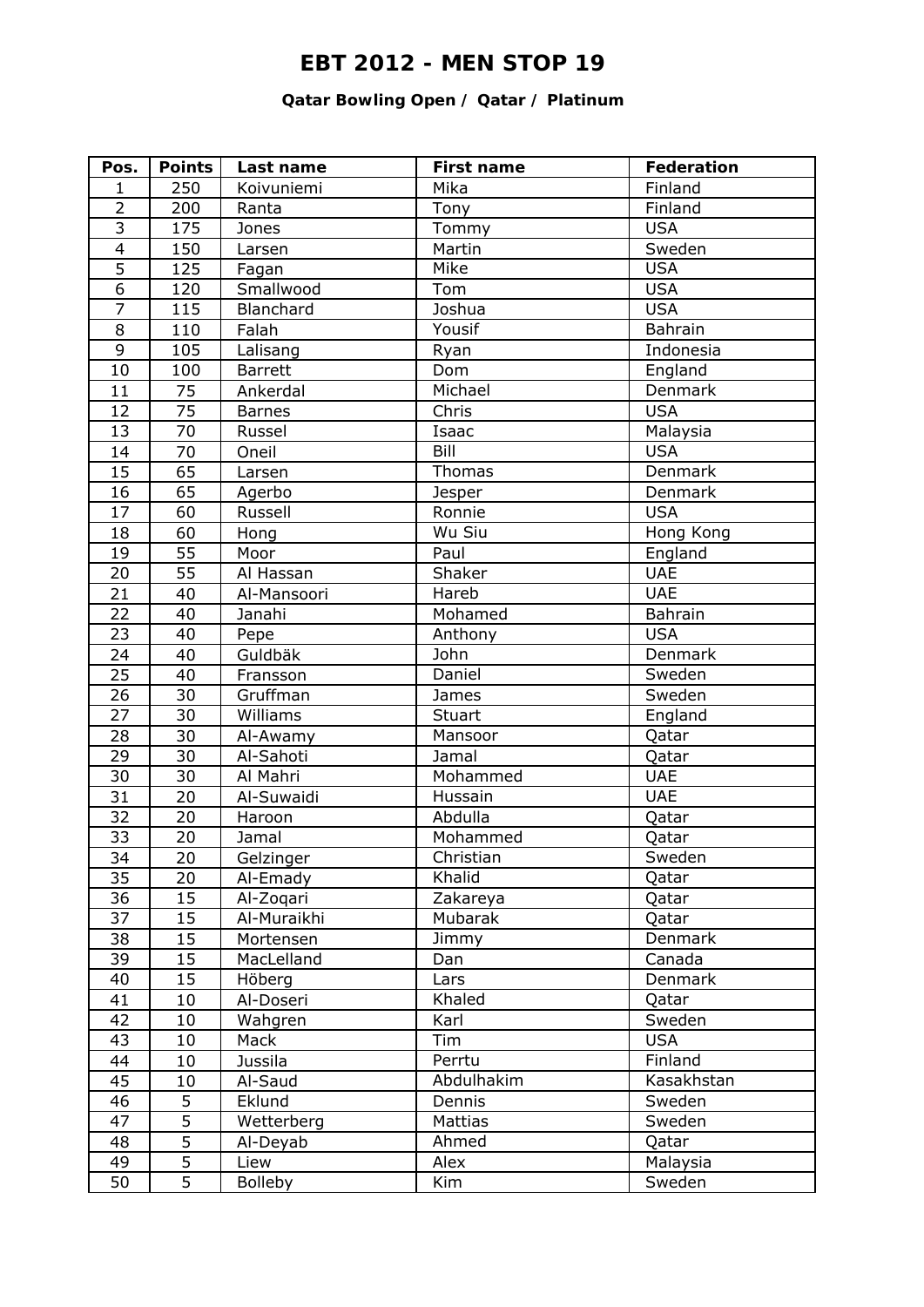# EBT 2012 - MEN STOP 19

### Qatar Bowling Open / Qatar / Platinum

| Pos. | Points | Last name | First name | Federation |
|---|---|---|---|---|
| 1 | 250 | Koivuniemi | Mika | Finland |
| 2 | 200 | Ranta | Tony | Finland |
| 3 | 175 | Jones | Tommy | USA |
| 4 | 150 | Larsen | Martin | Sweden |
| 5 | 125 | Fagan | Mike | USA |
| 6 | 120 | Smallwood | Tom | USA |
| 7 | 115 | Blanchard | Joshua | USA |
| 8 | 110 | Falah | Yousif | Bahrain |
| 9 | 105 | Lalisang | Ryan | Indonesia |
| 10 | 100 | Barrett | Dom | England |
| 11 | 75 | Ankerdal | Michael | Denmark |
| 12 | 75 | Barnes | Chris | USA |
| 13 | 70 | Russel | Isaac | Malaysia |
| 14 | 70 | Oneil | Bill | USA |
| 15 | 65 | Larsen | Thomas | Denmark |
| 16 | 65 | Agerbo | Jesper | Denmark |
| 17 | 60 | Russell | Ronnie | USA |
| 18 | 60 | Hong | Wu Siu | Hong Kong |
| 19 | 55 | Moor | Paul | England |
| 20 | 55 | Al Hassan | Shaker | UAE |
| 21 | 40 | Al-Mansoori | Hareb | UAE |
| 22 | 40 | Janahi | Mohamed | Bahrain |
| 23 | 40 | Pepe | Anthony | USA |
| 24 | 40 | Guldbäk | John | Denmark |
| 25 | 40 | Fransson | Daniel | Sweden |
| 26 | 30 | Gruffman | James | Sweden |
| 27 | 30 | Williams | Stuart | England |
| 28 | 30 | Al-Awamy | Mansoor | Qatar |
| 29 | 30 | Al-Sahoti | Jamal | Qatar |
| 30 | 30 | Al Mahri | Mohammed | UAE |
| 31 | 20 | Al-Suwaidi | Hussain | UAE |
| 32 | 20 | Haroon | Abdulla | Qatar |
| 33 | 20 | Jamal | Mohammed | Qatar |
| 34 | 20 | Gelzinger | Christian | Sweden |
| 35 | 20 | Al-Emady | Khalid | Qatar |
| 36 | 15 | Al-Zoqari | Zakareya | Qatar |
| 37 | 15 | Al-Muraikhi | Mubarak | Qatar |
| 38 | 15 | Mortensen | Jimmy | Denmark |
| 39 | 15 | MacLelland | Dan | Canada |
| 40 | 15 | Höberg | Lars | Denmark |
| 41 | 10 | Al-Doseri | Khaled | Qatar |
| 42 | 10 | Wahgren | Karl | Sweden |
| 43 | 10 | Mack | Tim | USA |
| 44 | 10 | Jussila | Perrtu | Finland |
| 45 | 10 | Al-Saud | Abdulhakim | Kasakhstan |
| 46 | 5 | Eklund | Dennis | Sweden |
| 47 | 5 | Wetterberg | Mattias | Sweden |
| 48 | 5 | Al-Deyab | Ahmed | Qatar |
| 49 | 5 | Liew | Alex | Malaysia |
| 50 | 5 | Bolleby | Kim | Sweden |